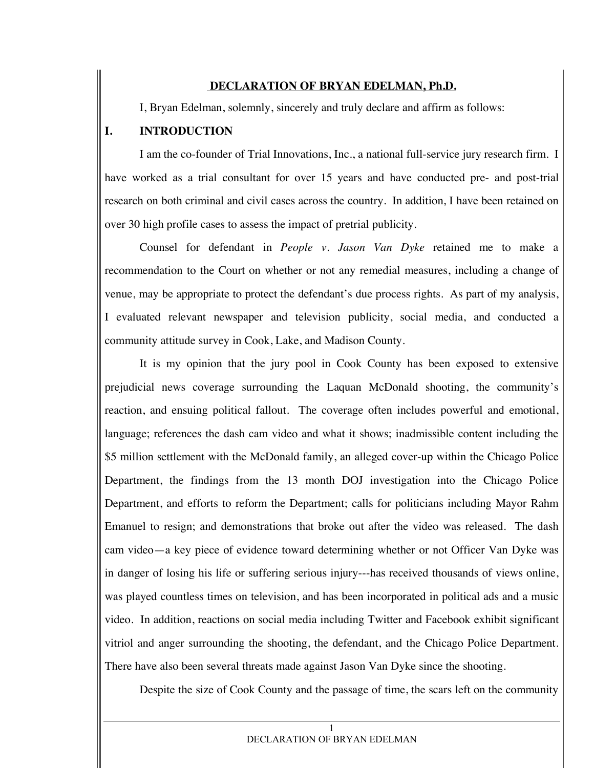# DECLARATION OF BRYAN EDELMAN, Ph.D.

I, Bryan Edelman, solemnly, sincerely and truly declare and affirm as follows:

## I. INTRODUCTION

I am the co-founder of Trial Innovations, Inc., a national full-service jury research firm. I have worked as a trial consultant for over 15 years and have conducted pre- and post-trial research on both criminal and civil cases across the country. In addition, I have been retained on over 30 high profile cases to assess the impact of pretrial publicity.

Counsel for defendant in *People v. Jason Van Dyke* retained me to make a recommendation to the Court on whether or not any remedial measures, including a change of venue, may be appropriate to protect the defendant's due process rights. As part of my analysis, I evaluated relevant newspaper and television publicity, social media, and conducted a community attitude survey in Cook, Lake, and Madison County.

It is my opinion that the jury pool in Cook County has been exposed to extensive prejudicial news coverage surrounding the Laquan McDonald shooting, the community's reaction, and ensuing political fallout. The coverage often includes powerful and emotional, language; references the dash cam video and what it shows; inadmissible content including the $5 million settlement with the McDonald family, an alleged cover-up within the Chicago Police Department, the findings from the 13 month DOJ investigation into the Chicago Police Department, and efforts to reform the Department; calls for politicians including Mayor Rahm Emanuel to resign; and demonstrations that broke out after the video was released. The dash cam video—a key piece of evidence toward determining whether or not Officer Van Dyke was in danger of losing his life or suffering serious injury---has received thousands of views online, was played countless times on television, and has been incorporated in political ads and a music video. In addition, reactions on social media including Twitter and Facebook exhibit significant vitriol and anger surrounding the shooting, the defendant, and the Chicago Police Department. There have also been several threats made against Jason Van Dyke since the shooting.

Despite the size of Cook County and the passage of time, the scars left on the community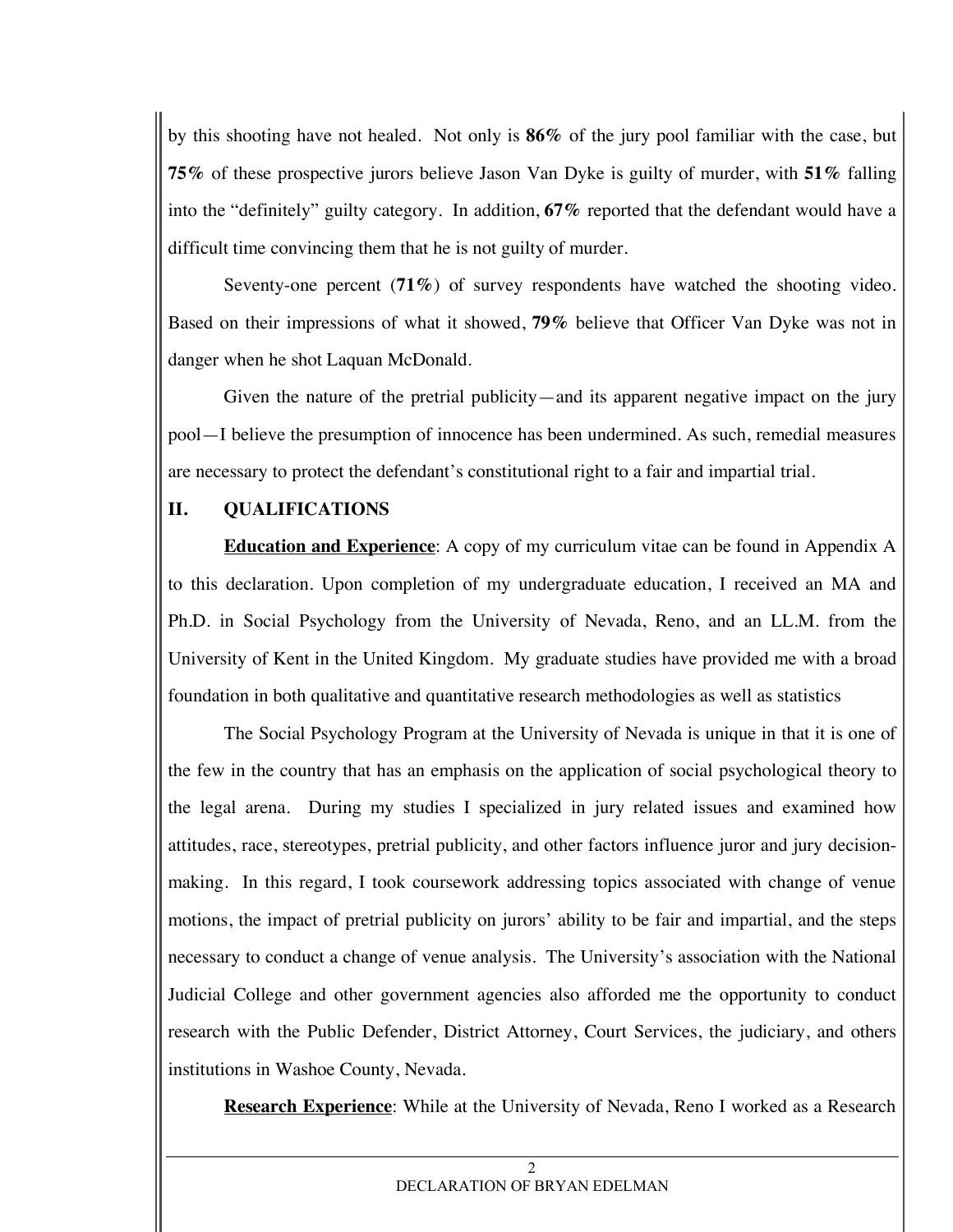by this shooting have not healed. Not only is **86%** of the jury pool familiar with the case, but **75%** of these prospective jurors believe Jason Van Dyke is guilty of murder, with **51%** falling into the "definitely" guilty category. In addition, **67%** reported that the defendant would have a difficult time convincing them that he is not guilty of murder.

Seventy-one percent (**71%**) of survey respondents have watched the shooting video. Based on their impressions of what it showed, **79%** believe that Officer Van Dyke was not in danger when he shot Laquan McDonald.

Given the nature of the pretrial publicity—and its apparent negative impact on the jury pool—I believe the presumption of innocence has been undermined. As such, remedial measures are necessary to protect the defendant's constitutional right to a fair and impartial trial.

## II. QUALIFICATIONS

**Education and Experience**: A copy of my curriculum vitae can be found in Appendix A to this declaration. Upon completion of my undergraduate education, I received an MA and Ph.D. in Social Psychology from the University of Nevada, Reno, and an LL.M. from the University of Kent in the United Kingdom. My graduate studies have provided me with a broad foundation in both qualitative and quantitative research methodologies as well as statistics

The Social Psychology Program at the University of Nevada is unique in that it is one of the few in the country that has an emphasis on the application of social psychological theory to the legal arena. During my studies I specialized in jury related issues and examined how attitudes, race, stereotypes, pretrial publicity, and other factors influence juror and jury decision-making. In this regard, I took coursework addressing topics associated with change of venue motions, the impact of pretrial publicity on jurors' ability to be fair and impartial, and the steps necessary to conduct a change of venue analysis. The University's association with the National Judicial College and other government agencies also afforded me the opportunity to conduct research with the Public Defender, District Attorney, Court Services, the judiciary, and others institutions in Washoe County, Nevada.

**Research Experience**: While at the University of Nevada, Reno I worked as a Research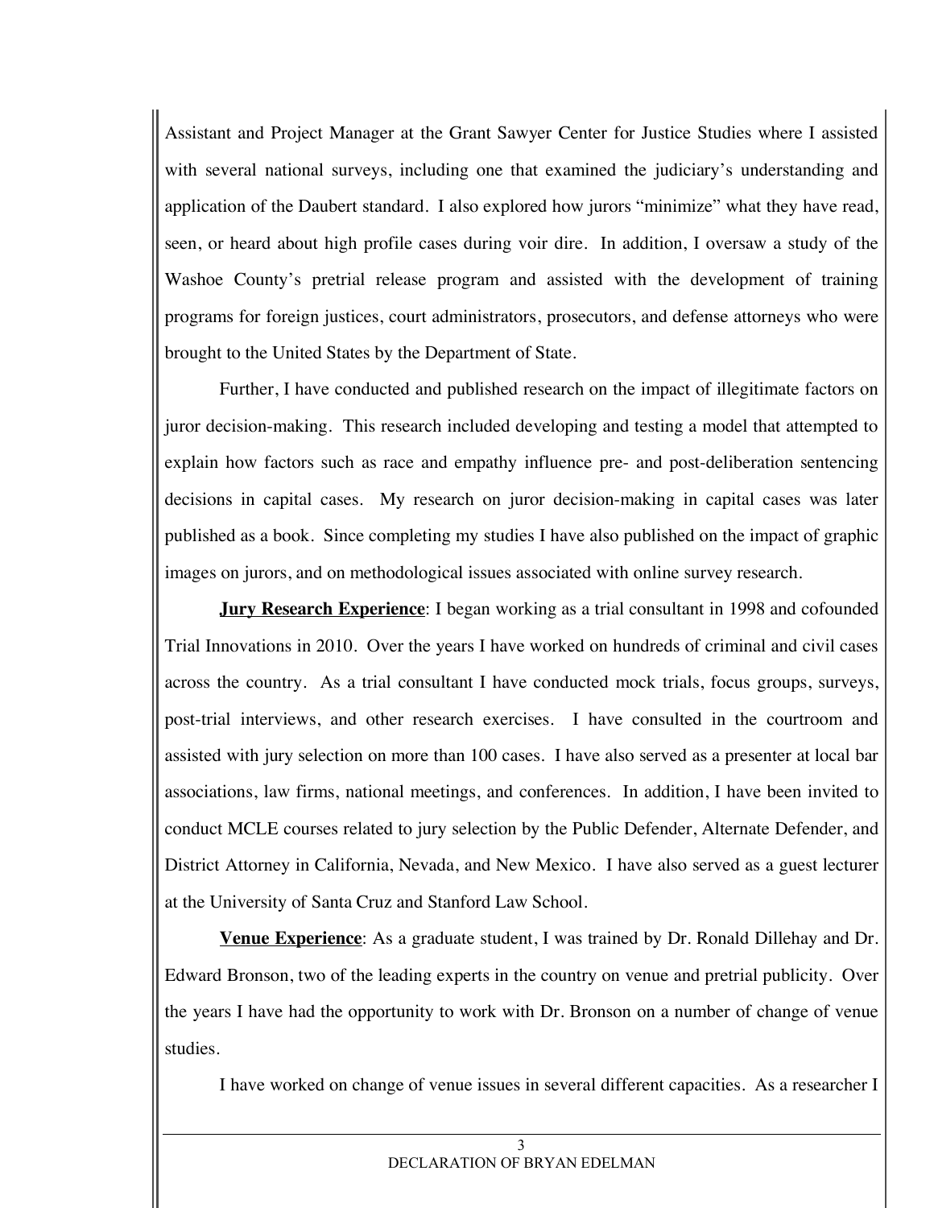Assistant and Project Manager at the Grant Sawyer Center for Justice Studies where I assisted with several national surveys, including one that examined the judiciary's understanding and application of the Daubert standard. I also explored how jurors "minimize" what they have read, seen, or heard about high profile cases during voir dire. In addition, I oversaw a study of the Washoe County's pretrial release program and assisted with the development of training programs for foreign justices, court administrators, prosecutors, and defense attorneys who were brought to the United States by the Department of State.

Further, I have conducted and published research on the impact of illegitimate factors on juror decision-making. This research included developing and testing a model that attempted to explain how factors such as race and empathy influence pre- and post-deliberation sentencing decisions in capital cases. My research on juror decision-making in capital cases was later published as a book. Since completing my studies I have also published on the impact of graphic images on jurors, and on methodological issues associated with online survey research.

**Jury Research Experience**: I began working as a trial consultant in 1998 and cofounded Trial Innovations in 2010. Over the years I have worked on hundreds of criminal and civil cases across the country. As a trial consultant I have conducted mock trials, focus groups, surveys, post-trial interviews, and other research exercises. I have consulted in the courtroom and assisted with jury selection on more than 100 cases. I have also served as a presenter at local bar associations, law firms, national meetings, and conferences. In addition, I have been invited to conduct MCLE courses related to jury selection by the Public Defender, Alternate Defender, and District Attorney in California, Nevada, and New Mexico. I have also served as a guest lecturer at the University of Santa Cruz and Stanford Law School.

**Venue Experience**: As a graduate student, I was trained by Dr. Ronald Dillehay and Dr. Edward Bronson, two of the leading experts in the country on venue and pretrial publicity. Over the years I have had the opportunity to work with Dr. Bronson on a number of change of venue studies.

I have worked on change of venue issues in several different capacities. As a researcher I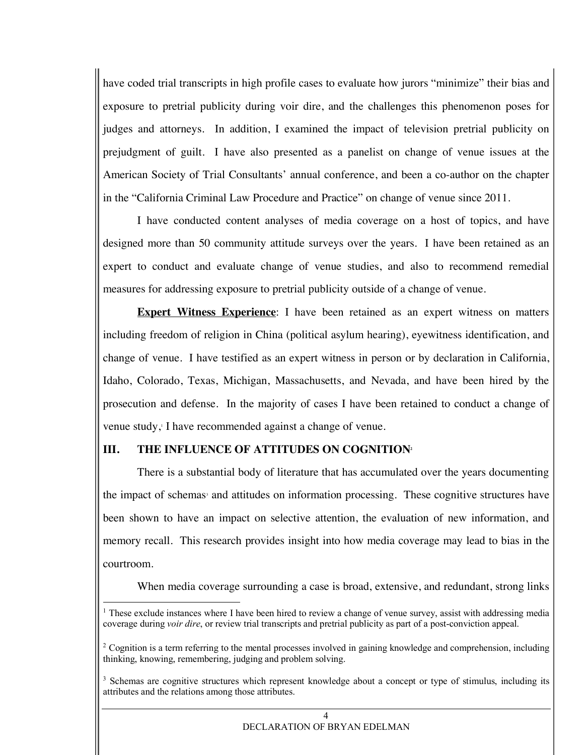have coded trial transcripts in high profile cases to evaluate how jurors "minimize" their bias and exposure to pretrial publicity during voir dire, and the challenges this phenomenon poses for judges and attorneys. In addition, I examined the impact of television pretrial publicity on prejudgment of guilt. I have also presented as a panelist on change of venue issues at the American Society of Trial Consultants' annual conference, and been a co-author on the chapter in the "California Criminal Law Procedure and Practice" on change of venue since 2011.

I have conducted content analyses of media coverage on a host of topics, and have designed more than 50 community attitude surveys over the years. I have been retained as an expert to conduct and evaluate change of venue studies, and also to recommend remedial measures for addressing exposure to pretrial publicity outside of a change of venue.

**Expert Witness Experience**: I have been retained as an expert witness on matters including freedom of religion in China (political asylum hearing), eyewitness identification, and change of venue. I have testified as an expert witness in person or by declaration in California, Idaho, Colorado, Texas, Michigan, Massachusetts, and Nevada, and have been hired by the prosecution and defense. In the majority of cases I have been retained to conduct a change of venue study,[1] I have recommended against a change of venue.

## III. THE INFLUENCE OF ATTITUDES ON COGNITION[2]

There is a substantial body of literature that has accumulated over the years documenting the impact of schemas[3] and attitudes on information processing. These cognitive structures have been shown to have an impact on selective attention, the evaluation of new information, and memory recall. This research provides insight into how media coverage may lead to bias in the courtroom.

When media coverage surrounding a case is broad, extensive, and redundant, strong links

---

[1] These exclude instances where I have been hired to review a change of venue survey, assist with addressing media coverage during *voir dire*, or review trial transcripts and pretrial publicity as part of a post-conviction appeal.

[2] Cognition is a term referring to the mental processes involved in gaining knowledge and comprehension, including thinking, knowing, remembering, judging and problem solving.

[3] Schemas are cognitive structures which represent knowledge about a concept or type of stimulus, including its attributes and the relations among those attributes.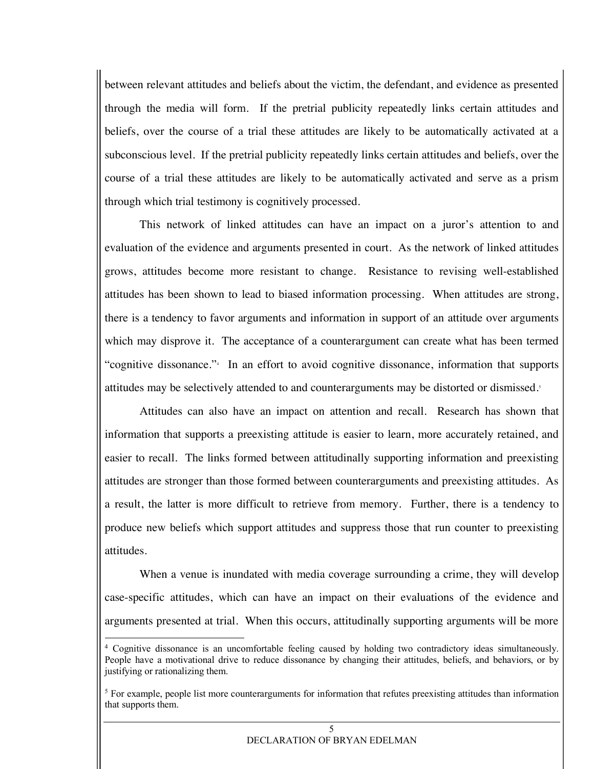between relevant attitudes and beliefs about the victim, the defendant, and evidence as presented through the media will form. If the pretrial publicity repeatedly links certain attitudes and beliefs, over the course of a trial these attitudes are likely to be automatically activated at a subconscious level. If the pretrial publicity repeatedly links certain attitudes and beliefs, over the course of a trial these attitudes are likely to be automatically activated and serve as a prism through which trial testimony is cognitively processed.

This network of linked attitudes can have an impact on a juror's attention to and evaluation of the evidence and arguments presented in court. As the network of linked attitudes grows, attitudes become more resistant to change. Resistance to revising well-established attitudes has been shown to lead to biased information processing. When attitudes are strong, there is a tendency to favor arguments and information in support of an attitude over arguments which may disprove it. The acceptance of a counterargument can create what has been termed "cognitive dissonance."[4] In an effort to avoid cognitive dissonance, information that supports attitudes may be selectively attended to and counterarguments may be distorted or dismissed.[5]

Attitudes can also have an impact on attention and recall. Research has shown that information that supports a preexisting attitude is easier to learn, more accurately retained, and easier to recall. The links formed between attitudinally supporting information and preexisting attitudes are stronger than those formed between counterarguments and preexisting attitudes. As a result, the latter is more difficult to retrieve from memory. Further, there is a tendency to produce new beliefs which support attitudes and suppress those that run counter to preexisting attitudes.

When a venue is inundated with media coverage surrounding a crime, they will develop case-specific attitudes, which can have an impact on their evaluations of the evidence and arguments presented at trial. When this occurs, attitudinally supporting arguments will be more

---

[4] Cognitive dissonance is an uncomfortable feeling caused by holding two contradictory ideas simultaneously. People have a motivational drive to reduce dissonance by changing their attitudes, beliefs, and behaviors, or by justifying or rationalizing them.

[5] For example, people list more counterarguments for information that refutes preexisting attitudes than information that supports them.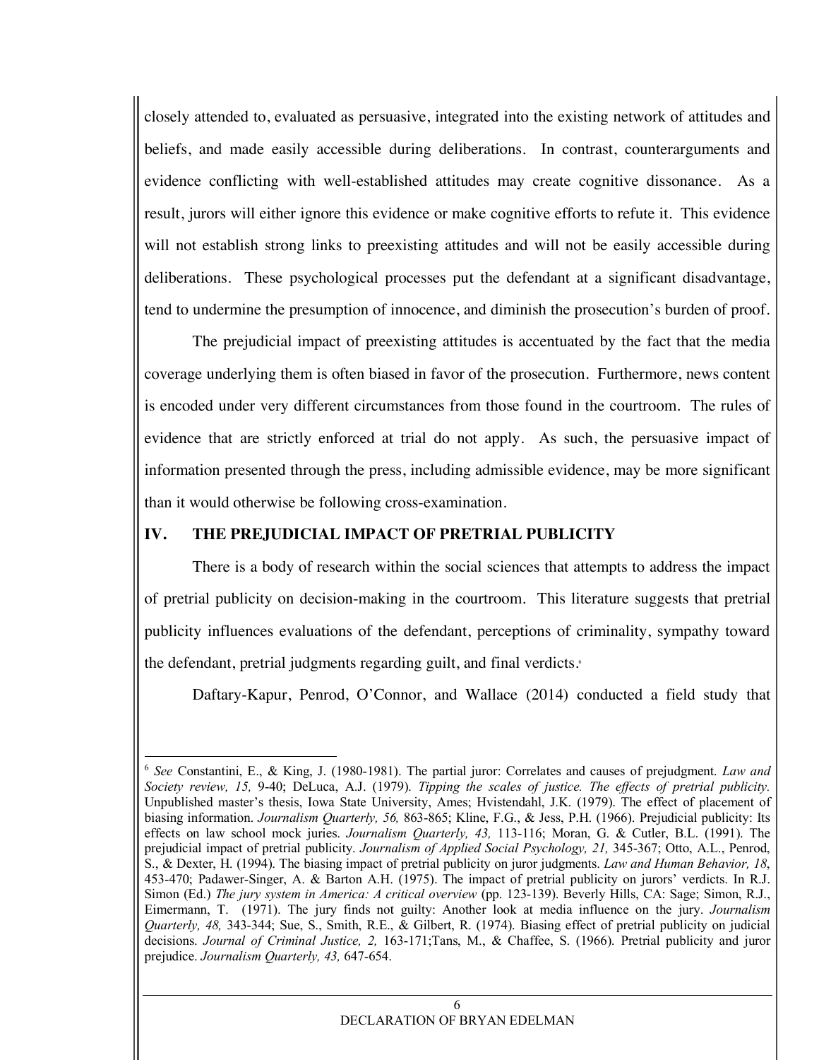closely attended to, evaluated as persuasive, integrated into the existing network of attitudes and beliefs, and made easily accessible during deliberations. In contrast, counterarguments and evidence conflicting with well-established attitudes may create cognitive dissonance. As a result, jurors will either ignore this evidence or make cognitive efforts to refute it. This evidence will not establish strong links to preexisting attitudes and will not be easily accessible during deliberations. These psychological processes put the defendant at a significant disadvantage, tend to undermine the presumption of innocence, and diminish the prosecution's burden of proof.

The prejudicial impact of preexisting attitudes is accentuated by the fact that the media coverage underlying them is often biased in favor of the prosecution. Furthermore, news content is encoded under very different circumstances from those found in the courtroom. The rules of evidence that are strictly enforced at trial do not apply. As such, the persuasive impact of information presented through the press, including admissible evidence, may be more significant than it would otherwise be following cross-examination.

## IV. THE PREJUDICIAL IMPACT OF PRETRIAL PUBLICITY

There is a body of research within the social sciences that attempts to address the impact of pretrial publicity on decision-making in the courtroom. This literature suggests that pretrial publicity influences evaluations of the defendant, perceptions of criminality, sympathy toward the defendant, pretrial judgments regarding guilt, and final verdicts.[6]

Daftary-Kapur, Penrod, O'Connor, and Wallace (2014) conducted a field study that

---

[6] *See* Constantini, E., & King, J. (1980-1981). The partial juror: Correlates and causes of prejudgment. *Law and Society review, 15,* 9-40; DeLuca, A.J. (1979). *Tipping the scales of justice. The effects of pretrial publicity.* Unpublished master's thesis, Iowa State University, Ames; Hvistendahl, J.K. (1979). The effect of placement of biasing information. *Journalism Quarterly, 56,* 863-865; Kline, F.G., & Jess, P.H. (1966). Prejudicial publicity: Its effects on law school mock juries. *Journalism Quarterly, 43,* 113-116; Moran, G. & Cutler, B.L. (1991). The prejudicial impact of pretrial publicity. *Journalism of Applied Social Psychology, 21,* 345-367; Otto, A.L., Penrod, S., & Dexter, H. (1994). The biasing impact of pretrial publicity on juror judgments. *Law and Human Behavior, 18*, 453-470; Padawer-Singer, A. & Barton A.H. (1975). The impact of pretrial publicity on jurors' verdicts. In R.J. Simon (Ed.) *The jury system in America: A critical overview* (pp. 123-139). Beverly Hills, CA: Sage; Simon, R.J., Eimermann, T. (1971). The jury finds not guilty: Another look at media influence on the jury. *Journalism Quarterly, 48,* 343-344; Sue, S., Smith, R.E., & Gilbert, R. (1974). Biasing effect of pretrial publicity on judicial decisions. *Journal of Criminal Justice, 2,* 163-171;Tans, M., & Chaffee, S. (1966). Pretrial publicity and juror prejudice. *Journalism Quarterly, 43,* 647-654.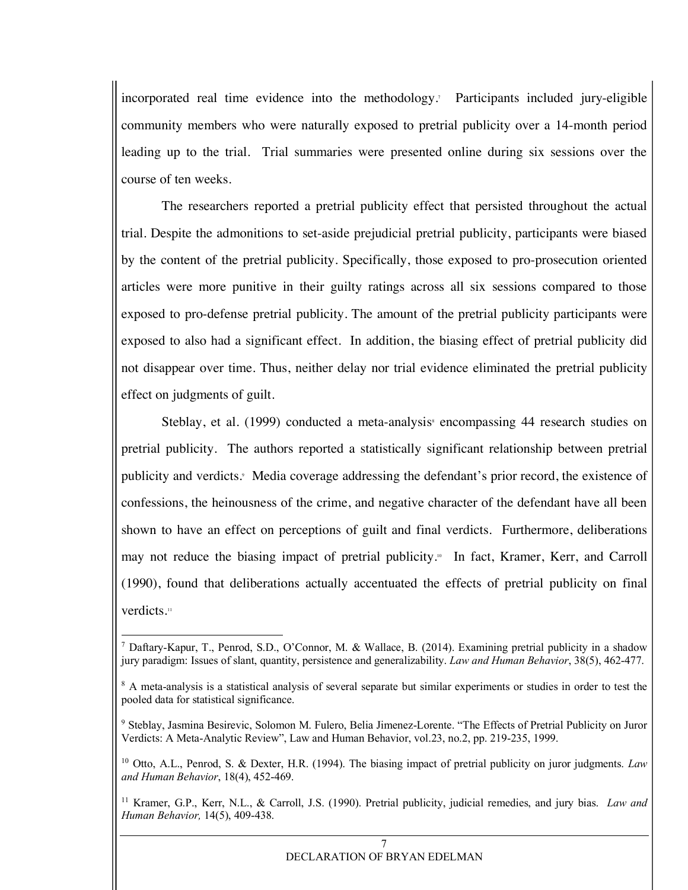incorporated real time evidence into the methodology.[7] Participants included jury-eligible community members who were naturally exposed to pretrial publicity over a 14-month period leading up to the trial. Trial summaries were presented online during six sessions over the course of ten weeks.

The researchers reported a pretrial publicity effect that persisted throughout the actual trial. Despite the admonitions to set-aside prejudicial pretrial publicity, participants were biased by the content of the pretrial publicity. Specifically, those exposed to pro-prosecution oriented articles were more punitive in their guilty ratings across all six sessions compared to those exposed to pro-defense pretrial publicity. The amount of the pretrial publicity participants were exposed to also had a significant effect. In addition, the biasing effect of pretrial publicity did not disappear over time. Thus, neither delay nor trial evidence eliminated the pretrial publicity effect on judgments of guilt.

Steblay, et al. (1999) conducted a meta-analysis[8] encompassing 44 research studies on pretrial publicity. The authors reported a statistically significant relationship between pretrial publicity and verdicts.[9] Media coverage addressing the defendant's prior record, the existence of confessions, the heinousness of the crime, and negative character of the defendant have all been shown to have an effect on perceptions of guilt and final verdicts. Furthermore, deliberations may not reduce the biasing impact of pretrial publicity.[10] In fact, Kramer, Kerr, and Carroll (1990), found that deliberations actually accentuated the effects of pretrial publicity on final verdicts.[11]

---

[7] Daftary-Kapur, T., Penrod, S.D., O'Connor, M. & Wallace, B. (2014). Examining pretrial publicity in a shadow jury paradigm: Issues of slant, quantity, persistence and generalizability. *Law and Human Behavior*, 38(5), 462-477.

[8] A meta-analysis is a statistical analysis of several separate but similar experiments or studies in order to test the pooled data for statistical significance.

[9] Steblay, Jasmina Besirevic, Solomon M. Fulero, Belia Jimenez-Lorente. "The Effects of Pretrial Publicity on Juror Verdicts: A Meta-Analytic Review", Law and Human Behavior, vol.23, no.2, pp. 219-235, 1999.

[10] Otto, A.L., Penrod, S. & Dexter, H.R. (1994). The biasing impact of pretrial publicity on juror judgments. *Law and Human Behavior*, 18(4), 452-469.

[11] Kramer, G.P., Kerr, N.L., & Carroll, J.S. (1990). Pretrial publicity, judicial remedies, and jury bias. *Law and Human Behavior,* 14(5), 409-438.

DECLARATION OF BRYAN EDELMAN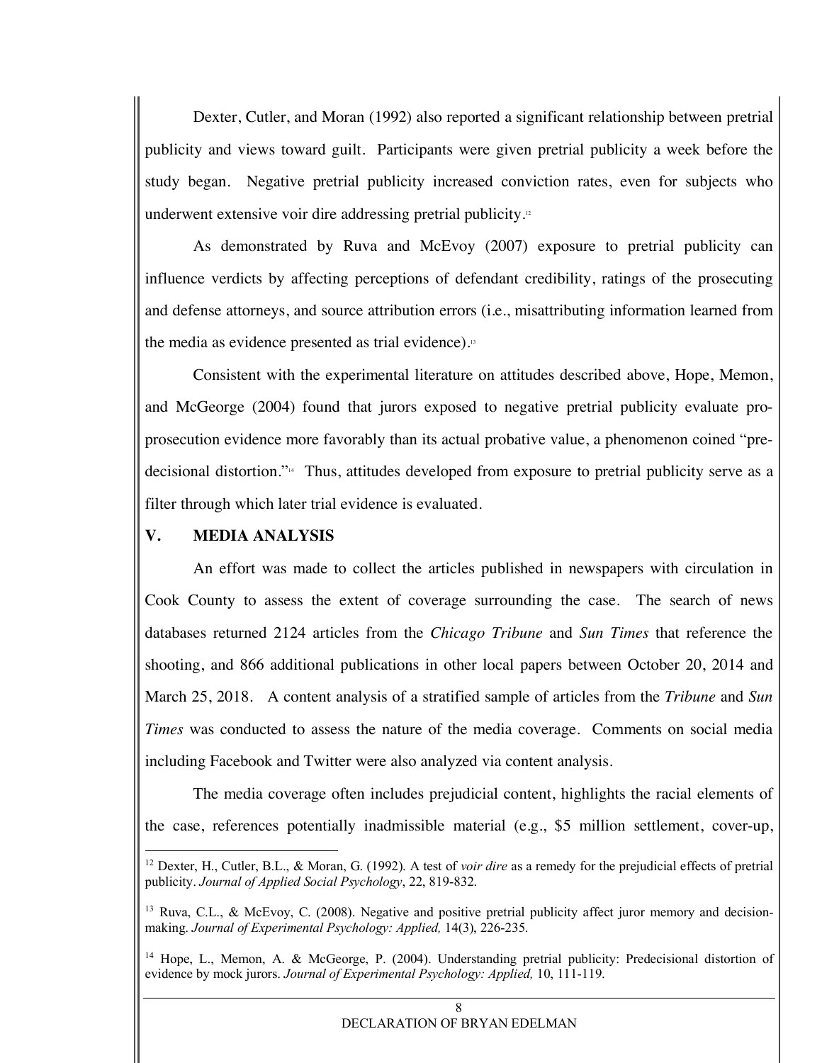Dexter, Cutler, and Moran (1992) also reported a significant relationship between pretrial publicity and views toward guilt. Participants were given pretrial publicity a week before the study began. Negative pretrial publicity increased conviction rates, even for subjects who underwent extensive voir dire addressing pretrial publicity.[12]

As demonstrated by Ruva and McEvoy (2007) exposure to pretrial publicity can influence verdicts by affecting perceptions of defendant credibility, ratings of the prosecuting and defense attorneys, and source attribution errors (i.e., misattributing information learned from the media as evidence presented as trial evidence).[13]

Consistent with the experimental literature on attitudes described above, Hope, Memon, and McGeorge (2004) found that jurors exposed to negative pretrial publicity evaluate pro-prosecution evidence more favorably than its actual probative value, a phenomenon coined "pre-decisional distortion."[14] Thus, attitudes developed from exposure to pretrial publicity serve as a filter through which later trial evidence is evaluated.

## V. MEDIA ANALYSIS

An effort was made to collect the articles published in newspapers with circulation in Cook County to assess the extent of coverage surrounding the case. The search of news databases returned 2124 articles from the *Chicago Tribune* and *Sun Times* that reference the shooting, and 866 additional publications in other local papers between October 20, 2014 and March 25, 2018. A content analysis of a stratified sample of articles from the *Tribune* and *Sun Times* was conducted to assess the nature of the media coverage. Comments on social media including Facebook and Twitter were also analyzed via content analysis.

The media coverage often includes prejudicial content, highlights the racial elements of the case, references potentially inadmissible material (e.g., $5 million settlement, cover-up,

---

[12] Dexter, H., Cutler, B.L., & Moran, G. (1992). A test of *voir dire* as a remedy for the prejudicial effects of pretrial publicity. *Journal of Applied Social Psychology*, 22, 819-832.

[13] Ruva, C.L., & McEvoy, C. (2008). Negative and positive pretrial publicity affect juror memory and decision-making. *Journal of Experimental Psychology: Applied,* 14(3), 226-235.

[14] Hope, L., Memon, A. & McGeorge, P. (2004). Understanding pretrial publicity: Predecisional distortion of evidence by mock jurors. *Journal of Experimental Psychology: Applied,* 10, 111-119.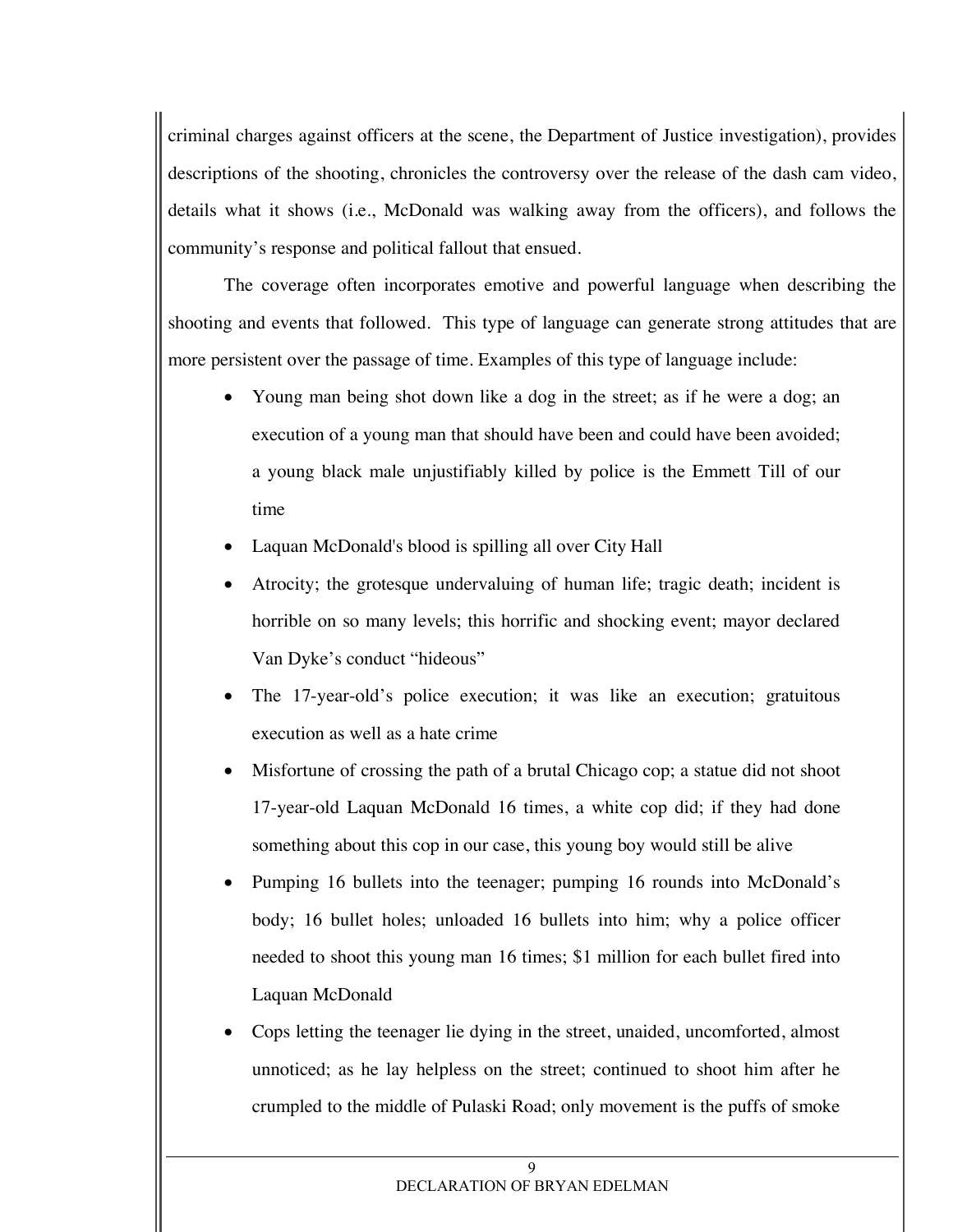criminal charges against officers at the scene, the Department of Justice investigation), provides descriptions of the shooting, chronicles the controversy over the release of the dash cam video, details what it shows (i.e., McDonald was walking away from the officers), and follows the community's response and political fallout that ensued.

The coverage often incorporates emotive and powerful language when describing the shooting and events that followed. This type of language can generate strong attitudes that are more persistent over the passage of time. Examples of this type of language include:

- Young man being shot down like a dog in the street; as if he were a dog; an execution of a young man that should have been and could have been avoided; a young black male unjustifiably killed by police is the Emmett Till of our time
- Laquan McDonald's blood is spilling all over City Hall
- Atrocity; the grotesque undervaluing of human life; tragic death; incident is horrible on so many levels; this horrific and shocking event; mayor declared Van Dyke's conduct "hideous"
- The 17-year-old's police execution; it was like an execution; gratuitous execution as well as a hate crime
- Misfortune of crossing the path of a brutal Chicago cop; a statue did not shoot 17-year-old Laquan McDonald 16 times, a white cop did; if they had done something about this cop in our case, this young boy would still be alive
- Pumping 16 bullets into the teenager; pumping 16 rounds into McDonald's body; 16 bullet holes; unloaded 16 bullets into him; why a police officer needed to shoot this young man 16 times; $1 million for each bullet fired into Laquan McDonald
- Cops letting the teenager lie dying in the street, unaided, uncomforted, almost unnoticed; as he lay helpless on the street; continued to shoot him after he crumpled to the middle of Pulaski Road; only movement is the puffs of smoke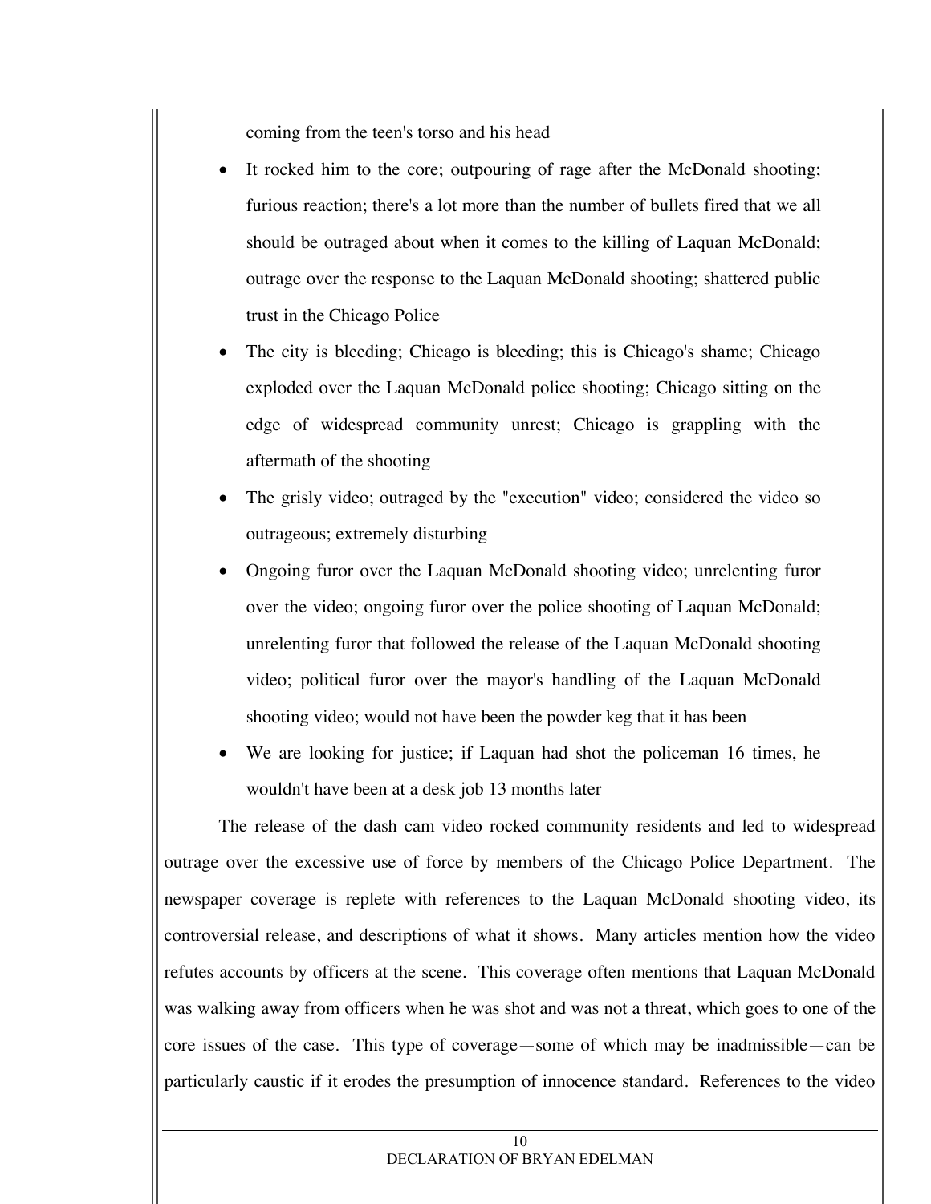coming from the teen's torso and his head

- It rocked him to the core; outpouring of rage after the McDonald shooting; furious reaction; there's a lot more than the number of bullets fired that we all should be outraged about when it comes to the killing of Laquan McDonald; outrage over the response to the Laquan McDonald shooting; shattered public trust in the Chicago Police
- The city is bleeding; Chicago is bleeding; this is Chicago's shame; Chicago exploded over the Laquan McDonald police shooting; Chicago sitting on the edge of widespread community unrest; Chicago is grappling with the aftermath of the shooting
- The grisly video; outraged by the "execution" video; considered the video so outrageous; extremely disturbing
- Ongoing furor over the Laquan McDonald shooting video; unrelenting furor over the video; ongoing furor over the police shooting of Laquan McDonald; unrelenting furor that followed the release of the Laquan McDonald shooting video; political furor over the mayor's handling of the Laquan McDonald shooting video; would not have been the powder keg that it has been
- We are looking for justice; if Laquan had shot the policeman 16 times, he wouldn't have been at a desk job 13 months later

The release of the dash cam video rocked community residents and led to widespread outrage over the excessive use of force by members of the Chicago Police Department. The newspaper coverage is replete with references to the Laquan McDonald shooting video, its controversial release, and descriptions of what it shows. Many articles mention how the video refutes accounts by officers at the scene. This coverage often mentions that Laquan McDonald was walking away from officers when he was shot and was not a threat, which goes to one of the core issues of the case. This type of coverage—some of which may be inadmissible—can be particularly caustic if it erodes the presumption of innocence standard. References to the video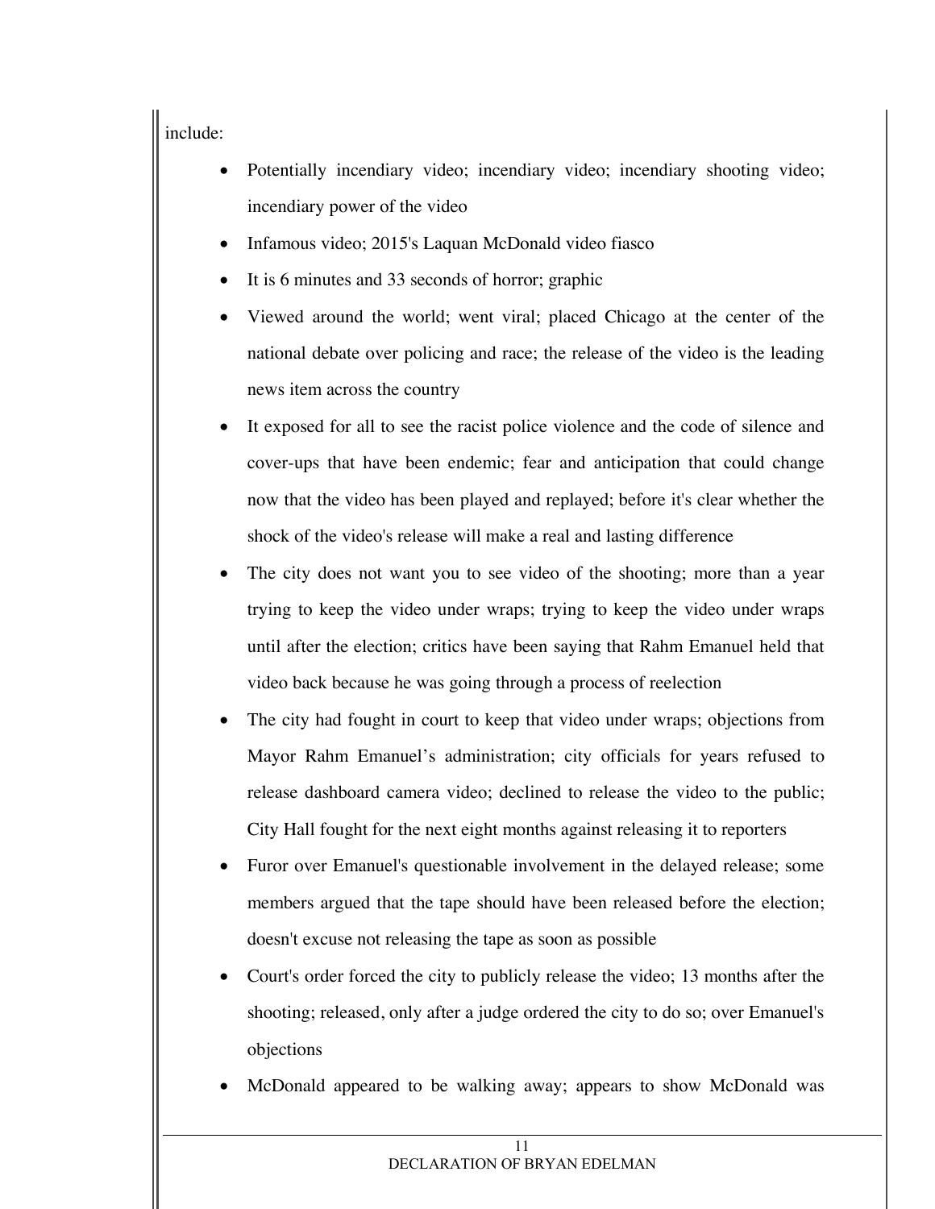include:

- Potentially incendiary video; incendiary video; incendiary shooting video; incendiary power of the video
- Infamous video; 2015's Laquan McDonald video fiasco
- It is 6 minutes and 33 seconds of horror; graphic
- Viewed around the world; went viral; placed Chicago at the center of the national debate over policing and race; the release of the video is the leading news item across the country
- It exposed for all to see the racist police violence and the code of silence and cover-ups that have been endemic; fear and anticipation that could change now that the video has been played and replayed; before it's clear whether the shock of the video's release will make a real and lasting difference
- The city does not want you to see video of the shooting; more than a year trying to keep the video under wraps; trying to keep the video under wraps until after the election; critics have been saying that Rahm Emanuel held that video back because he was going through a process of reelection
- The city had fought in court to keep that video under wraps; objections from Mayor Rahm Emanuel's administration; city officials for years refused to release dashboard camera video; declined to release the video to the public; City Hall fought for the next eight months against releasing it to reporters
- Furor over Emanuel's questionable involvement in the delayed release; some members argued that the tape should have been released before the election; doesn't excuse not releasing the tape as soon as possible
- Court's order forced the city to publicly release the video; 13 months after the shooting; released, only after a judge ordered the city to do so; over Emanuel's objections
- McDonald appeared to be walking away; appears to show McDonald was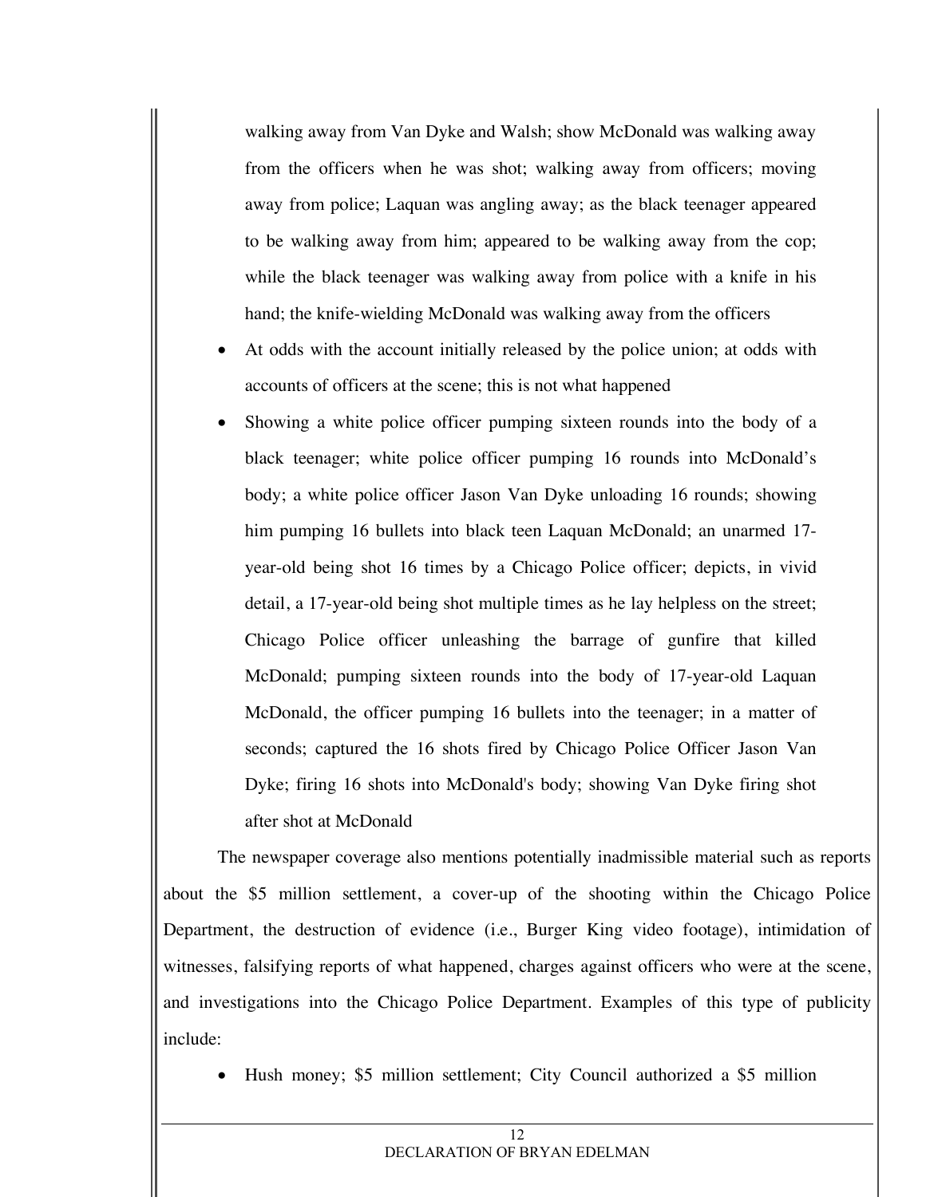walking away from Van Dyke and Walsh; show McDonald was walking away from the officers when he was shot; walking away from officers; moving away from police; Laquan was angling away; as the black teenager appeared to be walking away from him; appeared to be walking away from the cop; while the black teenager was walking away from police with a knife in his hand; the knife-wielding McDonald was walking away from the officers

- At odds with the account initially released by the police union; at odds with accounts of officers at the scene; this is not what happened
- Showing a white police officer pumping sixteen rounds into the body of a black teenager; white police officer pumping 16 rounds into McDonald's body; a white police officer Jason Van Dyke unloading 16 rounds; showing him pumping 16 bullets into black teen Laquan McDonald; an unarmed 17-year-old being shot 16 times by a Chicago Police officer; depicts, in vivid detail, a 17-year-old being shot multiple times as he lay helpless on the street; Chicago Police officer unleashing the barrage of gunfire that killed McDonald; pumping sixteen rounds into the body of 17-year-old Laquan McDonald, the officer pumping 16 bullets into the teenager; in a matter of seconds; captured the 16 shots fired by Chicago Police Officer Jason Van Dyke; firing 16 shots into McDonald's body; showing Van Dyke firing shot after shot at McDonald

The newspaper coverage also mentions potentially inadmissible material such as reports about the $5 million settlement, a cover-up of the shooting within the Chicago Police Department, the destruction of evidence (i.e., Burger King video footage), intimidation of witnesses, falsifying reports of what happened, charges against officers who were at the scene, and investigations into the Chicago Police Department. Examples of this type of publicity include:

- Hush money; $5 million settlement; City Council authorized a $5 million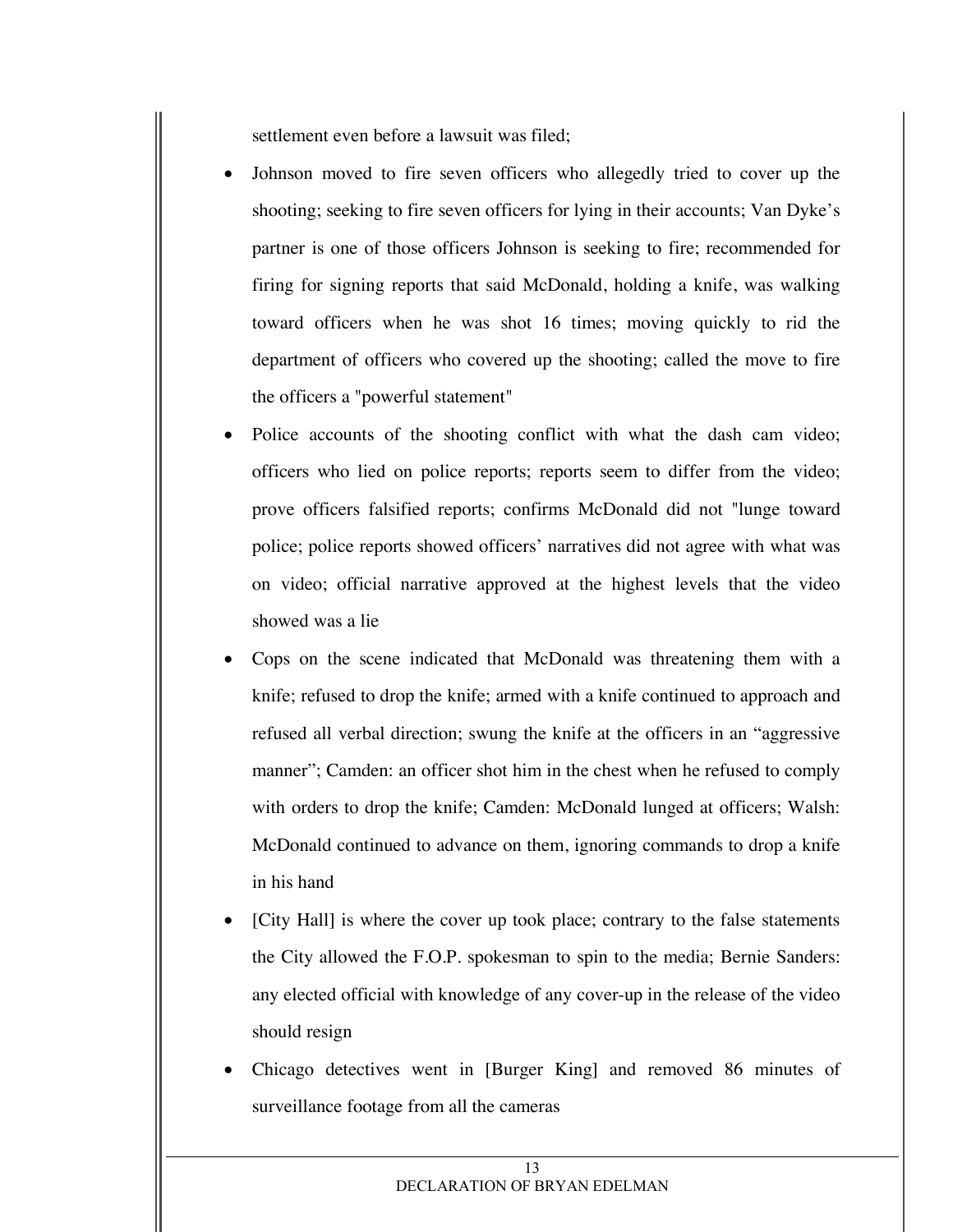settlement even before a lawsuit was filed;

- Johnson moved to fire seven officers who allegedly tried to cover up the shooting; seeking to fire seven officers for lying in their accounts; Van Dyke's partner is one of those officers Johnson is seeking to fire; recommended for firing for signing reports that said McDonald, holding a knife, was walking toward officers when he was shot 16 times; moving quickly to rid the department of officers who covered up the shooting; called the move to fire the officers a "powerful statement"
- Police accounts of the shooting conflict with what the dash cam video; officers who lied on police reports; reports seem to differ from the video; prove officers falsified reports; confirms McDonald did not "lunge toward police; police reports showed officers' narratives did not agree with what was on video; official narrative approved at the highest levels that the video showed was a lie
- Cops on the scene indicated that McDonald was threatening them with a knife; refused to drop the knife; armed with a knife continued to approach and refused all verbal direction; swung the knife at the officers in an "aggressive manner"; Camden: an officer shot him in the chest when he refused to comply with orders to drop the knife; Camden: McDonald lunged at officers; Walsh: McDonald continued to advance on them, ignoring commands to drop a knife in his hand
- [City Hall] is where the cover up took place; contrary to the false statements the City allowed the F.O.P. spokesman to spin to the media; Bernie Sanders: any elected official with knowledge of any cover-up in the release of the video should resign
- Chicago detectives went in [Burger King] and removed 86 minutes of surveillance footage from all the cameras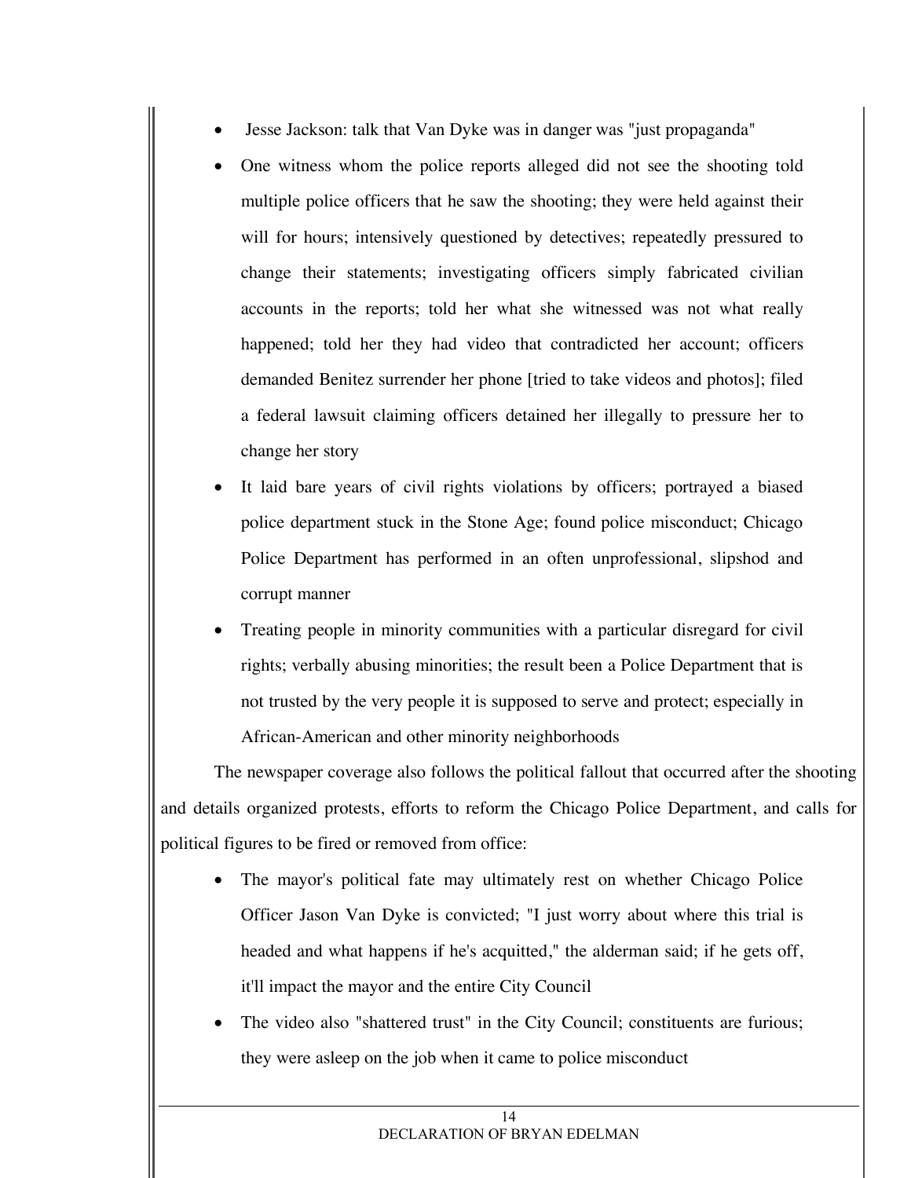- Jesse Jackson: talk that Van Dyke was in danger was "just propaganda"
- One witness whom the police reports alleged did not see the shooting told multiple police officers that he saw the shooting; they were held against their will for hours; intensively questioned by detectives; repeatedly pressured to change their statements; investigating officers simply fabricated civilian accounts in the reports; told her what she witnessed was not what really happened; told her they had video that contradicted her account; officers demanded Benitez surrender her phone [tried to take videos and photos]; filed a federal lawsuit claiming officers detained her illegally to pressure her to change her story
- It laid bare years of civil rights violations by officers; portrayed a biased police department stuck in the Stone Age; found police misconduct; Chicago Police Department has performed in an often unprofessional, slipshod and corrupt manner
- Treating people in minority communities with a particular disregard for civil rights; verbally abusing minorities; the result been a Police Department that is not trusted by the very people it is supposed to serve and protect; especially in African-American and other minority neighborhoods

The newspaper coverage also follows the political fallout that occurred after the shooting and details organized protests, efforts to reform the Chicago Police Department, and calls for political figures to be fired or removed from office:

- The mayor's political fate may ultimately rest on whether Chicago Police Officer Jason Van Dyke is convicted; "I just worry about where this trial is headed and what happens if he's acquitted," the alderman said; if he gets off, it'll impact the mayor and the entire City Council
- The video also "shattered trust" in the City Council; constituents are furious; they were asleep on the job when it came to police misconduct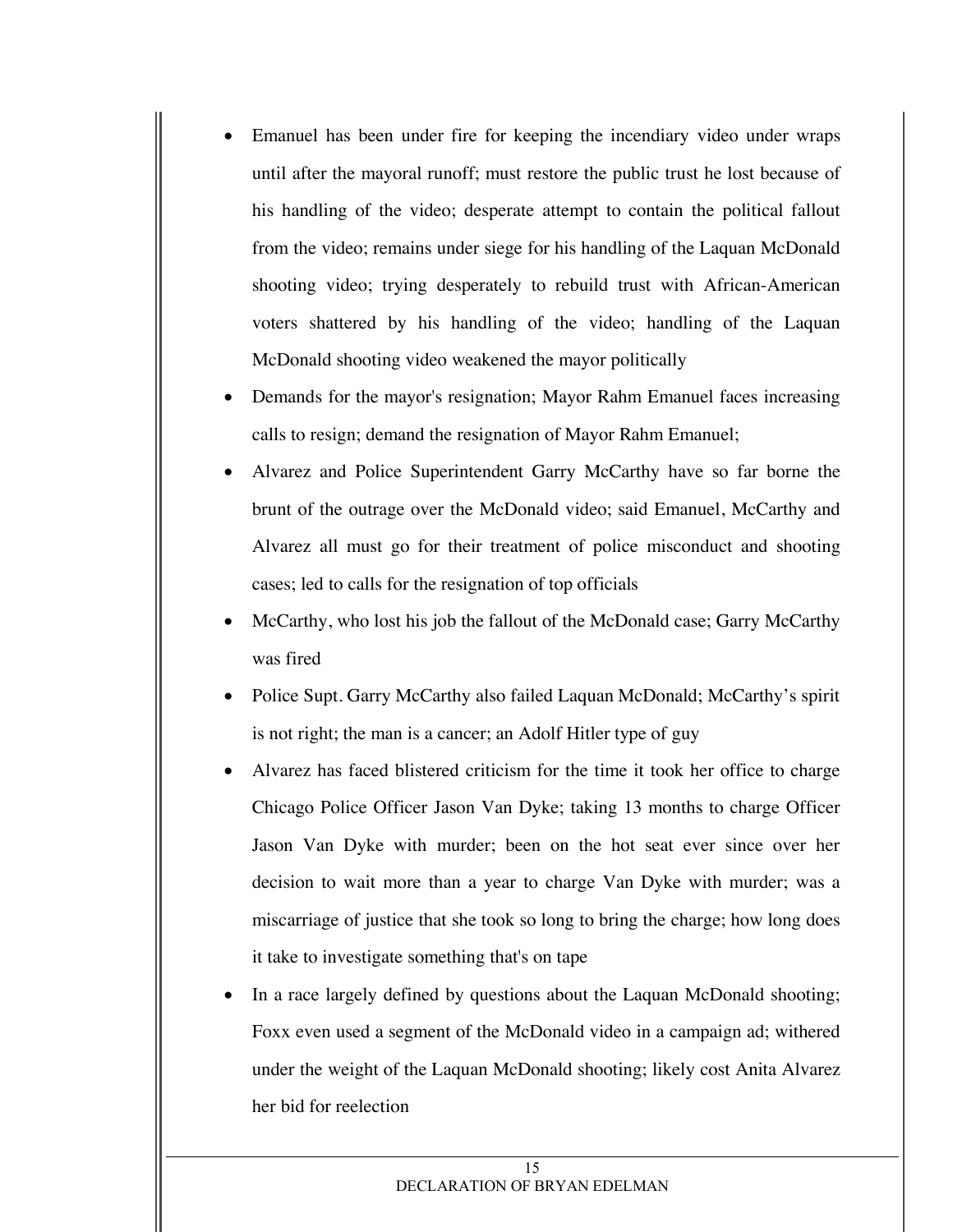- Emanuel has been under fire for keeping the incendiary video under wraps until after the mayoral runoff; must restore the public trust he lost because of his handling of the video; desperate attempt to contain the political fallout from the video; remains under siege for his handling of the Laquan McDonald shooting video; trying desperately to rebuild trust with African-American voters shattered by his handling of the video; handling of the Laquan McDonald shooting video weakened the mayor politically
- Demands for the mayor's resignation; Mayor Rahm Emanuel faces increasing calls to resign; demand the resignation of Mayor Rahm Emanuel;
- Alvarez and Police Superintendent Garry McCarthy have so far borne the brunt of the outrage over the McDonald video; said Emanuel, McCarthy and Alvarez all must go for their treatment of police misconduct and shooting cases; led to calls for the resignation of top officials
- McCarthy, who lost his job the fallout of the McDonald case; Garry McCarthy was fired
- Police Supt. Garry McCarthy also failed Laquan McDonald; McCarthy's spirit is not right; the man is a cancer; an Adolf Hitler type of guy
- Alvarez has faced blistered criticism for the time it took her office to charge Chicago Police Officer Jason Van Dyke; taking 13 months to charge Officer Jason Van Dyke with murder; been on the hot seat ever since over her decision to wait more than a year to charge Van Dyke with murder; was a miscarriage of justice that she took so long to bring the charge; how long does it take to investigate something that's on tape
- In a race largely defined by questions about the Laquan McDonald shooting; Foxx even used a segment of the McDonald video in a campaign ad; withered under the weight of the Laquan McDonald shooting; likely cost Anita Alvarez her bid for reelection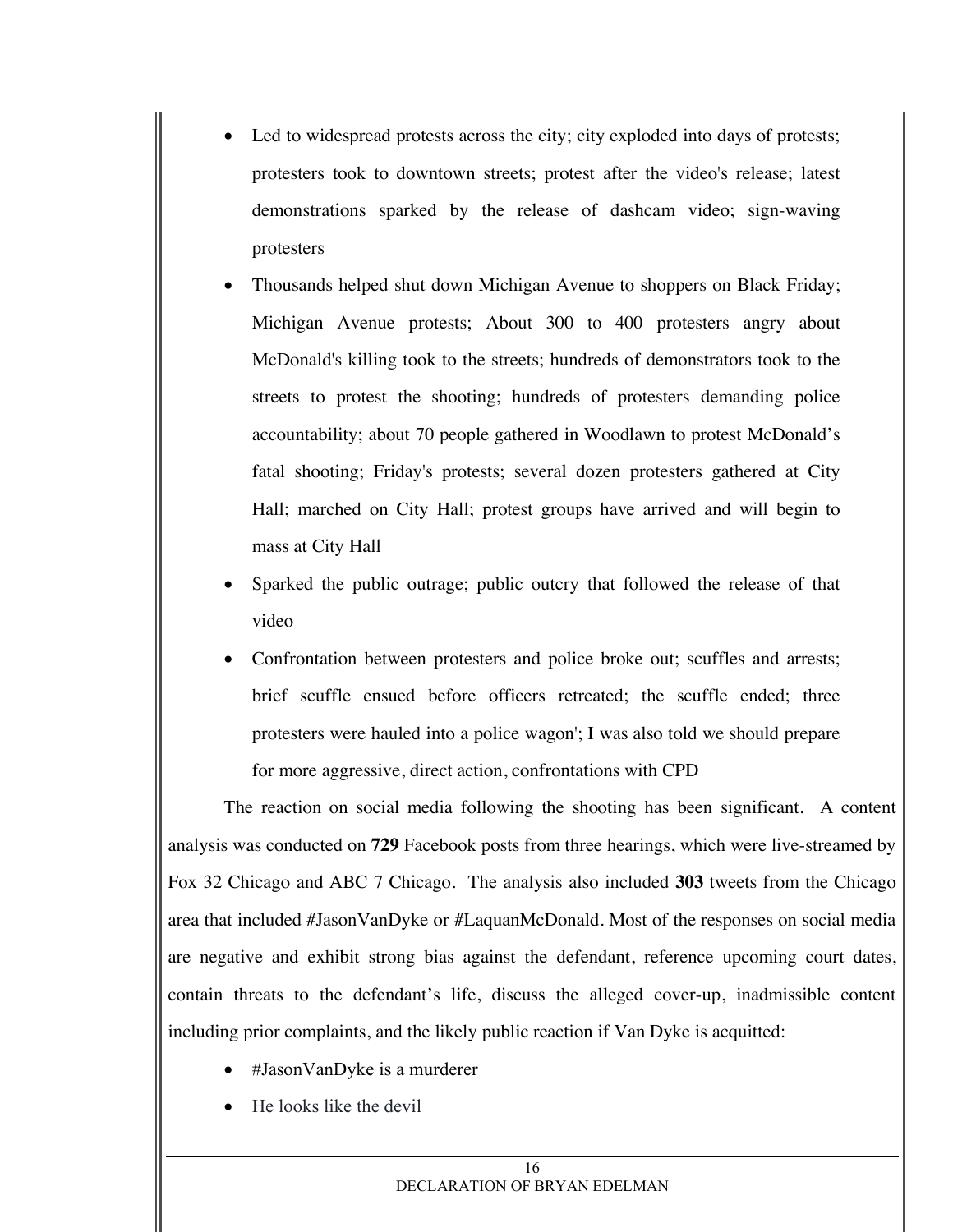- Led to widespread protests across the city; city exploded into days of protests; protesters took to downtown streets; protest after the video's release; latest demonstrations sparked by the release of dashcam video; sign-waving protesters
- Thousands helped shut down Michigan Avenue to shoppers on Black Friday; Michigan Avenue protests; About 300 to 400 protesters angry about McDonald's killing took to the streets; hundreds of demonstrators took to the streets to protest the shooting; hundreds of protesters demanding police accountability; about 70 people gathered in Woodlawn to protest McDonald's fatal shooting; Friday's protests; several dozen protesters gathered at City Hall; marched on City Hall; protest groups have arrived and will begin to mass at City Hall
- Sparked the public outrage; public outcry that followed the release of that video
- Confrontation between protesters and police broke out; scuffles and arrests; brief scuffle ensued before officers retreated; the scuffle ended; three protesters were hauled into a police wagon'; I was also told we should prepare for more aggressive, direct action, confrontations with CPD

The reaction on social media following the shooting has been significant. A content analysis was conducted on **729** Facebook posts from three hearings, which were live-streamed by Fox 32 Chicago and ABC 7 Chicago. The analysis also included **303** tweets from the Chicago area that included #JasonVanDyke or #LaquanMcDonald. Most of the responses on social media are negative and exhibit strong bias against the defendant, reference upcoming court dates, contain threats to the defendant's life, discuss the alleged cover-up, inadmissible content including prior complaints, and the likely public reaction if Van Dyke is acquitted:

- #JasonVanDyke is a murderer
- He looks like the devil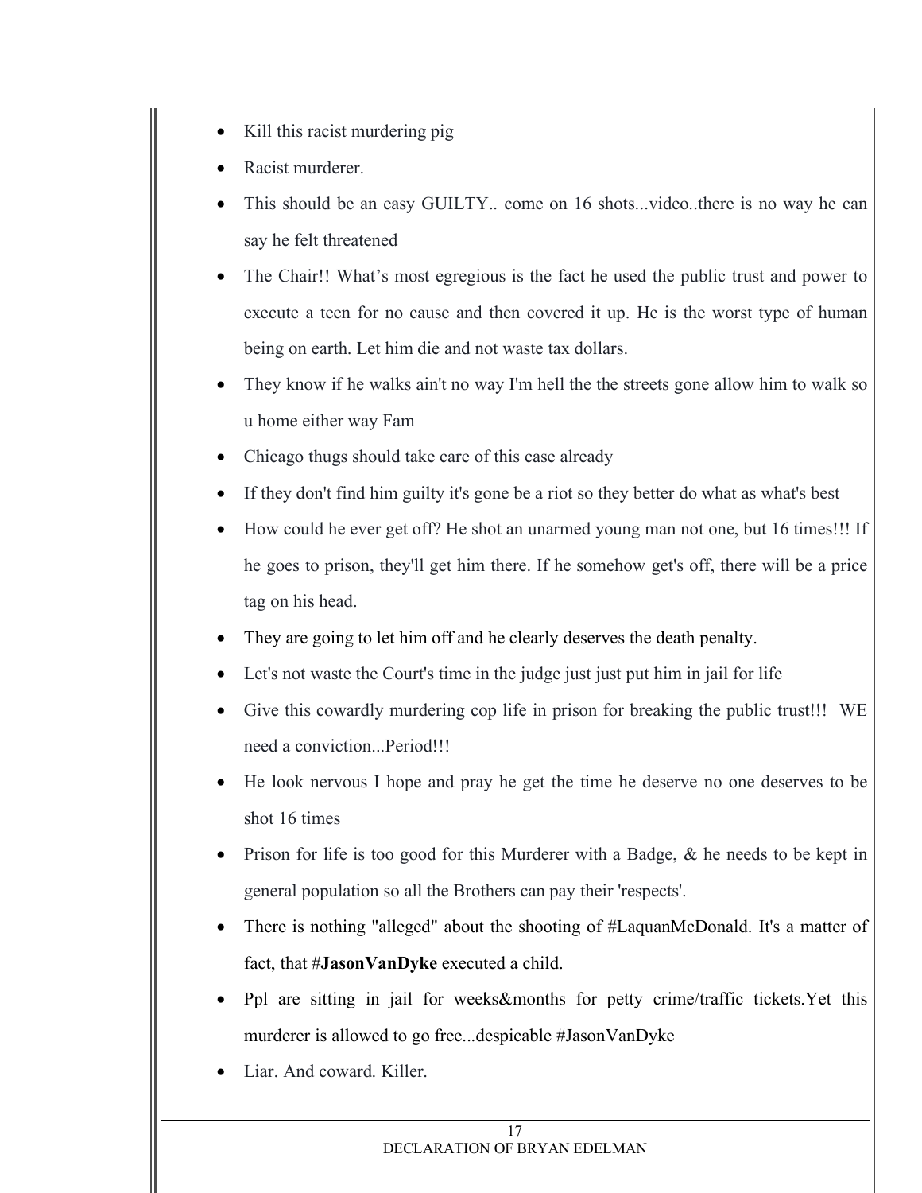- Kill this racist murdering pig
- Racist murderer.
- This should be an easy GUILTY.. come on 16 shots...video..there is no way he can say he felt threatened
- The Chair!! What's most egregious is the fact he used the public trust and power to execute a teen for no cause and then covered it up. He is the worst type of human being on earth. Let him die and not waste tax dollars.
- They know if he walks ain't no way I'm hell the the streets gone allow him to walk so u home either way Fam
- Chicago thugs should take care of this case already
- If they don't find him guilty it's gone be a riot so they better do what as what's best
- How could he ever get off? He shot an unarmed young man not one, but 16 times!!! If he goes to prison, they'll get him there. If he somehow get's off, there will be a price tag on his head.
- They are going to let him off and he clearly deserves the death penalty.
- Let's not waste the Court's time in the judge just just put him in jail for life
- Give this cowardly murdering cop life in prison for breaking the public trust!!! WE need a conviction...Period!!!
- He look nervous I hope and pray he get the time he deserve no one deserves to be shot 16 times
- Prison for life is too good for this Murderer with a Badge, & he needs to be kept in general population so all the Brothers can pay their 'respects'.
- There is nothing "alleged" about the shooting of #LaquanMcDonald. It's a matter of fact, that #**JasonVanDyke** executed a child.
- Ppl are sitting in jail for weeks&months for petty crime/traffic tickets.Yet this murderer is allowed to go free...despicable #JasonVanDyke
- Liar. And coward. Killer.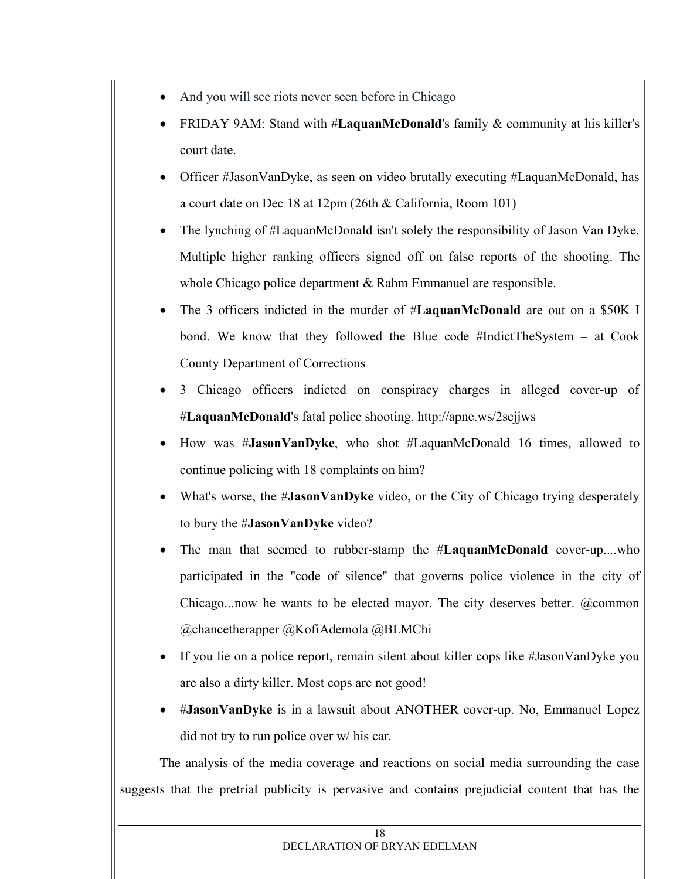- And you will see riots never seen before in Chicago
- FRIDAY 9AM: Stand with #**LaquanMcDonald**'s family & community at his killer's court date.
- Officer #JasonVanDyke, as seen on video brutally executing #LaquanMcDonald, has a court date on Dec 18 at 12pm (26th & California, Room 101)
- The lynching of #LaquanMcDonald isn't solely the responsibility of Jason Van Dyke. Multiple higher ranking officers signed off on false reports of the shooting. The whole Chicago police department & Rahm Emmanuel are responsible.
- The 3 officers indicted in the murder of #**LaquanMcDonald** are out on a $50K I bond. We know that they followed the Blue code #IndictTheSystem – at Cook County Department of Corrections
- 3 Chicago officers indicted on conspiracy charges in alleged cover-up of #**LaquanMcDonald**'s fatal police shooting. http://apne.ws/2sejjws
- How was #**JasonVanDyke**, who shot #LaquanMcDonald 16 times, allowed to continue policing with 18 complaints on him?
- What's worse, the #**JasonVanDyke** video, or the City of Chicago trying desperately to bury the #**JasonVanDyke** video?
- The man that seemed to rubber-stamp the #**LaquanMcDonald** cover-up....who participated in the "code of silence" that governs police violence in the city of Chicago...now he wants to be elected mayor. The city deserves better. @common @chancetherapper @KofiAdemola @BLMChi
- If you lie on a police report, remain silent about killer cops like #JasonVanDyke you are also a dirty killer. Most cops are not good!
- #**JasonVanDyke** is in a lawsuit about ANOTHER cover-up. No, Emmanuel Lopez did not try to run police over w/ his car.

The analysis of the media coverage and reactions on social media surrounding the case suggests that the pretrial publicity is pervasive and contains prejudicial content that has the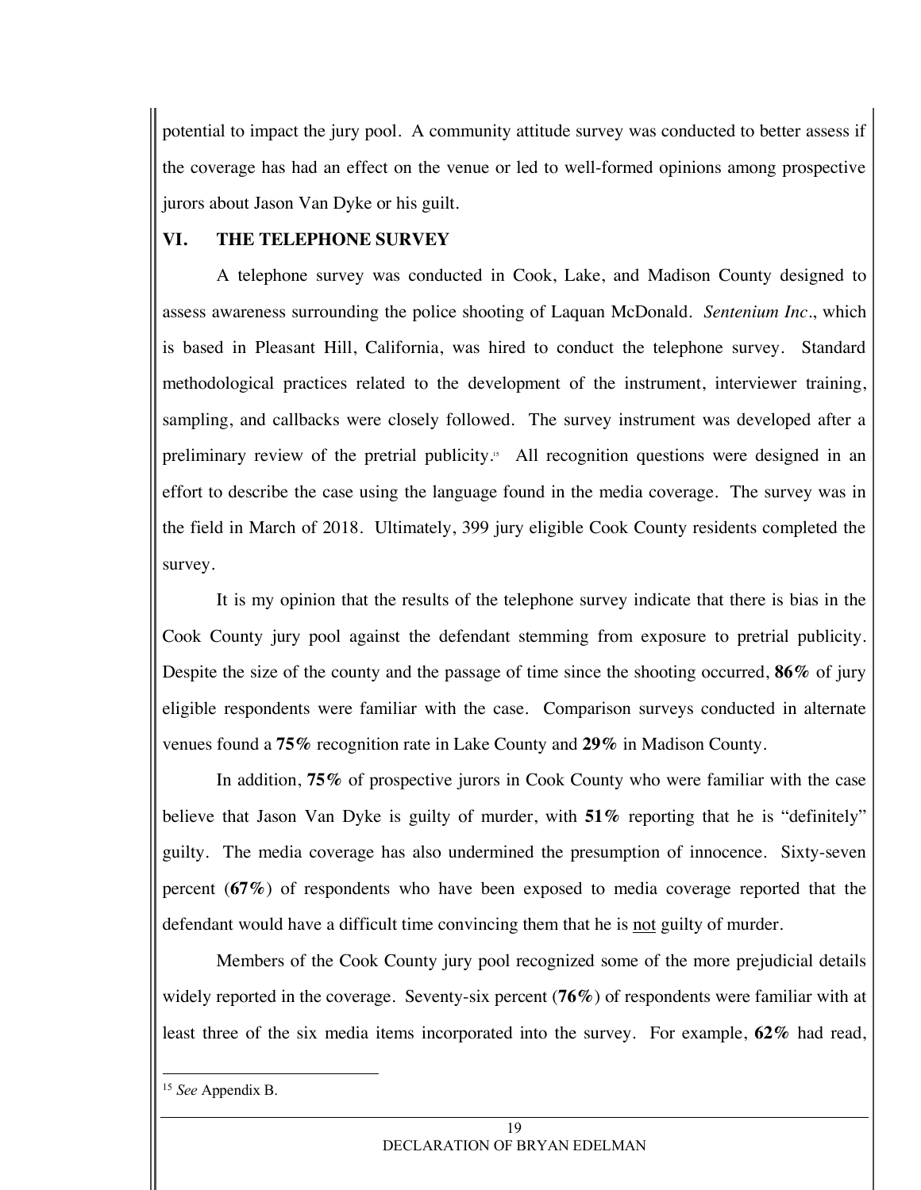potential to impact the jury pool. A community attitude survey was conducted to better assess if the coverage has had an effect on the venue or led to well-formed opinions among prospective jurors about Jason Van Dyke or his guilt.

## VI. THE TELEPHONE SURVEY

A telephone survey was conducted in Cook, Lake, and Madison County designed to assess awareness surrounding the police shooting of Laquan McDonald. *Sentenium Inc*., which is based in Pleasant Hill, California, was hired to conduct the telephone survey. Standard methodological practices related to the development of the instrument, interviewer training, sampling, and callbacks were closely followed. The survey instrument was developed after a preliminary review of the pretrial publicity.[15] All recognition questions were designed in an effort to describe the case using the language found in the media coverage. The survey was in the field in March of 2018. Ultimately, 399 jury eligible Cook County residents completed the survey.

It is my opinion that the results of the telephone survey indicate that there is bias in the Cook County jury pool against the defendant stemming from exposure to pretrial publicity. Despite the size of the county and the passage of time since the shooting occurred, **86%** of jury eligible respondents were familiar with the case. Comparison surveys conducted in alternate venues found a **75%** recognition rate in Lake County and **29%** in Madison County.

In addition, **75%** of prospective jurors in Cook County who were familiar with the case believe that Jason Van Dyke is guilty of murder, with **51%** reporting that he is "definitely" guilty. The media coverage has also undermined the presumption of innocence. Sixty-seven percent (**67%**) of respondents who have been exposed to media coverage reported that the defendant would have a difficult time convincing them that he is <u>not</u> guilty of murder.

Members of the Cook County jury pool recognized some of the more prejudicial details widely reported in the coverage. Seventy-six percent (**76%**) of respondents were familiar with at least three of the six media items incorporated into the survey. For example, **62%** had read,

---

[15] *See* Appendix B.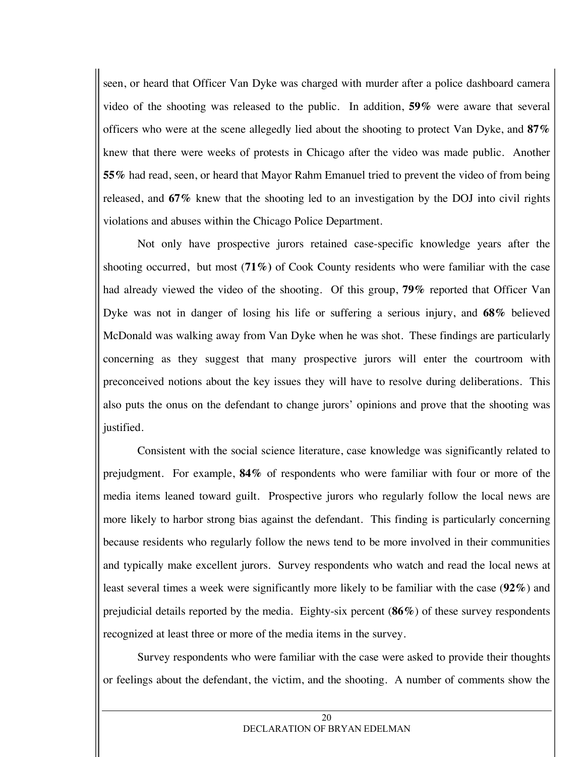seen, or heard that Officer Van Dyke was charged with murder after a police dashboard camera video of the shooting was released to the public. In addition, **59%** were aware that several officers who were at the scene allegedly lied about the shooting to protect Van Dyke, and **87%** knew that there were weeks of protests in Chicago after the video was made public. Another **55%** had read, seen, or heard that Mayor Rahm Emanuel tried to prevent the video of from being released, and **67%** knew that the shooting led to an investigation by the DOJ into civil rights violations and abuses within the Chicago Police Department.

Not only have prospective jurors retained case-specific knowledge years after the shooting occurred, but most (**71%**) of Cook County residents who were familiar with the case had already viewed the video of the shooting. Of this group, **79%** reported that Officer Van Dyke was not in danger of losing his life or suffering a serious injury, and **68%** believed McDonald was walking away from Van Dyke when he was shot. These findings are particularly concerning as they suggest that many prospective jurors will enter the courtroom with preconceived notions about the key issues they will have to resolve during deliberations. This also puts the onus on the defendant to change jurors' opinions and prove that the shooting was justified.

Consistent with the social science literature, case knowledge was significantly related to prejudgment. For example, **84%** of respondents who were familiar with four or more of the media items leaned toward guilt. Prospective jurors who regularly follow the local news are more likely to harbor strong bias against the defendant. This finding is particularly concerning because residents who regularly follow the news tend to be more involved in their communities and typically make excellent jurors. Survey respondents who watch and read the local news at least several times a week were significantly more likely to be familiar with the case (**92%**) and prejudicial details reported by the media. Eighty-six percent (**86%**) of these survey respondents recognized at least three or more of the media items in the survey.

Survey respondents who were familiar with the case were asked to provide their thoughts or feelings about the defendant, the victim, and the shooting. A number of comments show the

DECLARATION OF BRYAN EDELMAN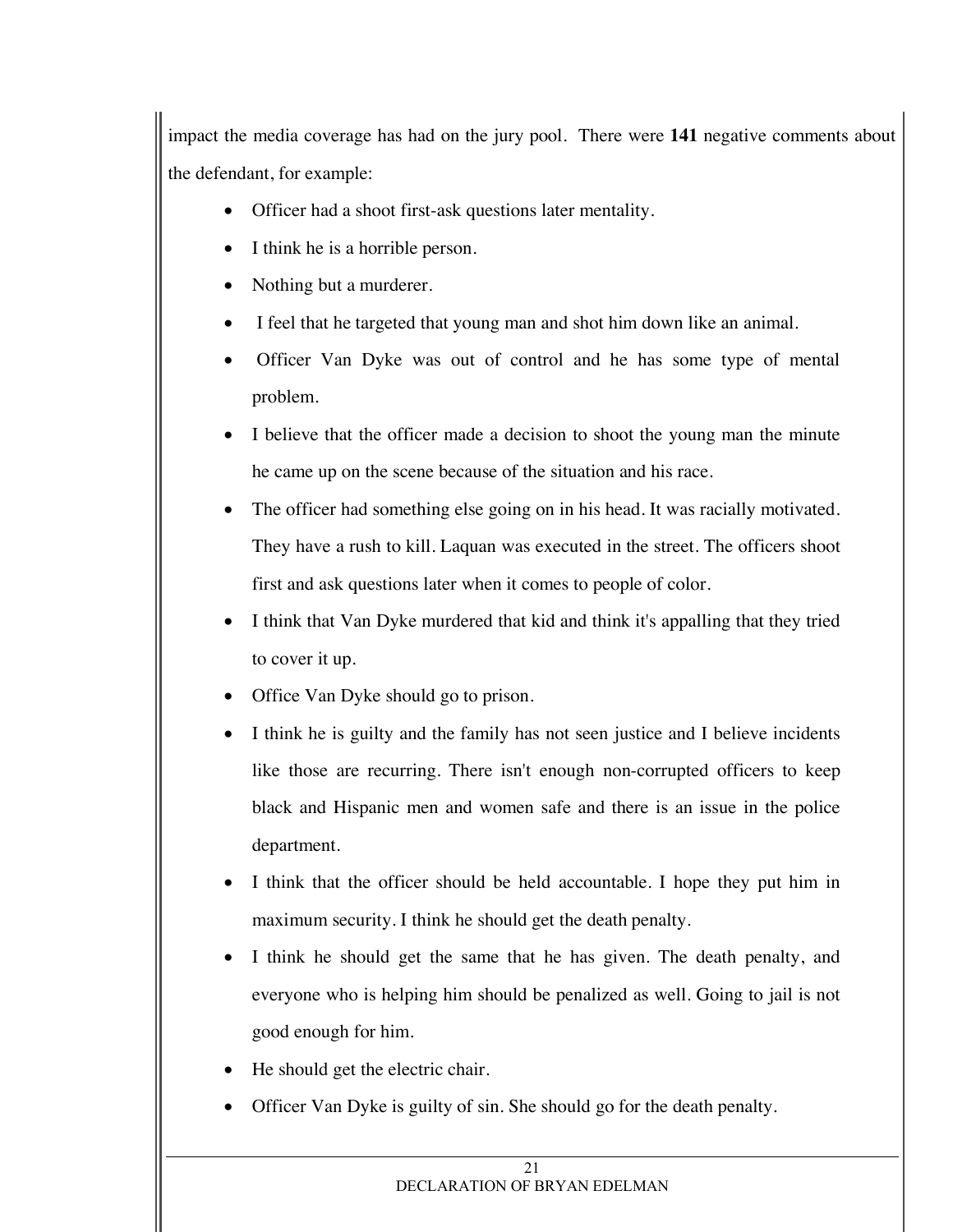impact the media coverage has had on the jury pool. There were **141** negative comments about the defendant, for example:

- Officer had a shoot first-ask questions later mentality.
- I think he is a horrible person.
- Nothing but a murderer.
- I feel that he targeted that young man and shot him down like an animal.
- Officer Van Dyke was out of control and he has some type of mental problem.
- I believe that the officer made a decision to shoot the young man the minute he came up on the scene because of the situation and his race.
- The officer had something else going on in his head. It was racially motivated. They have a rush to kill. Laquan was executed in the street. The officers shoot first and ask questions later when it comes to people of color.
- I think that Van Dyke murdered that kid and think it's appalling that they tried to cover it up.
- Office Van Dyke should go to prison.
- I think he is guilty and the family has not seen justice and I believe incidents like those are recurring. There isn't enough non-corrupted officers to keep black and Hispanic men and women safe and there is an issue in the police department.
- I think that the officer should be held accountable. I hope they put him in maximum security. I think he should get the death penalty.
- I think he should get the same that he has given. The death penalty, and everyone who is helping him should be penalized as well. Going to jail is not good enough for him.
- He should get the electric chair.
- Officer Van Dyke is guilty of sin. She should go for the death penalty.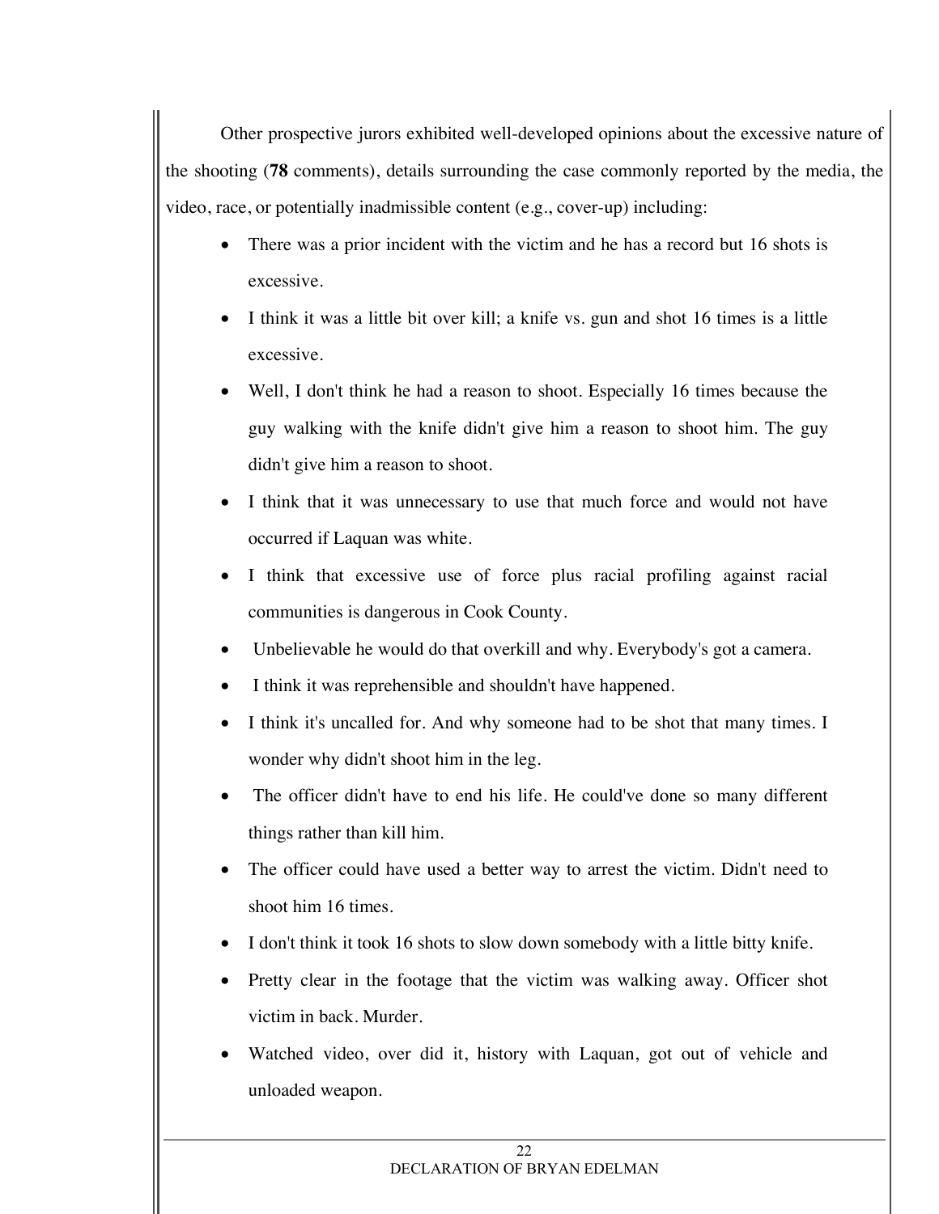Other prospective jurors exhibited well-developed opinions about the excessive nature of the shooting (**78** comments), details surrounding the case commonly reported by the media, the video, race, or potentially inadmissible content (e.g., cover-up) including:

- There was a prior incident with the victim and he has a record but 16 shots is excessive.
- I think it was a little bit over kill; a knife vs. gun and shot 16 times is a little excessive.
- Well, I don't think he had a reason to shoot. Especially 16 times because the guy walking with the knife didn't give him a reason to shoot him. The guy didn't give him a reason to shoot.
- I think that it was unnecessary to use that much force and would not have occurred if Laquan was white.
- I think that excessive use of force plus racial profiling against racial communities is dangerous in Cook County.
- Unbelievable he would do that overkill and why. Everybody's got a camera.
- I think it was reprehensible and shouldn't have happened.
- I think it's uncalled for. And why someone had to be shot that many times. I wonder why didn't shoot him in the leg.
- The officer didn't have to end his life. He could've done so many different things rather than kill him.
- The officer could have used a better way to arrest the victim. Didn't need to shoot him 16 times.
- I don't think it took 16 shots to slow down somebody with a little bitty knife.
- Pretty clear in the footage that the victim was walking away. Officer shot victim in back. Murder.
- Watched video, over did it, history with Laquan, got out of vehicle and unloaded weapon.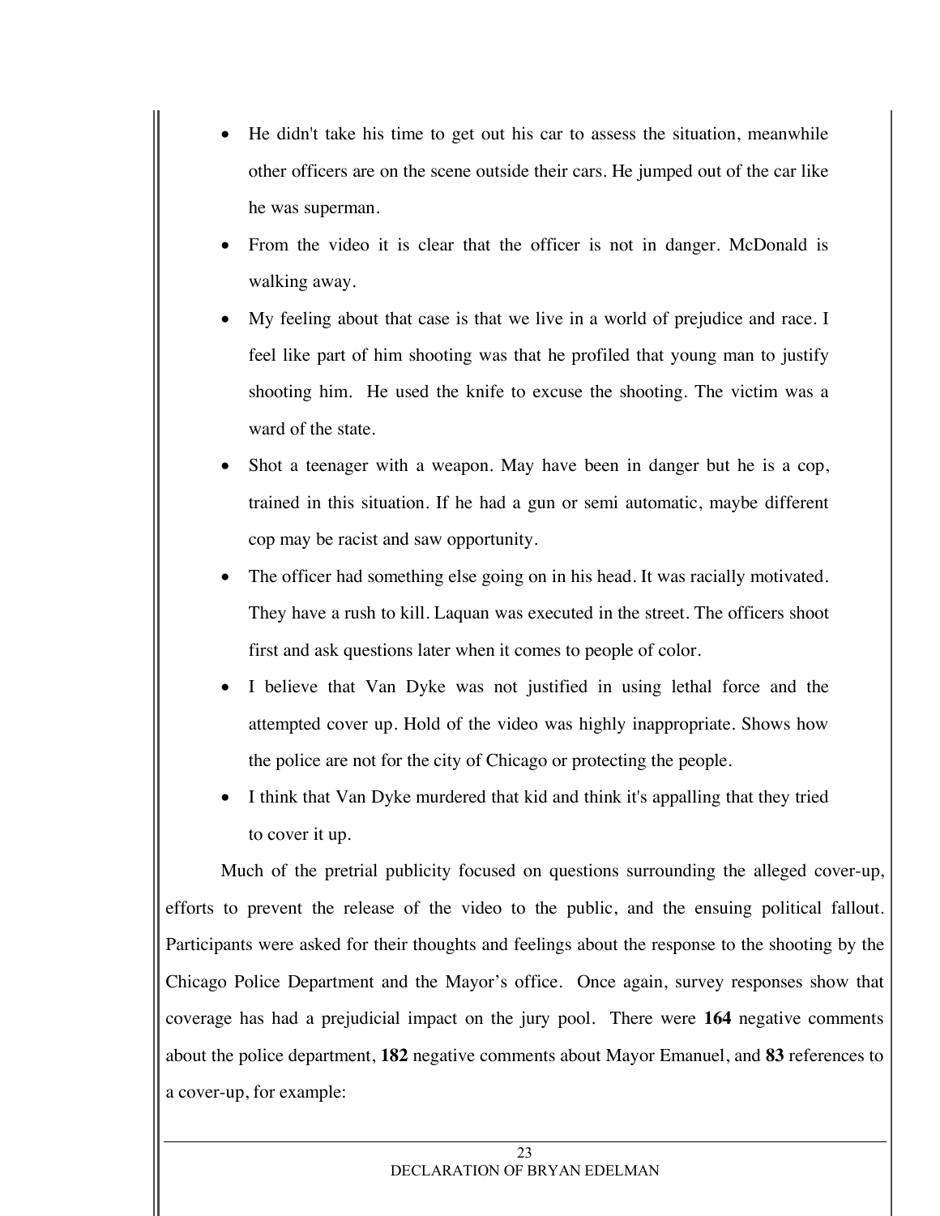- He didn't take his time to get out his car to assess the situation, meanwhile other officers are on the scene outside their cars. He jumped out of the car like he was superman.
- From the video it is clear that the officer is not in danger. McDonald is walking away.
- My feeling about that case is that we live in a world of prejudice and race. I feel like part of him shooting was that he profiled that young man to justify shooting him. He used the knife to excuse the shooting. The victim was a ward of the state.
- Shot a teenager with a weapon. May have been in danger but he is a cop, trained in this situation. If he had a gun or semi automatic, maybe different cop may be racist and saw opportunity.
- The officer had something else going on in his head. It was racially motivated. They have a rush to kill. Laquan was executed in the street. The officers shoot first and ask questions later when it comes to people of color.
- I believe that Van Dyke was not justified in using lethal force and the attempted cover up. Hold of the video was highly inappropriate. Shows how the police are not for the city of Chicago or protecting the people.
- I think that Van Dyke murdered that kid and think it's appalling that they tried to cover it up.

Much of the pretrial publicity focused on questions surrounding the alleged cover-up, efforts to prevent the release of the video to the public, and the ensuing political fallout. Participants were asked for their thoughts and feelings about the response to the shooting by the Chicago Police Department and the Mayor's office. Once again, survey responses show that coverage has had a prejudicial impact on the jury pool. There were **164** negative comments about the police department, **182** negative comments about Mayor Emanuel, and **83** references to a cover-up, for example: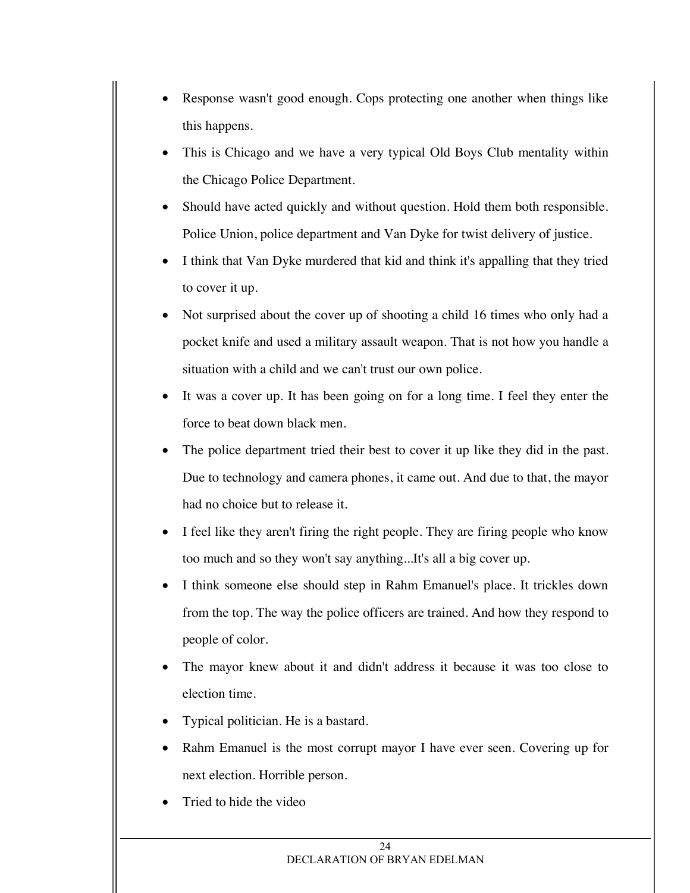- Response wasn't good enough. Cops protecting one another when things like this happens.
- This is Chicago and we have a very typical Old Boys Club mentality within the Chicago Police Department.
- Should have acted quickly and without question. Hold them both responsible. Police Union, police department and Van Dyke for twist delivery of justice.
- I think that Van Dyke murdered that kid and think it's appalling that they tried to cover it up.
- Not surprised about the cover up of shooting a child 16 times who only had a pocket knife and used a military assault weapon. That is not how you handle a situation with a child and we can't trust our own police.
- It was a cover up. It has been going on for a long time. I feel they enter the force to beat down black men.
- The police department tried their best to cover it up like they did in the past. Due to technology and camera phones, it came out. And due to that, the mayor had no choice but to release it.
- I feel like they aren't firing the right people. They are firing people who know too much and so they won't say anything...It's all a big cover up.
- I think someone else should step in Rahm Emanuel's place. It trickles down from the top. The way the police officers are trained. And how they respond to people of color.
- The mayor knew about it and didn't address it because it was too close to election time.
- Typical politician. He is a bastard.
- Rahm Emanuel is the most corrupt mayor I have ever seen. Covering up for next election. Horrible person.
- Tried to hide the video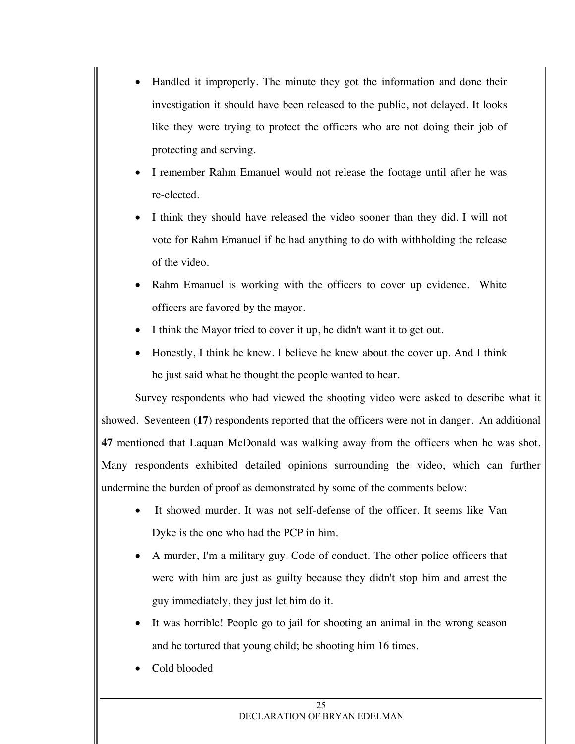- Handled it improperly. The minute they got the information and done their investigation it should have been released to the public, not delayed. It looks like they were trying to protect the officers who are not doing their job of protecting and serving.
- I remember Rahm Emanuel would not release the footage until after he was re-elected.
- I think they should have released the video sooner than they did. I will not vote for Rahm Emanuel if he had anything to do with withholding the release of the video.
- Rahm Emanuel is working with the officers to cover up evidence. White officers are favored by the mayor.
- I think the Mayor tried to cover it up, he didn't want it to get out.
- Honestly, I think he knew. I believe he knew about the cover up. And I think he just said what he thought the people wanted to hear.

Survey respondents who had viewed the shooting video were asked to describe what it showed. Seventeen (**17**) respondents reported that the officers were not in danger. An additional **47** mentioned that Laquan McDonald was walking away from the officers when he was shot. Many respondents exhibited detailed opinions surrounding the video, which can further undermine the burden of proof as demonstrated by some of the comments below:

- It showed murder. It was not self-defense of the officer. It seems like Van Dyke is the one who had the PCP in him.
- A murder, I'm a military guy. Code of conduct. The other police officers that were with him are just as guilty because they didn't stop him and arrest the guy immediately, they just let him do it.
- It was horrible! People go to jail for shooting an animal in the wrong season and he tortured that young child; be shooting him 16 times.
- Cold blooded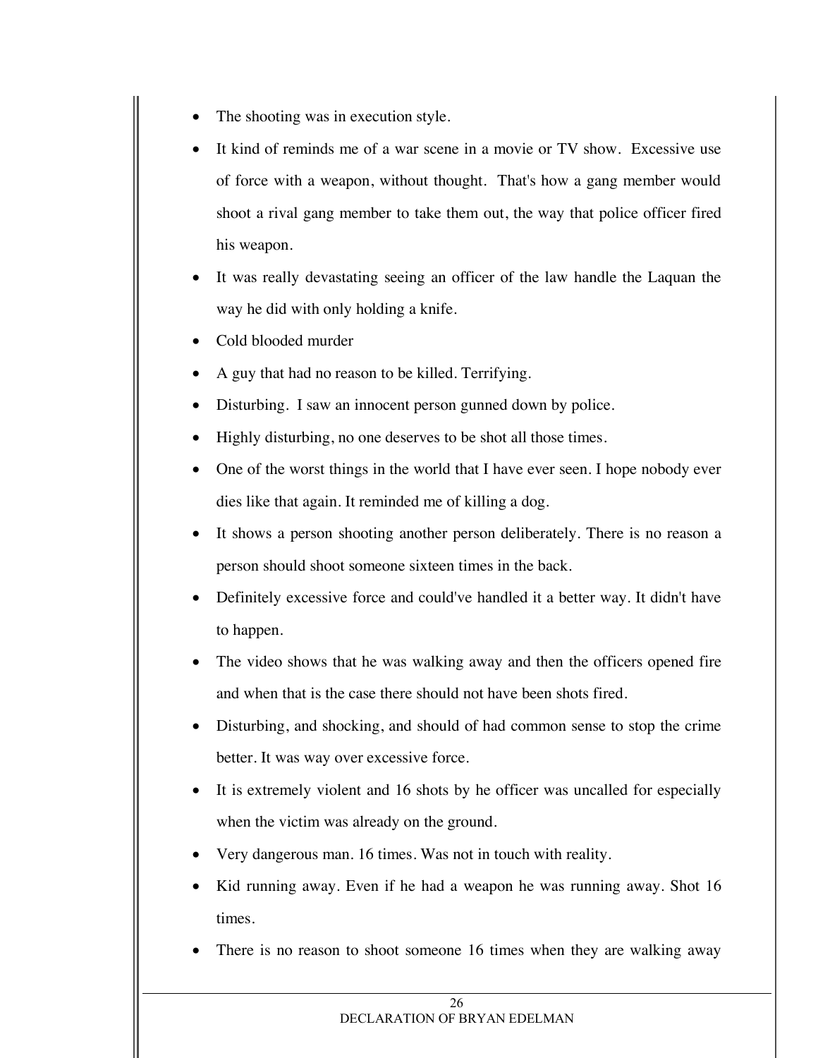- The shooting was in execution style.
- It kind of reminds me of a war scene in a movie or TV show. Excessive use of force with a weapon, without thought. That's how a gang member would shoot a rival gang member to take them out, the way that police officer fired his weapon.
- It was really devastating seeing an officer of the law handle the Laquan the way he did with only holding a knife.
- Cold blooded murder
- A guy that had no reason to be killed. Terrifying.
- Disturbing. I saw an innocent person gunned down by police.
- Highly disturbing, no one deserves to be shot all those times.
- One of the worst things in the world that I have ever seen. I hope nobody ever dies like that again. It reminded me of killing a dog.
- It shows a person shooting another person deliberately. There is no reason a person should shoot someone sixteen times in the back.
- Definitely excessive force and could've handled it a better way. It didn't have to happen.
- The video shows that he was walking away and then the officers opened fire and when that is the case there should not have been shots fired.
- Disturbing, and shocking, and should of had common sense to stop the crime better. It was way over excessive force.
- It is extremely violent and 16 shots by he officer was uncalled for especially when the victim was already on the ground.
- Very dangerous man. 16 times. Was not in touch with reality.
- Kid running away. Even if he had a weapon he was running away. Shot 16 times.
- There is no reason to shoot someone 16 times when they are walking away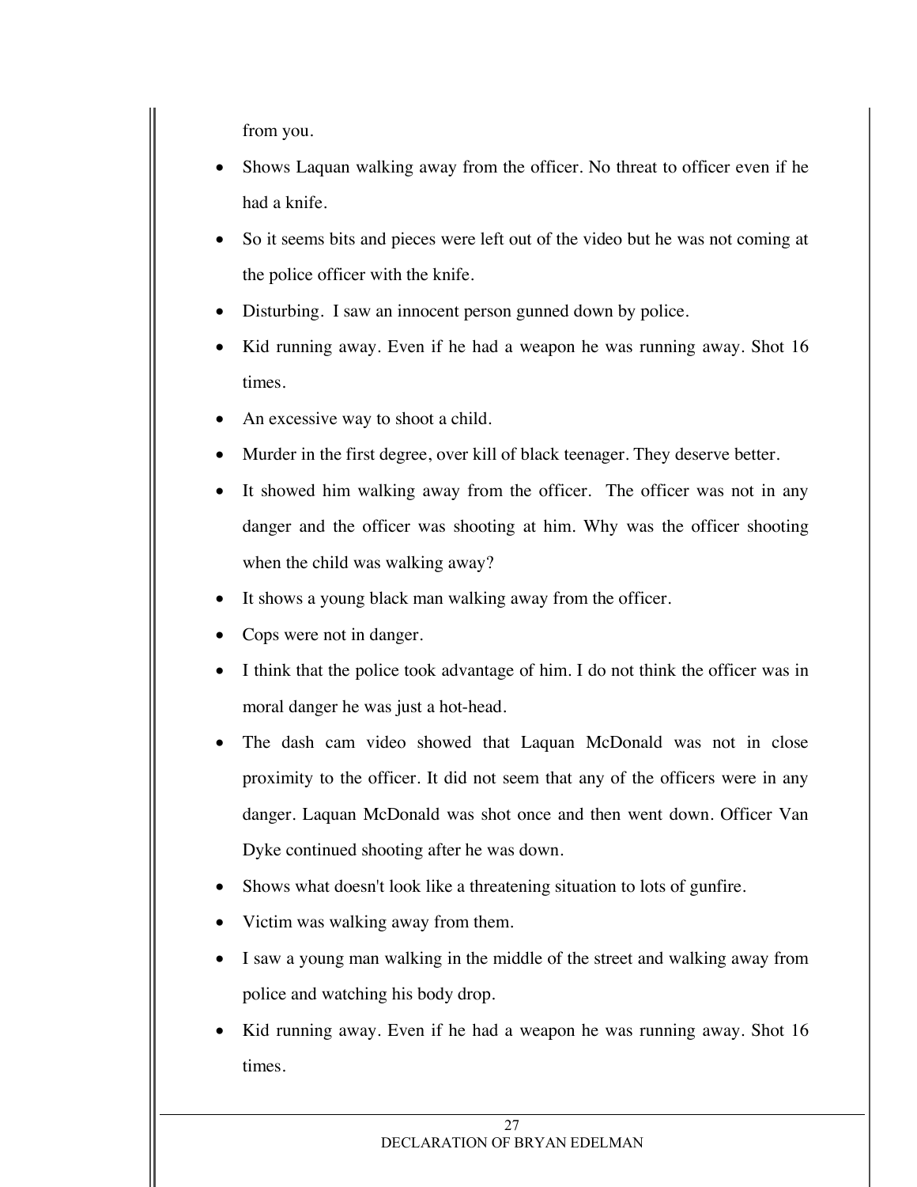from you.

- Shows Laquan walking away from the officer. No threat to officer even if he had a knife.
- So it seems bits and pieces were left out of the video but he was not coming at the police officer with the knife.
- Disturbing. I saw an innocent person gunned down by police.
- Kid running away. Even if he had a weapon he was running away. Shot 16 times.
- An excessive way to shoot a child.
- Murder in the first degree, over kill of black teenager. They deserve better.
- It showed him walking away from the officer. The officer was not in any danger and the officer was shooting at him. Why was the officer shooting when the child was walking away?
- It shows a young black man walking away from the officer.
- Cops were not in danger.
- I think that the police took advantage of him. I do not think the officer was in moral danger he was just a hot-head.
- The dash cam video showed that Laquan McDonald was not in close proximity to the officer. It did not seem that any of the officers were in any danger. Laquan McDonald was shot once and then went down. Officer Van Dyke continued shooting after he was down.
- Shows what doesn't look like a threatening situation to lots of gunfire.
- Victim was walking away from them.
- I saw a young man walking in the middle of the street and walking away from police and watching his body drop.
- Kid running away. Even if he had a weapon he was running away. Shot 16 times.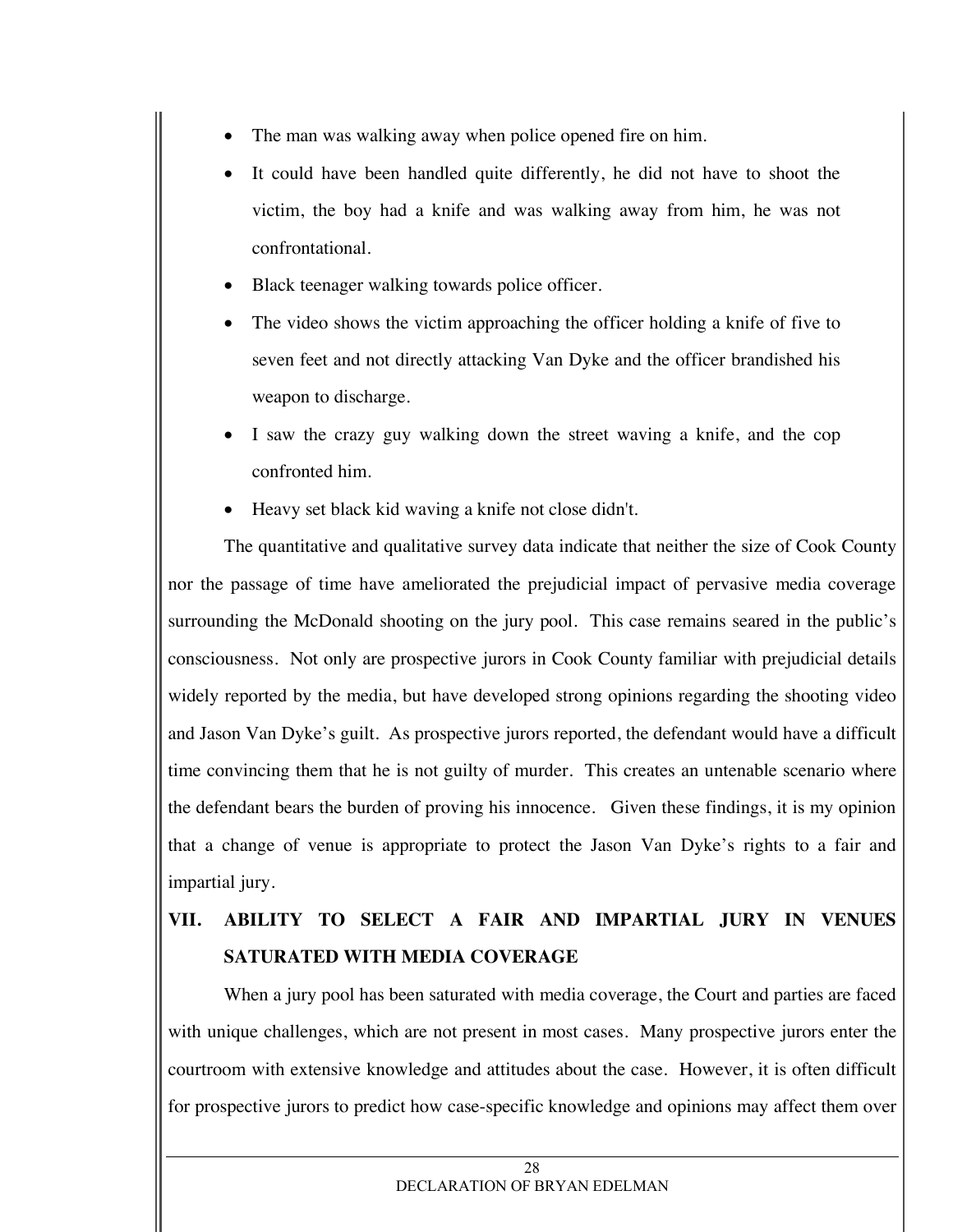- The man was walking away when police opened fire on him.
- It could have been handled quite differently, he did not have to shoot the victim, the boy had a knife and was walking away from him, he was not confrontational.
- Black teenager walking towards police officer.
- The video shows the victim approaching the officer holding a knife of five to seven feet and not directly attacking Van Dyke and the officer brandished his weapon to discharge.
- I saw the crazy guy walking down the street waving a knife, and the cop confronted him.
- Heavy set black kid waving a knife not close didn't.

The quantitative and qualitative survey data indicate that neither the size of Cook County nor the passage of time have ameliorated the prejudicial impact of pervasive media coverage surrounding the McDonald shooting on the jury pool. This case remains seared in the public's consciousness. Not only are prospective jurors in Cook County familiar with prejudicial details widely reported by the media, but have developed strong opinions regarding the shooting video and Jason Van Dyke's guilt. As prospective jurors reported, the defendant would have a difficult time convincing them that he is not guilty of murder. This creates an untenable scenario where the defendant bears the burden of proving his innocence. Given these findings, it is my opinion that a change of venue is appropriate to protect the Jason Van Dyke's rights to a fair and impartial jury.

## VII. ABILITY TO SELECT A FAIR AND IMPARTIAL JURY IN VENUES SATURATED WITH MEDIA COVERAGE

When a jury pool has been saturated with media coverage, the Court and parties are faced with unique challenges, which are not present in most cases. Many prospective jurors enter the courtroom with extensive knowledge and attitudes about the case. However, it is often difficult for prospective jurors to predict how case-specific knowledge and opinions may affect them over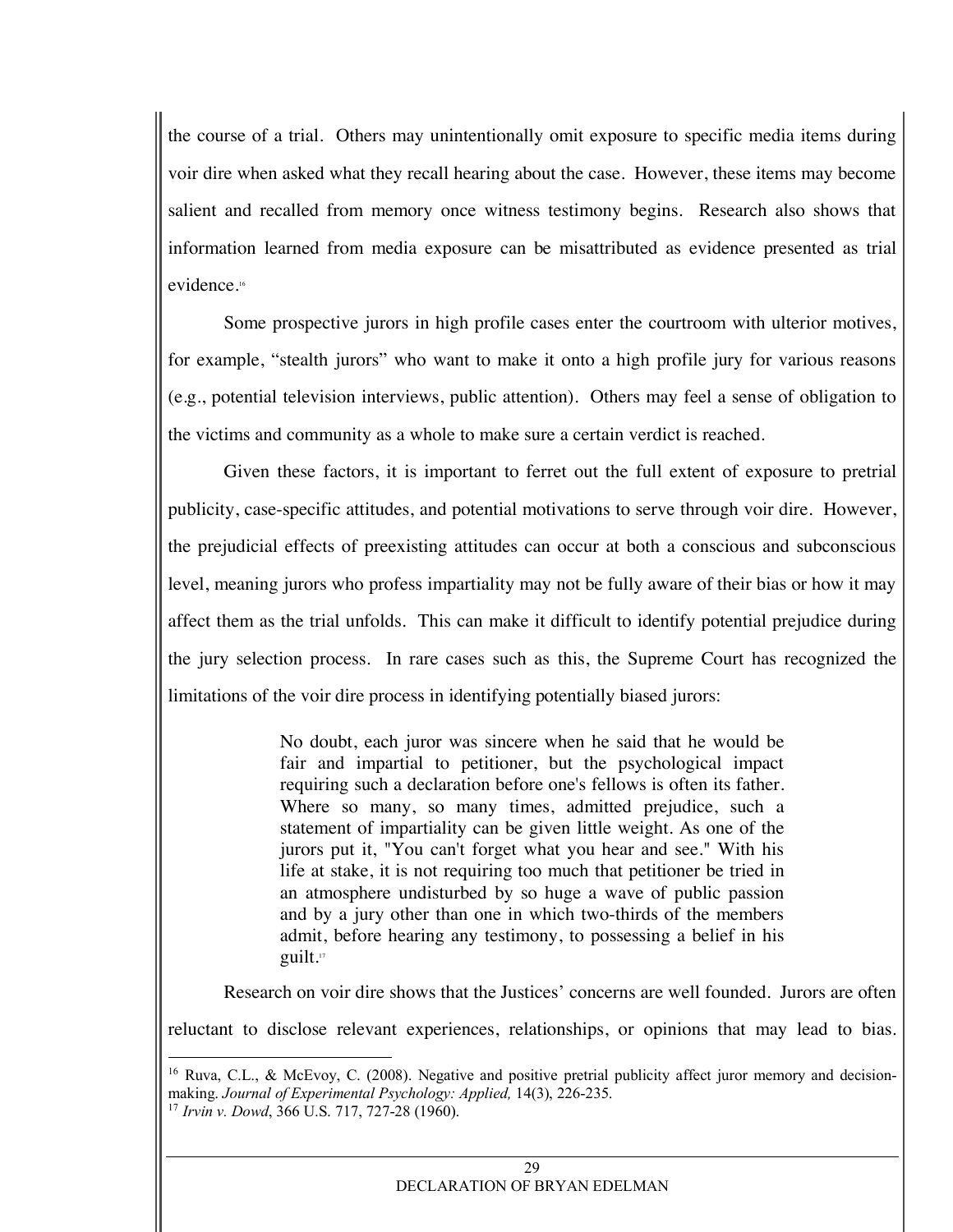the course of a trial. Others may unintentionally omit exposure to specific media items during voir dire when asked what they recall hearing about the case. However, these items may become salient and recalled from memory once witness testimony begins. Research also shows that information learned from media exposure can be misattributed as evidence presented as trial evidence.[16]

Some prospective jurors in high profile cases enter the courtroom with ulterior motives, for example, "stealth jurors" who want to make it onto a high profile jury for various reasons (e.g., potential television interviews, public attention). Others may feel a sense of obligation to the victims and community as a whole to make sure a certain verdict is reached.

Given these factors, it is important to ferret out the full extent of exposure to pretrial publicity, case-specific attitudes, and potential motivations to serve through voir dire. However, the prejudicial effects of preexisting attitudes can occur at both a conscious and subconscious level, meaning jurors who profess impartiality may not be fully aware of their bias or how it may affect them as the trial unfolds. This can make it difficult to identify potential prejudice during the jury selection process. In rare cases such as this, the Supreme Court has recognized the limitations of the voir dire process in identifying potentially biased jurors:

> No doubt, each juror was sincere when he said that he would be fair and impartial to petitioner, but the psychological impact requiring such a declaration before one's fellows is often its father. Where so many, so many times, admitted prejudice, such a statement of impartiality can be given little weight. As one of the jurors put it, "You can't forget what you hear and see." With his life at stake, it is not requiring too much that petitioner be tried in an atmosphere undisturbed by so huge a wave of public passion and by a jury other than one in which two-thirds of the members admit, before hearing any testimony, to possessing a belief in his guilt.[17]

Research on voir dire shows that the Justices' concerns are well founded. Jurors are often reluctant to disclose relevant experiences, relationships, or opinions that may lead to bias.

---

[16] Ruva, C.L., & McEvoy, C. (2008). Negative and positive pretrial publicity affect juror memory and decision-making. *Journal of Experimental Psychology: Applied,* 14(3), 226-235.

[17] *Irvin v. Dowd*, 366 U.S. 717, 727-28 (1960).

DECLARATION OF BRYAN EDELMAN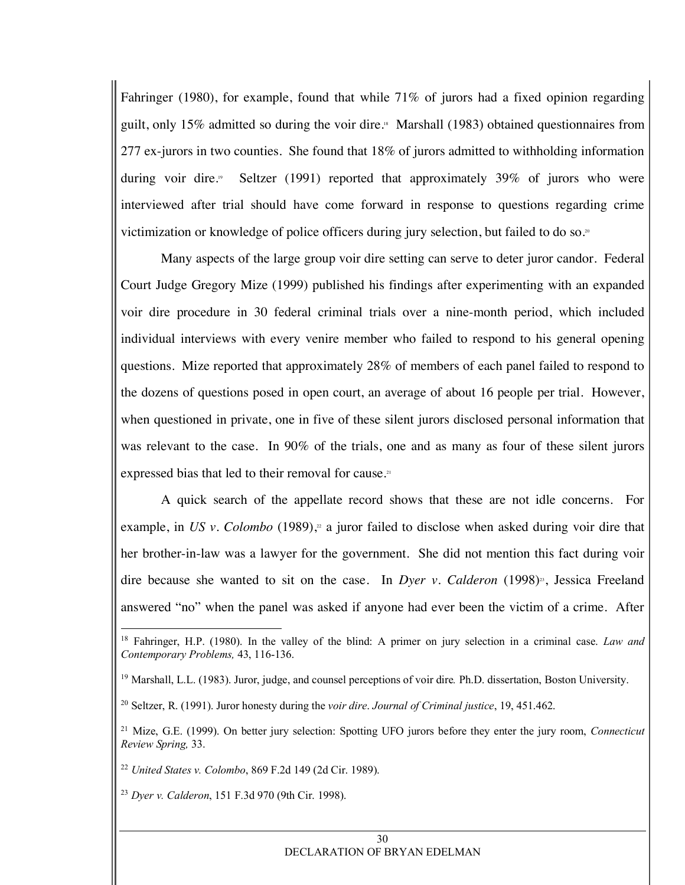Fahringer (1980), for example, found that while 71% of jurors had a fixed opinion regarding guilt, only 15% admitted so during the voir dire.[18] Marshall (1983) obtained questionnaires from 277 ex-jurors in two counties. She found that 18% of jurors admitted to withholding information during voir dire.[19] Seltzer (1991) reported that approximately 39% of jurors who were interviewed after trial should have come forward in response to questions regarding crime victimization or knowledge of police officers during jury selection, but failed to do so.[20]

Many aspects of the large group voir dire setting can serve to deter juror candor. Federal Court Judge Gregory Mize (1999) published his findings after experimenting with an expanded voir dire procedure in 30 federal criminal trials over a nine-month period, which included individual interviews with every venire member who failed to respond to his general opening questions. Mize reported that approximately 28% of members of each panel failed to respond to the dozens of questions posed in open court, an average of about 16 people per trial. However, when questioned in private, one in five of these silent jurors disclosed personal information that was relevant to the case. In 90% of the trials, one and as many as four of these silent jurors expressed bias that led to their removal for cause.[21]

A quick search of the appellate record shows that these are not idle concerns. For example, in *US v. Colombo* (1989),[22] a juror failed to disclose when asked during voir dire that her brother-in-law was a lawyer for the government. She did not mention this fact during voir dire because she wanted to sit on the case. In *Dyer v. Calderon* (1998)[23], Jessica Freeland answered "no" when the panel was asked if anyone had ever been the victim of a crime. After

---

[18] Fahringer, H.P. (1980). In the valley of the blind: A primer on jury selection in a criminal case. *Law and Contemporary Problems,* 43, 116-136.

[19] Marshall, L.L. (1983). Juror, judge, and counsel perceptions of voir dire*.* Ph.D. dissertation, Boston University.

[20] Seltzer, R. (1991). Juror honesty during the *voir dire*. *Journal of Criminal justice*, 19, 451.462.

[21] Mize, G.E. (1999). On better jury selection: Spotting UFO jurors before they enter the jury room, *Connecticut Review Spring,* 33.

[22] *United States v. Colombo*, 869 F.2d 149 (2d Cir. 1989).

[23] *Dyer v. Calderon*, 151 F.3d 970 (9th Cir. 1998).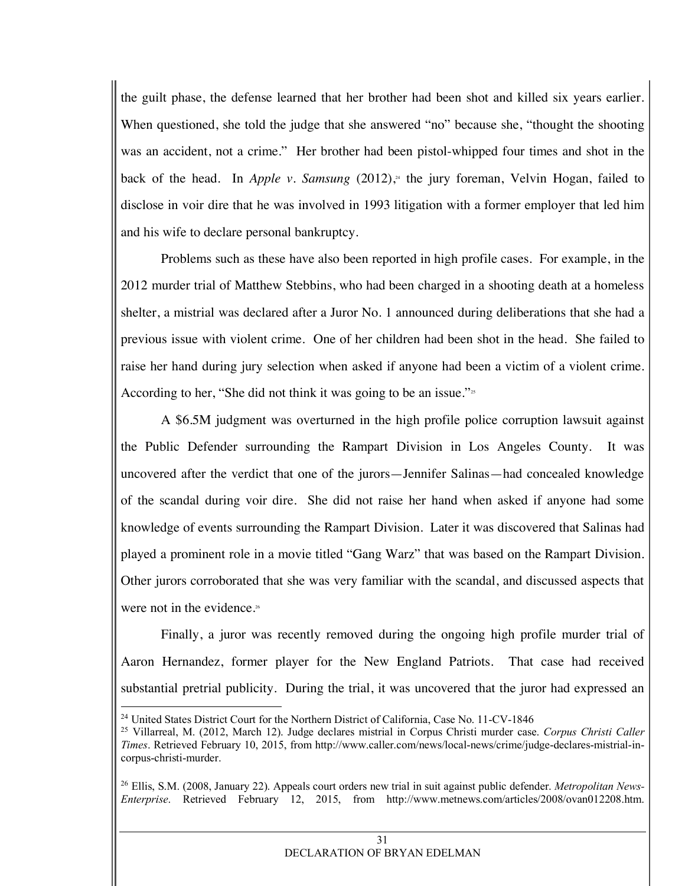the guilt phase, the defense learned that her brother had been shot and killed six years earlier. When questioned, she told the judge that she answered "no" because she, "thought the shooting was an accident, not a crime." Her brother had been pistol-whipped four times and shot in the back of the head. In *Apple v. Samsung* (2012),[24] the jury foreman, Velvin Hogan, failed to disclose in voir dire that he was involved in 1993 litigation with a former employer that led him and his wife to declare personal bankruptcy.

Problems such as these have also been reported in high profile cases. For example, in the 2012 murder trial of Matthew Stebbins, who had been charged in a shooting death at a homeless shelter, a mistrial was declared after a Juror No. 1 announced during deliberations that she had a previous issue with violent crime. One of her children had been shot in the head. She failed to raise her hand during jury selection when asked if anyone had been a victim of a violent crime. According to her, "She did not think it was going to be an issue."[25]

A $6.5M judgment was overturned in the high profile police corruption lawsuit against the Public Defender surrounding the Rampart Division in Los Angeles County. It was uncovered after the verdict that one of the jurors—Jennifer Salinas—had concealed knowledge of the scandal during voir dire. She did not raise her hand when asked if anyone had some knowledge of events surrounding the Rampart Division. Later it was discovered that Salinas had played a prominent role in a movie titled "Gang Warz" that was based on the Rampart Division. Other jurors corroborated that she was very familiar with the scandal, and discussed aspects that were not in the evidence.[26]

Finally, a juror was recently removed during the ongoing high profile murder trial of Aaron Hernandez, former player for the New England Patriots. That case had received substantial pretrial publicity. During the trial, it was uncovered that the juror had expressed an

---

[24] United States District Court for the Northern District of California, Case No. 11-CV-1846

[25] Villarreal, M. (2012, March 12). Judge declares mistrial in Corpus Christi murder case. *Corpus Christi Caller Times*. Retrieved February 10, 2015, from http://www.caller.com/news/local-news/crime/judge-declares-mistrial-in-corpus-christi-murder.

[26] Ellis, S.M. (2008, January 22). Appeals court orders new trial in suit against public defender. *Metropolitan News-Enterprise*. Retrieved February 12, 2015, from http://www.metnews.com/articles/2008/ovan012208.htm.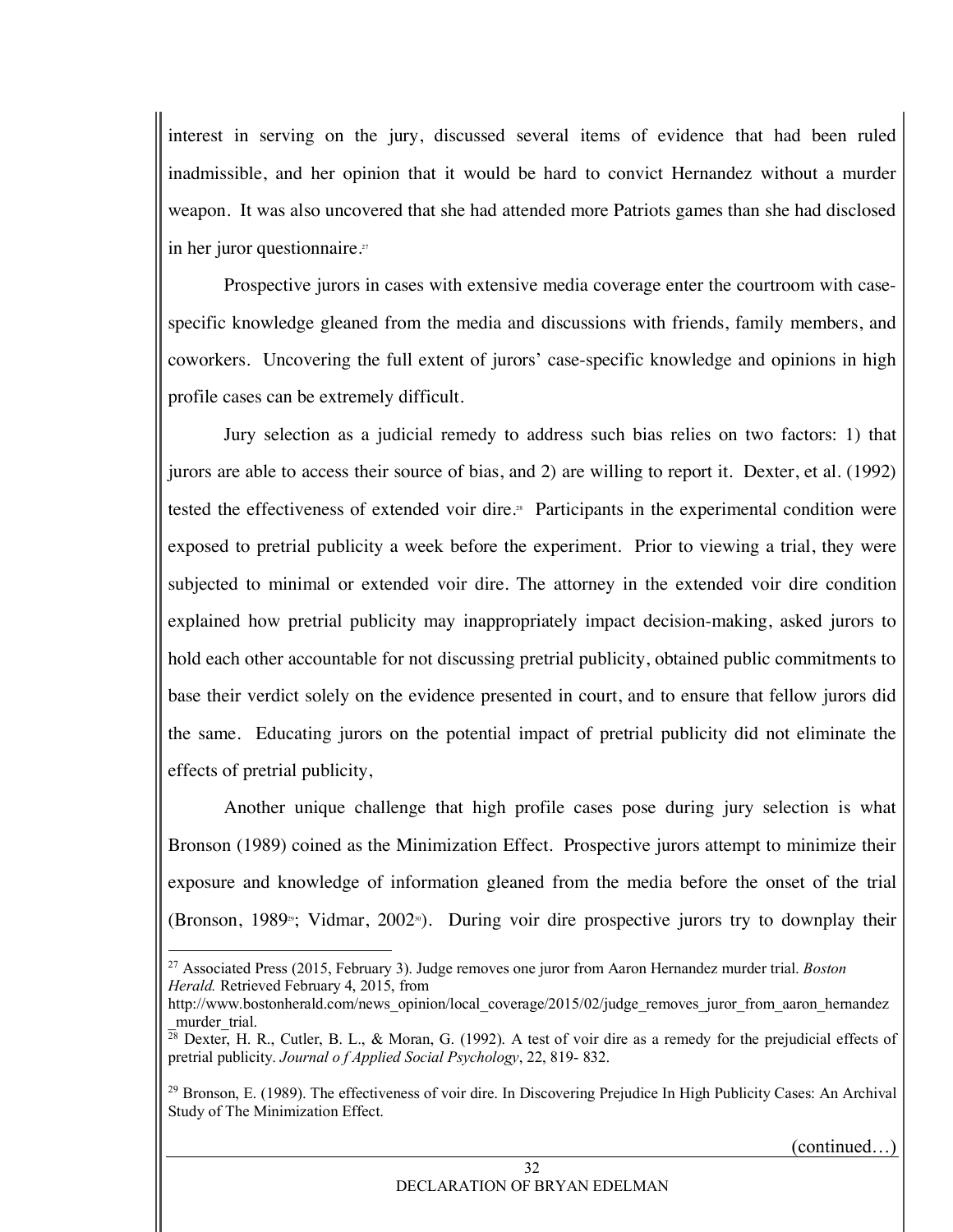interest in serving on the jury, discussed several items of evidence that had been ruled inadmissible, and her opinion that it would be hard to convict Hernandez without a murder weapon. It was also uncovered that she had attended more Patriots games than she had disclosed in her juror questionnaire.[27]

Prospective jurors in cases with extensive media coverage enter the courtroom with case-specific knowledge gleaned from the media and discussions with friends, family members, and coworkers. Uncovering the full extent of jurors' case-specific knowledge and opinions in high profile cases can be extremely difficult.

Jury selection as a judicial remedy to address such bias relies on two factors: 1) that jurors are able to access their source of bias, and 2) are willing to report it. Dexter, et al. (1992) tested the effectiveness of extended voir dire.[28] Participants in the experimental condition were exposed to pretrial publicity a week before the experiment. Prior to viewing a trial, they were subjected to minimal or extended voir dire. The attorney in the extended voir dire condition explained how pretrial publicity may inappropriately impact decision-making, asked jurors to hold each other accountable for not discussing pretrial publicity, obtained public commitments to base their verdict solely on the evidence presented in court, and to ensure that fellow jurors did the same. Educating jurors on the potential impact of pretrial publicity did not eliminate the effects of pretrial publicity,

Another unique challenge that high profile cases pose during jury selection is what Bronson (1989) coined as the Minimization Effect. Prospective jurors attempt to minimize their exposure and knowledge of information gleaned from the media before the onset of the trial (Bronson, 1989[29]; Vidmar, 2002[30]). During voir dire prospective jurors try to downplay their

---

[27] Associated Press (2015, February 3). Judge removes one juror from Aaron Hernandez murder trial. *Boston Herald.* Retrieved February 4, 2015, from http://www.bostonherald.com/news_opinion/local_coverage/2015/02/judge_removes_juror_from_aaron_hernandez_murder_trial.

[28] Dexter, H. R., Cutler, B. L., & Moran, G. (1992). A test of voir dire as a remedy for the prejudicial effects of pretrial publicity. *Journal o f Applied Social Psychology*, 22, 819- 832.

[29] Bronson, E. (1989). The effectiveness of voir dire. In Discovering Prejudice In High Publicity Cases: An Archival Study of The Minimization Effect.

(continued…)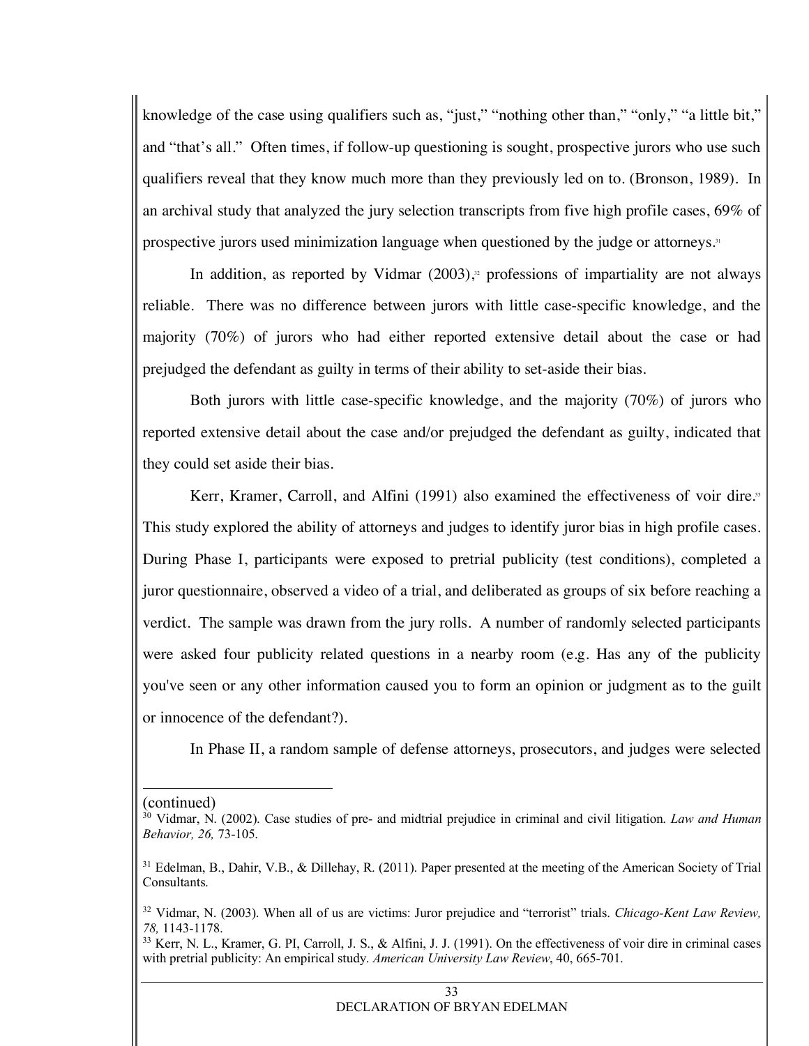knowledge of the case using qualifiers such as, "just," "nothing other than," "only," "a little bit," and "that's all." Often times, if follow-up questioning is sought, prospective jurors who use such qualifiers reveal that they know much more than they previously led on to. (Bronson, 1989). In an archival study that analyzed the jury selection transcripts from five high profile cases, 69% of prospective jurors used minimization language when questioned by the judge or attorneys.[31]

In addition, as reported by Vidmar (2003),[32] professions of impartiality are not always reliable. There was no difference between jurors with little case-specific knowledge, and the majority (70%) of jurors who had either reported extensive detail about the case or had prejudged the defendant as guilty in terms of their ability to set-aside their bias.

Both jurors with little case-specific knowledge, and the majority (70%) of jurors who reported extensive detail about the case and/or prejudged the defendant as guilty, indicated that they could set aside their bias.

Kerr, Kramer, Carroll, and Alfini (1991) also examined the effectiveness of voir dire.[33] This study explored the ability of attorneys and judges to identify juror bias in high profile cases. During Phase I, participants were exposed to pretrial publicity (test conditions), completed a juror questionnaire, observed a video of a trial, and deliberated as groups of six before reaching a verdict. The sample was drawn from the jury rolls. A number of randomly selected participants were asked four publicity related questions in a nearby room (e.g. Has any of the publicity you've seen or any other information caused you to form an opinion or judgment as to the guilt or innocence of the defendant?).

In Phase II, a random sample of defense attorneys, prosecutors, and judges were selected

---

(continued)

[30] Vidmar, N. (2002). Case studies of pre- and midtrial prejudice in criminal and civil litigation. *Law and Human Behavior, 26,* 73-105.

[31] Edelman, B., Dahir, V.B., & Dillehay, R. (2011). Paper presented at the meeting of the American Society of Trial Consultants.

[32] Vidmar, N. (2003). When all of us are victims: Juror prejudice and "terrorist" trials. *Chicago-Kent Law Review, 78,* 1143-1178.

[33] Kerr, N. L., Kramer, G. PI, Carroll, J. S., & Alfini, J. J. (1991). On the effectiveness of voir dire in criminal cases with pretrial publicity: An empirical study. *American University Law Review*, 40, 665-701.

DECLARATION OF BRYAN EDELMAN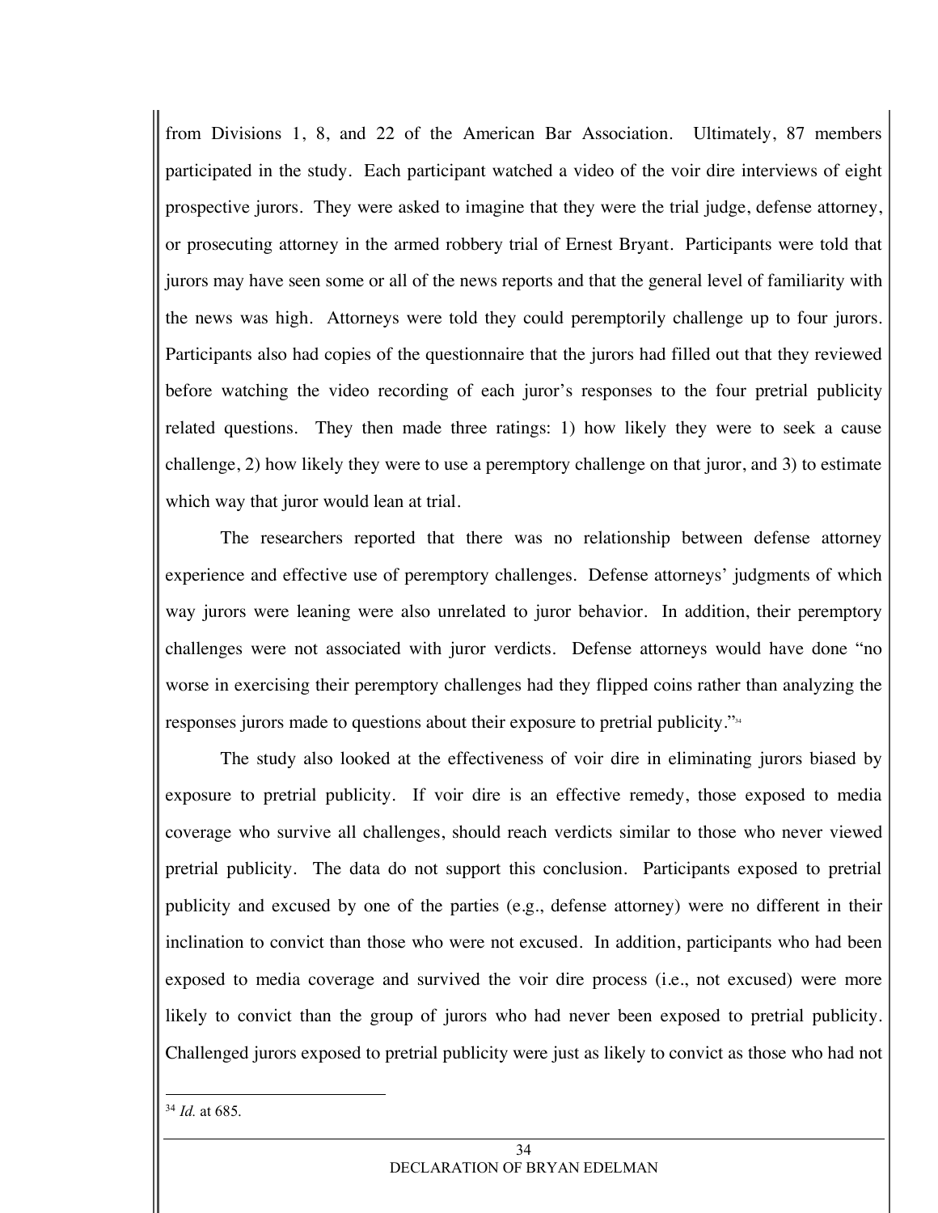from Divisions 1, 8, and 22 of the American Bar Association. Ultimately, 87 members participated in the study. Each participant watched a video of the voir dire interviews of eight prospective jurors. They were asked to imagine that they were the trial judge, defense attorney, or prosecuting attorney in the armed robbery trial of Ernest Bryant. Participants were told that jurors may have seen some or all of the news reports and that the general level of familiarity with the news was high. Attorneys were told they could peremptorily challenge up to four jurors. Participants also had copies of the questionnaire that the jurors had filled out that they reviewed before watching the video recording of each juror's responses to the four pretrial publicity related questions. They then made three ratings: 1) how likely they were to seek a cause challenge, 2) how likely they were to use a peremptory challenge on that juror, and 3) to estimate which way that juror would lean at trial.

The researchers reported that there was no relationship between defense attorney experience and effective use of peremptory challenges. Defense attorneys' judgments of which way jurors were leaning were also unrelated to juror behavior. In addition, their peremptory challenges were not associated with juror verdicts. Defense attorneys would have done "no worse in exercising their peremptory challenges had they flipped coins rather than analyzing the responses jurors made to questions about their exposure to pretrial publicity."[34]

The study also looked at the effectiveness of voir dire in eliminating jurors biased by exposure to pretrial publicity. If voir dire is an effective remedy, those exposed to media coverage who survive all challenges, should reach verdicts similar to those who never viewed pretrial publicity. The data do not support this conclusion. Participants exposed to pretrial publicity and excused by one of the parties (e.g., defense attorney) were no different in their inclination to convict than those who were not excused. In addition, participants who had been exposed to media coverage and survived the voir dire process (i.e., not excused) were more likely to convict than the group of jurors who had never been exposed to pretrial publicity. Challenged jurors exposed to pretrial publicity were just as likely to convict as those who had not

---

[34] *Id.* at 685.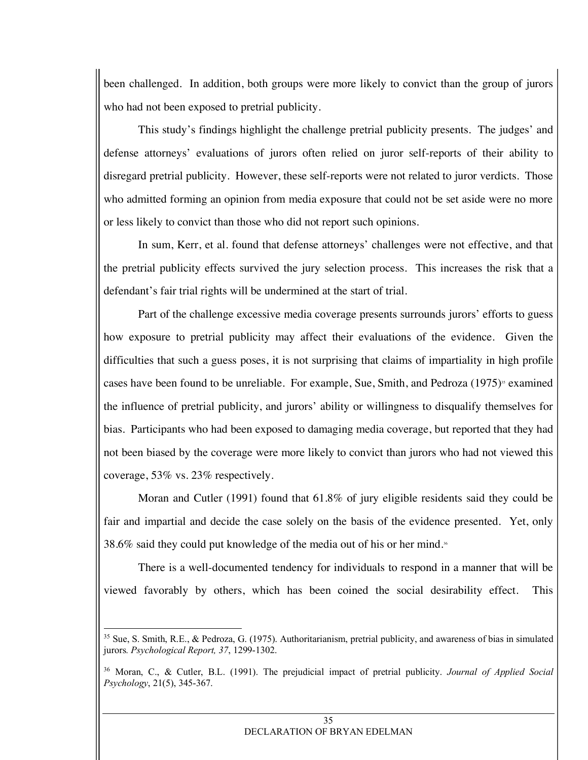been challenged. In addition, both groups were more likely to convict than the group of jurors who had not been exposed to pretrial publicity.

This study's findings highlight the challenge pretrial publicity presents. The judges' and defense attorneys' evaluations of jurors often relied on juror self-reports of their ability to disregard pretrial publicity. However, these self-reports were not related to juror verdicts. Those who admitted forming an opinion from media exposure that could not be set aside were no more or less likely to convict than those who did not report such opinions.

In sum, Kerr, et al. found that defense attorneys' challenges were not effective, and that the pretrial publicity effects survived the jury selection process. This increases the risk that a defendant's fair trial rights will be undermined at the start of trial.

Part of the challenge excessive media coverage presents surrounds jurors' efforts to guess how exposure to pretrial publicity may affect their evaluations of the evidence. Given the difficulties that such a guess poses, it is not surprising that claims of impartiality in high profile cases have been found to be unreliable. For example, Sue, Smith, and Pedroza (1975)[35] examined the influence of pretrial publicity, and jurors' ability or willingness to disqualify themselves for bias. Participants who had been exposed to damaging media coverage, but reported that they had not been biased by the coverage were more likely to convict than jurors who had not viewed this coverage, 53% vs. 23% respectively.

Moran and Cutler (1991) found that 61.8% of jury eligible residents said they could be fair and impartial and decide the case solely on the basis of the evidence presented. Yet, only 38.6% said they could put knowledge of the media out of his or her mind.[36]

There is a well-documented tendency for individuals to respond in a manner that will be viewed favorably by others, which has been coined the social desirability effect. This

---

[35] Sue, S. Smith, R.E., & Pedroza, G. (1975). Authoritarianism, pretrial publicity, and awareness of bias in simulated jurors. *Psychological Report, 37*, 1299-1302.

[36] Moran, C., & Cutler, B.L. (1991). The prejudicial impact of pretrial publicity. *Journal of Applied Social Psychology*, 21(5), 345-367.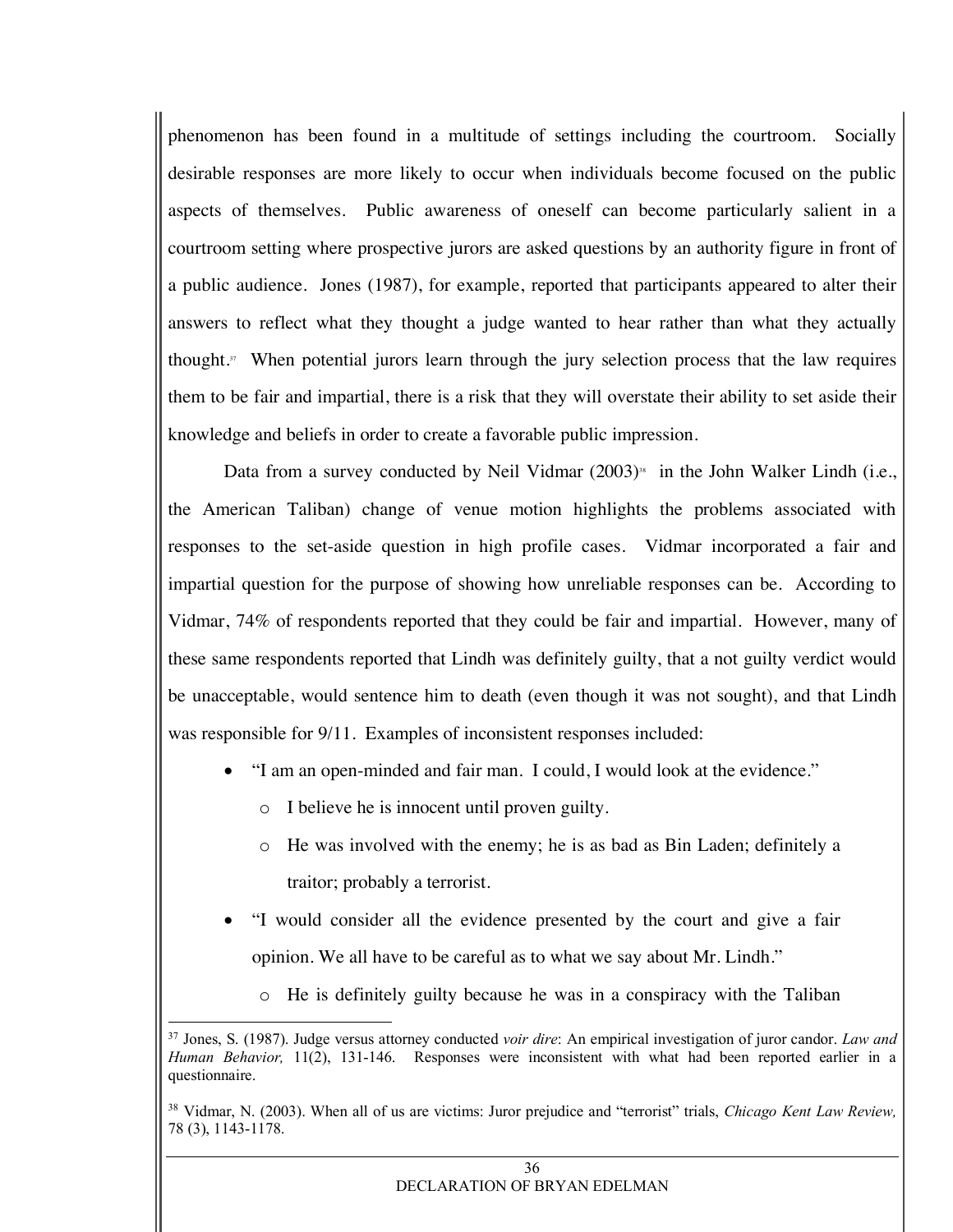phenomenon has been found in a multitude of settings including the courtroom. Socially desirable responses are more likely to occur when individuals become focused on the public aspects of themselves. Public awareness of oneself can become particularly salient in a courtroom setting where prospective jurors are asked questions by an authority figure in front of a public audience. Jones (1987), for example, reported that participants appeared to alter their answers to reflect what they thought a judge wanted to hear rather than what they actually thought.[37] When potential jurors learn through the jury selection process that the law requires them to be fair and impartial, there is a risk that they will overstate their ability to set aside their knowledge and beliefs in order to create a favorable public impression.

Data from a survey conducted by Neil Vidmar (2003)[38] in the John Walker Lindh (i.e., the American Taliban) change of venue motion highlights the problems associated with responses to the set-aside question in high profile cases. Vidmar incorporated a fair and impartial question for the purpose of showing how unreliable responses can be. According to Vidmar, 74% of respondents reported that they could be fair and impartial. However, many of these same respondents reported that Lindh was definitely guilty, that a not guilty verdict would be unacceptable, would sentence him to death (even though it was not sought), and that Lindh was responsible for 9/11. Examples of inconsistent responses included:

- "I am an open-minded and fair man. I could, I would look at the evidence."
  - I believe he is innocent until proven guilty.
  - He was involved with the enemy; he is as bad as Bin Laden; definitely a traitor; probably a terrorist.
- "I would consider all the evidence presented by the court and give a fair opinion. We all have to be careful as to what we say about Mr. Lindh."
  - He is definitely guilty because he was in a conspiracy with the Taliban

---

[37] Jones, S. (1987). Judge versus attorney conducted *voir dire*: An empirical investigation of juror candor. *Law and Human Behavior,* 11(2), 131-146. Responses were inconsistent with what had been reported earlier in a questionnaire.

[38] Vidmar, N. (2003). When all of us are victims: Juror prejudice and "terrorist" trials, *Chicago Kent Law Review,* 78 (3), 1143-1178.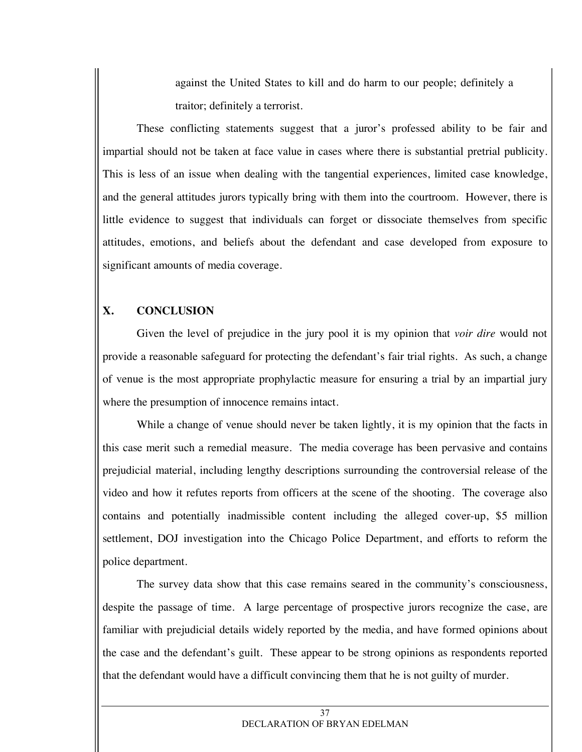against the United States to kill and do harm to our people; definitely a traitor; definitely a terrorist.

These conflicting statements suggest that a juror's professed ability to be fair and impartial should not be taken at face value in cases where there is substantial pretrial publicity. This is less of an issue when dealing with the tangential experiences, limited case knowledge, and the general attitudes jurors typically bring with them into the courtroom. However, there is little evidence to suggest that individuals can forget or dissociate themselves from specific attitudes, emotions, and beliefs about the defendant and case developed from exposure to significant amounts of media coverage.

## X. CONCLUSION

Given the level of prejudice in the jury pool it is my opinion that *voir dire* would not provide a reasonable safeguard for protecting the defendant's fair trial rights. As such, a change of venue is the most appropriate prophylactic measure for ensuring a trial by an impartial jury where the presumption of innocence remains intact.

While a change of venue should never be taken lightly, it is my opinion that the facts in this case merit such a remedial measure. The media coverage has been pervasive and contains prejudicial material, including lengthy descriptions surrounding the controversial release of the video and how it refutes reports from officers at the scene of the shooting. The coverage also contains and potentially inadmissible content including the alleged cover-up, $5 million settlement, DOJ investigation into the Chicago Police Department, and efforts to reform the police department.

The survey data show that this case remains seared in the community's consciousness, despite the passage of time. A large percentage of prospective jurors recognize the case, are familiar with prejudicial details widely reported by the media, and have formed opinions about the case and the defendant's guilt. These appear to be strong opinions as respondents reported that the defendant would have a difficult convincing them that he is not guilty of murder.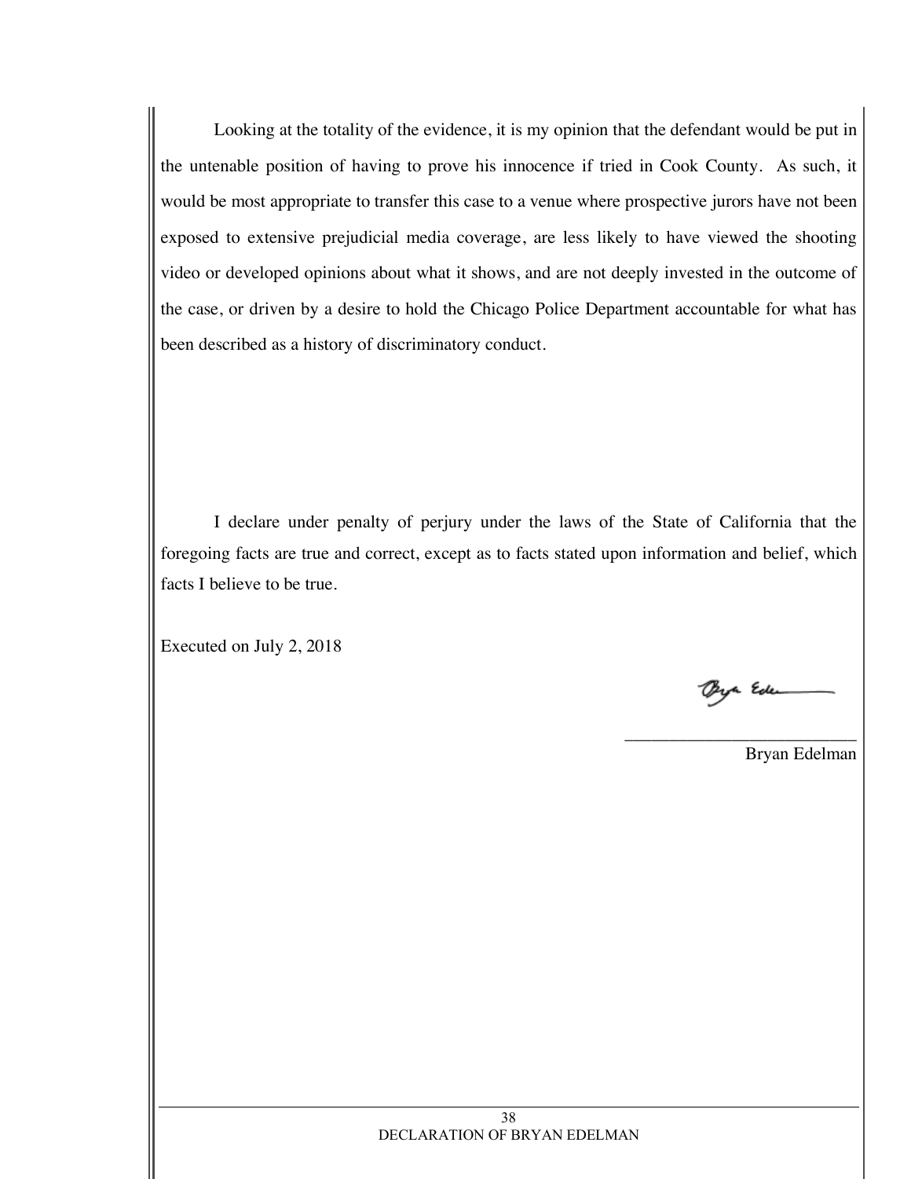Looking at the totality of the evidence, it is my opinion that the defendant would be put in the untenable position of having to prove his innocence if tried in Cook County. As such, it would be most appropriate to transfer this case to a venue where prospective jurors have not been exposed to extensive prejudicial media coverage, are less likely to have viewed the shooting video or developed opinions about what it shows, and are not deeply invested in the outcome of the case, or driven by a desire to hold the Chicago Police Department accountable for what has been described as a history of discriminatory conduct.

I declare under penalty of perjury under the laws of the State of California that the foregoing facts are true and correct, except as to facts stated upon information and belief, which facts I believe to be true.

Executed on July 2, 2018

\_\_\_\_\_\_\_\_\_\_\_\_\_\_\_\_\_\_\_\_\_\_\_\_\_\_\_

Bryan Edelman

DECLARATION OF BRYAN EDELMAN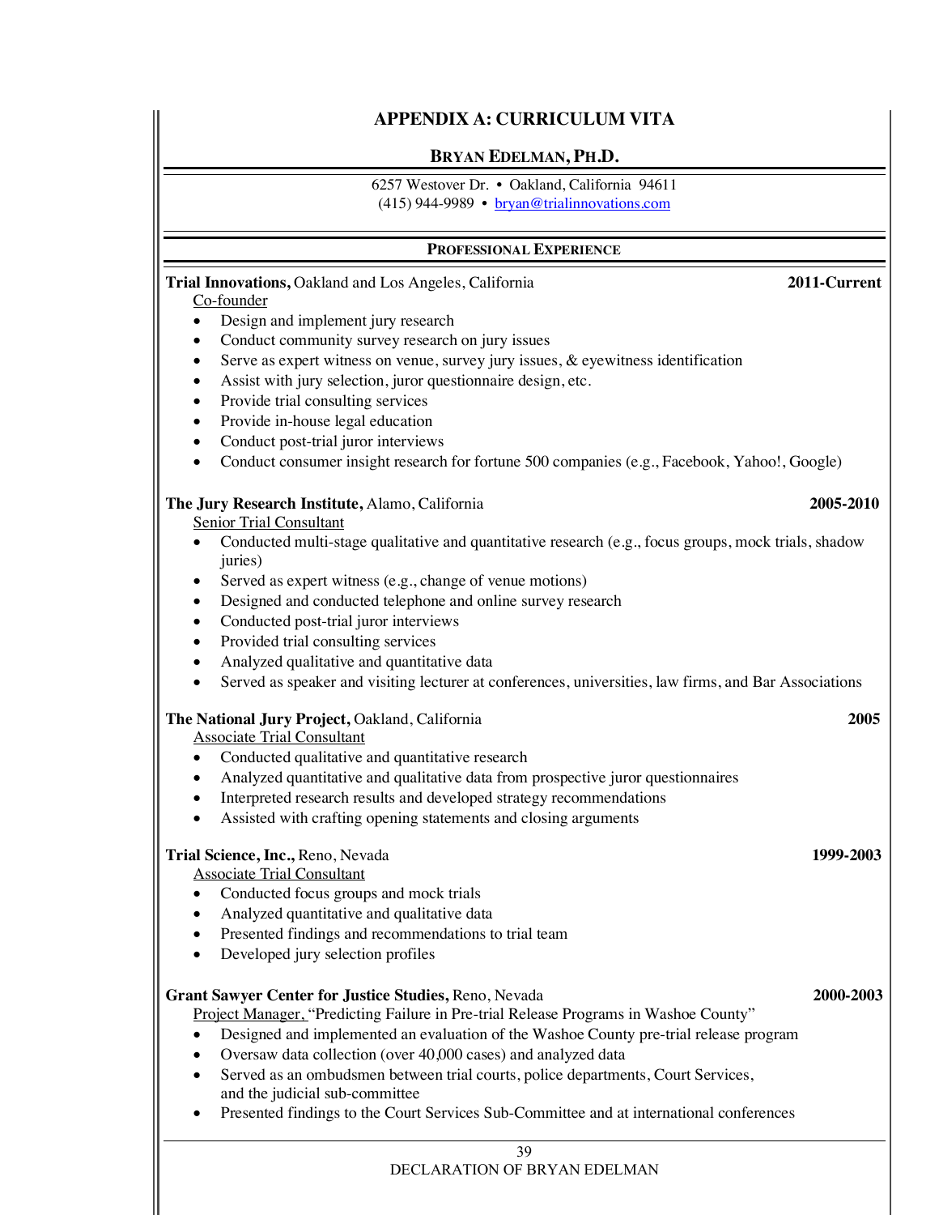# APPENDIX A: CURRICULUM VITA

## BRYAN EDELMAN, PH.D.

6257 Westover Dr. • Oakland, California 94611
(415) 944-9989 • bryan@trialinnovations.com

### PROFESSIONAL EXPERIENCE

**Trial Innovations,** Oakland and Los Angeles, California **2011-Current**
Co-founder

- Design and implement jury research
- Conduct community survey research on jury issues
- Serve as expert witness on venue, survey jury issues, & eyewitness identification
- Assist with jury selection, juror questionnaire design, etc.
- Provide trial consulting services
- Provide in-house legal education
- Conduct post-trial juror interviews
- Conduct consumer insight research for fortune 500 companies (e.g., Facebook, Yahoo!, Google)

**The Jury Research Institute,** Alamo, California **2005-2010**
Senior Trial Consultant

- Conducted multi-stage qualitative and quantitative research (e.g., focus groups, mock trials, shadow juries)
- Served as expert witness (e.g., change of venue motions)
- Designed and conducted telephone and online survey research
- Conducted post-trial juror interviews
- Provided trial consulting services
- Analyzed qualitative and quantitative data
- Served as speaker and visiting lecturer at conferences, universities, law firms, and Bar Associations

**The National Jury Project,** Oakland, California **2005**
Associate Trial Consultant

- Conducted qualitative and quantitative research
- Analyzed quantitative and qualitative data from prospective juror questionnaires
- Interpreted research results and developed strategy recommendations
- Assisted with crafting opening statements and closing arguments

**Trial Science, Inc.,** Reno, Nevada **1999-2003**
Associate Trial Consultant

- Conducted focus groups and mock trials
- Analyzed quantitative and qualitative data
- Presented findings and recommendations to trial team
- Developed jury selection profiles

**Grant Sawyer Center for Justice Studies,** Reno, Nevada **2000-2003**
Project Manager, "Predicting Failure in Pre-trial Release Programs in Washoe County"

- Designed and implemented an evaluation of the Washoe County pre-trial release program
- Oversaw data collection (over 40,000 cases) and analyzed data
- Served as an ombudsmen between trial courts, police departments, Court Services, and the judicial sub-committee
- Presented findings to the Court Services Sub-Committee and at international conferences

DECLARATION OF BRYAN EDELMAN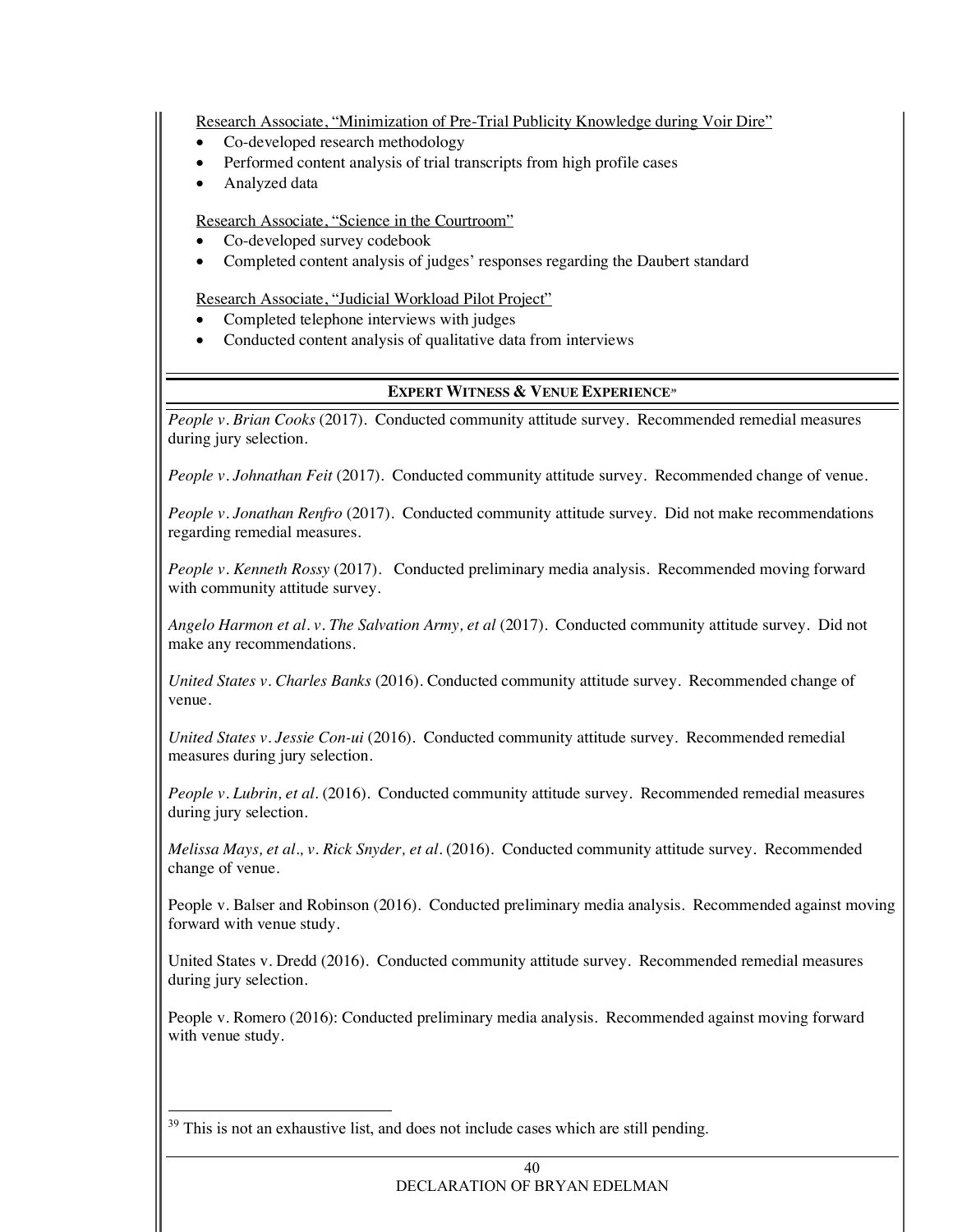Research Associate, "Minimization of Pre-Trial Publicity Knowledge during Voir Dire"

- Co-developed research methodology
- Performed content analysis of trial transcripts from high profile cases
- Analyzed data

Research Associate, "Science in the Courtroom"

- Co-developed survey codebook
- Completed content analysis of judges' responses regarding the Daubert standard

Research Associate, "Judicial Workload Pilot Project"

- Completed telephone interviews with judges
- Conducted content analysis of qualitative data from interviews

## EXPERT WITNESS & VENUE EXPERIENCE[39]

*People v. Brian Cooks* (2017). Conducted community attitude survey. Recommended remedial measures during jury selection.

*People v. Johnathan Feit* (2017). Conducted community attitude survey. Recommended change of venue.

*People v. Jonathan Renfro* (2017). Conducted community attitude survey. Did not make recommendations regarding remedial measures.

*People v. Kenneth Rossy* (2017). Conducted preliminary media analysis. Recommended moving forward with community attitude survey.

*Angelo Harmon et al. v. The Salvation Army, et al* (2017). Conducted community attitude survey. Did not make any recommendations.

*United States v. Charles Banks* (2016). Conducted community attitude survey. Recommended change of venue.

*United States v. Jessie Con-ui* (2016). Conducted community attitude survey. Recommended remedial measures during jury selection.

*People v. Lubrin, et al.* (2016). Conducted community attitude survey. Recommended remedial measures during jury selection.

*Melissa Mays, et al., v. Rick Snyder, et al.* (2016). Conducted community attitude survey. Recommended change of venue.

People v. Balser and Robinson (2016). Conducted preliminary media analysis. Recommended against moving forward with venue study.

United States v. Dredd (2016). Conducted community attitude survey. Recommended remedial measures during jury selection.

People v. Romero (2016): Conducted preliminary media analysis. Recommended against moving forward with venue study.

---

[39] This is not an exhaustive list, and does not include cases which are still pending.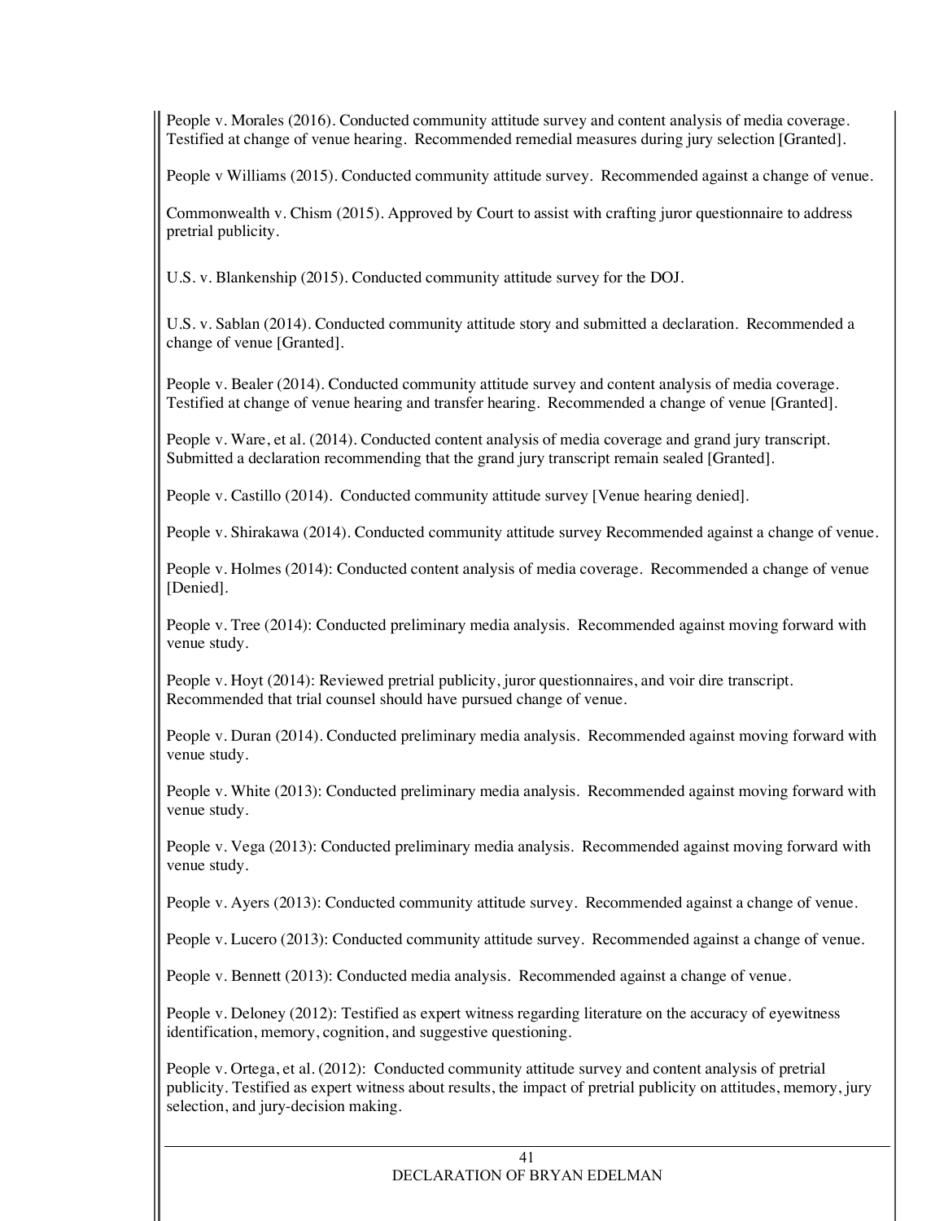People v. Morales (2016). Conducted community attitude survey and content analysis of media coverage. Testified at change of venue hearing. Recommended remedial measures during jury selection [Granted].

People v Williams (2015). Conducted community attitude survey. Recommended against a change of venue.

Commonwealth v. Chism (2015). Approved by Court to assist with crafting juror questionnaire to address pretrial publicity.

U.S. v. Blankenship (2015). Conducted community attitude survey for the DOJ.

U.S. v. Sablan (2014). Conducted community attitude story and submitted a declaration. Recommended a change of venue [Granted].

People v. Bealer (2014). Conducted community attitude survey and content analysis of media coverage. Testified at change of venue hearing and transfer hearing. Recommended a change of venue [Granted].

People v. Ware, et al. (2014). Conducted content analysis of media coverage and grand jury transcript. Submitted a declaration recommending that the grand jury transcript remain sealed [Granted].

People v. Castillo (2014). Conducted community attitude survey [Venue hearing denied].

People v. Shirakawa (2014). Conducted community attitude survey Recommended against a change of venue.

People v. Holmes (2014): Conducted content analysis of media coverage. Recommended a change of venue [Denied].

People v. Tree (2014): Conducted preliminary media analysis. Recommended against moving forward with venue study.

People v. Hoyt (2014): Reviewed pretrial publicity, juror questionnaires, and voir dire transcript. Recommended that trial counsel should have pursued change of venue.

People v. Duran (2014). Conducted preliminary media analysis. Recommended against moving forward with venue study.

People v. White (2013): Conducted preliminary media analysis. Recommended against moving forward with venue study.

People v. Vega (2013): Conducted preliminary media analysis. Recommended against moving forward with venue study.

People v. Ayers (2013): Conducted community attitude survey. Recommended against a change of venue.

People v. Lucero (2013): Conducted community attitude survey. Recommended against a change of venue.

People v. Bennett (2013): Conducted media analysis. Recommended against a change of venue.

People v. Deloney (2012): Testified as expert witness regarding literature on the accuracy of eyewitness identification, memory, cognition, and suggestive questioning.

People v. Ortega, et al. (2012): Conducted community attitude survey and content analysis of pretrial publicity. Testified as expert witness about results, the impact of pretrial publicity on attitudes, memory, jury selection, and jury-decision making.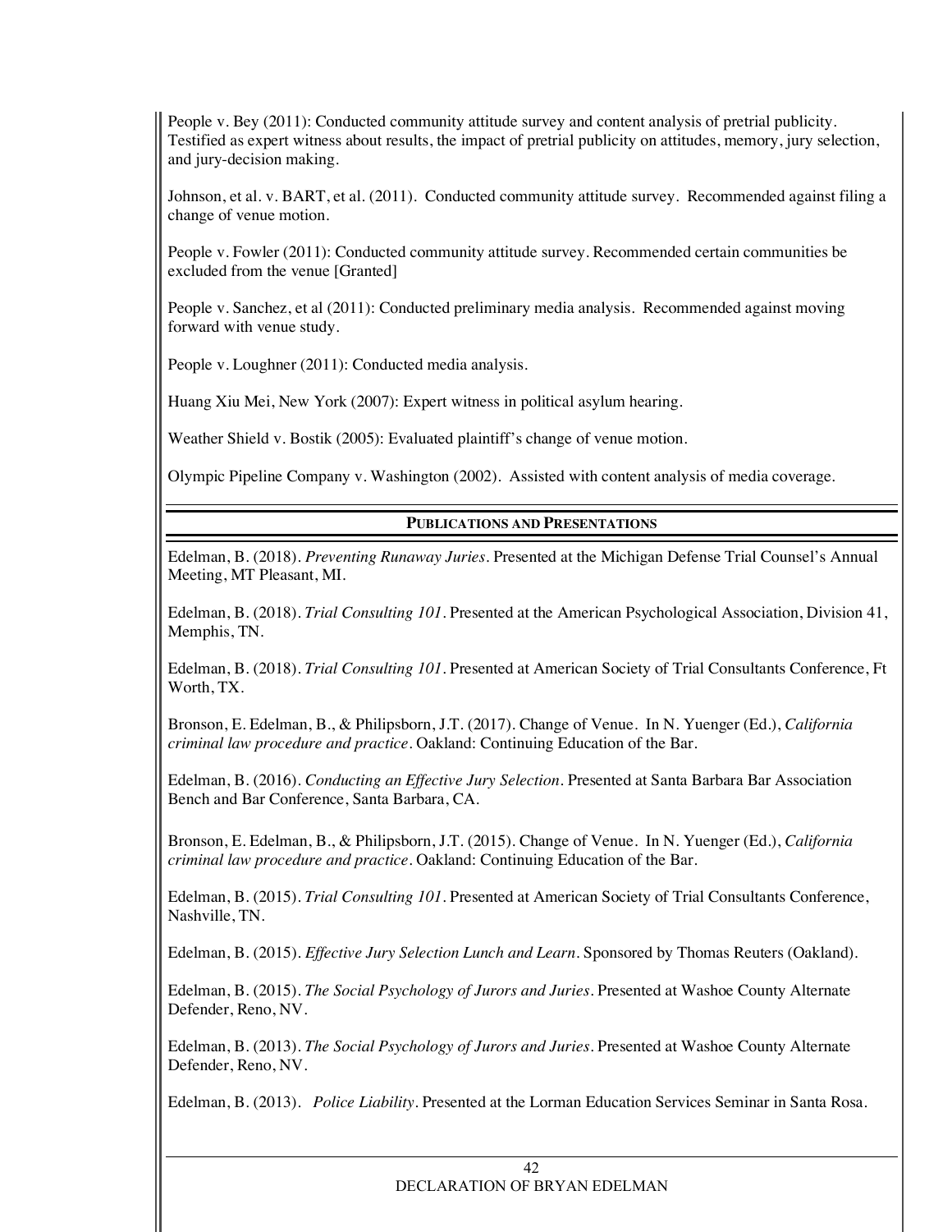People v. Bey (2011): Conducted community attitude survey and content analysis of pretrial publicity. Testified as expert witness about results, the impact of pretrial publicity on attitudes, memory, jury selection, and jury-decision making.

Johnson, et al. v. BART, et al. (2011). Conducted community attitude survey. Recommended against filing a change of venue motion.

People v. Fowler (2011): Conducted community attitude survey. Recommended certain communities be excluded from the venue [Granted]

People v. Sanchez, et al (2011): Conducted preliminary media analysis. Recommended against moving forward with venue study.

People v. Loughner (2011): Conducted media analysis.

Huang Xiu Mei, New York (2007): Expert witness in political asylum hearing.

Weather Shield v. Bostik (2005): Evaluated plaintiff's change of venue motion.

Olympic Pipeline Company v. Washington (2002). Assisted with content analysis of media coverage.

## PUBLICATIONS AND PRESENTATIONS

Edelman, B. (2018). *Preventing Runaway Juries*. Presented at the Michigan Defense Trial Counsel's Annual Meeting, MT Pleasant, MI.

Edelman, B. (2018). *Trial Consulting 101*. Presented at the American Psychological Association, Division 41, Memphis, TN.

Edelman, B. (2018). *Trial Consulting 101*. Presented at American Society of Trial Consultants Conference, Ft Worth, TX.

Bronson, E. Edelman, B., & Philipsborn, J.T. (2017). Change of Venue. In N. Yuenger (Ed.), *California criminal law procedure and practice*. Oakland: Continuing Education of the Bar.

Edelman, B. (2016). *Conducting an Effective Jury Selection*. Presented at Santa Barbara Bar Association Bench and Bar Conference, Santa Barbara, CA.

Bronson, E. Edelman, B., & Philipsborn, J.T. (2015). Change of Venue. In N. Yuenger (Ed.), *California criminal law procedure and practice*. Oakland: Continuing Education of the Bar.

Edelman, B. (2015). *Trial Consulting 101*. Presented at American Society of Trial Consultants Conference, Nashville, TN.

Edelman, B. (2015). *Effective Jury Selection Lunch and Learn*. Sponsored by Thomas Reuters (Oakland).

Edelman, B. (2015). *The Social Psychology of Jurors and Juries*. Presented at Washoe County Alternate Defender, Reno, NV.

Edelman, B. (2013). *The Social Psychology of Jurors and Juries*. Presented at Washoe County Alternate Defender, Reno, NV.

Edelman, B. (2013). *Police Liability*. Presented at the Lorman Education Services Seminar in Santa Rosa.

DECLARATION OF BRYAN EDELMAN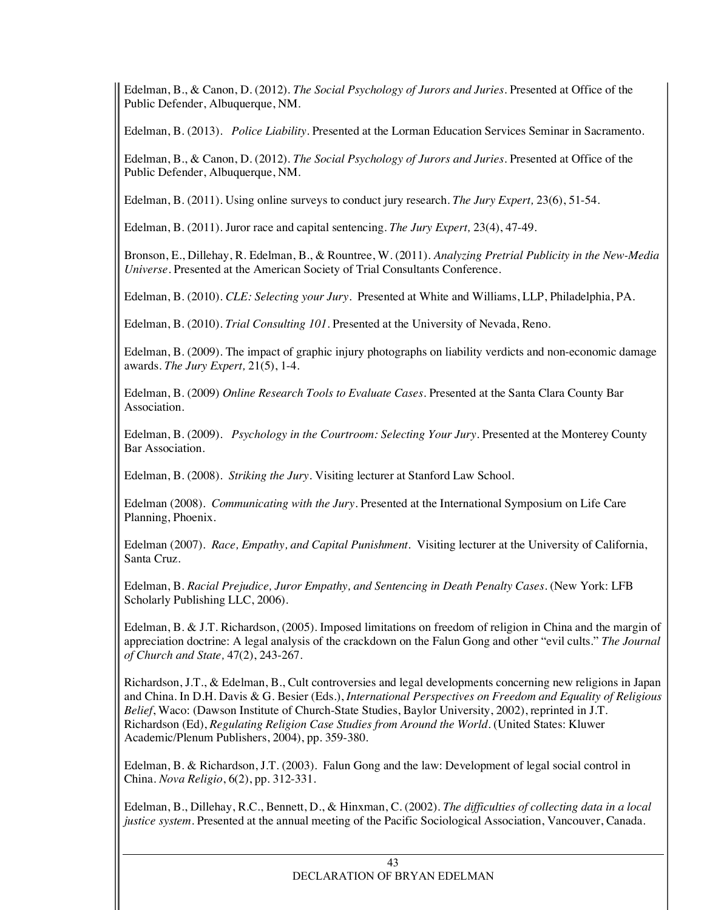Edelman, B., & Canon, D. (2012). *The Social Psychology of Jurors and Juries*. Presented at Office of the Public Defender, Albuquerque, NM.

Edelman, B. (2013). *Police Liability*. Presented at the Lorman Education Services Seminar in Sacramento.

Edelman, B., & Canon, D. (2012). *The Social Psychology of Jurors and Juries*. Presented at Office of the Public Defender, Albuquerque, NM.

Edelman, B. (2011). Using online surveys to conduct jury research. *The Jury Expert,* 23(6), 51-54.

Edelman, B. (2011). Juror race and capital sentencing. *The Jury Expert,* 23(4), 47-49.

Bronson, E., Dillehay, R. Edelman, B., & Rountree, W. (2011). *Analyzing Pretrial Publicity in the New-Media Universe*. Presented at the American Society of Trial Consultants Conference.

Edelman, B. (2010). *CLE: Selecting your Jury*. Presented at White and Williams, LLP, Philadelphia, PA.

Edelman, B. (2010). *Trial Consulting 101*. Presented at the University of Nevada, Reno.

Edelman, B. (2009). The impact of graphic injury photographs on liability verdicts and non-economic damage awards. *The Jury Expert,* 21(5), 1-4.

Edelman, B. (2009) *Online Research Tools to Evaluate Cases*. Presented at the Santa Clara County Bar Association.

Edelman, B. (2009). *Psychology in the Courtroom: Selecting Your Jury*. Presented at the Monterey County Bar Association.

Edelman, B. (2008). *Striking the Jury*. Visiting lecturer at Stanford Law School.

Edelman (2008). *Communicating with the Jury*. Presented at the International Symposium on Life Care Planning, Phoenix.

Edelman (2007). *Race, Empathy, and Capital Punishment*. Visiting lecturer at the University of California, Santa Cruz.

Edelman, B. *Racial Prejudice, Juror Empathy, and Sentencing in Death Penalty Cases*. (New York: LFB Scholarly Publishing LLC, 2006).

Edelman, B. & J.T. Richardson, (2005). Imposed limitations on freedom of religion in China and the margin of appreciation doctrine: A legal analysis of the crackdown on the Falun Gong and other "evil cults." *The Journal of Church and State,* 47(2), 243-267.

Richardson, J.T., & Edelman, B., Cult controversies and legal developments concerning new religions in Japan and China. In D.H. Davis & G. Besier (Eds.), *International Perspectives on Freedom and Equality of Religious Belief*, Waco: (Dawson Institute of Church-State Studies, Baylor University, 2002), reprinted in J.T. Richardson (Ed), *Regulating Religion Case Studies from Around the World*. (United States: Kluwer Academic/Plenum Publishers, 2004), pp. 359-380.

Edelman, B. & Richardson, J.T. (2003). Falun Gong and the law: Development of legal social control in China. *Nova Religio*, 6(2), pp. 312-331.

Edelman, B., Dillehay, R.C., Bennett, D., & Hinxman, C. (2002). *The difficulties of collecting data in a local justice system*. Presented at the annual meeting of the Pacific Sociological Association, Vancouver, Canada.

DECLARATION OF BRYAN EDELMAN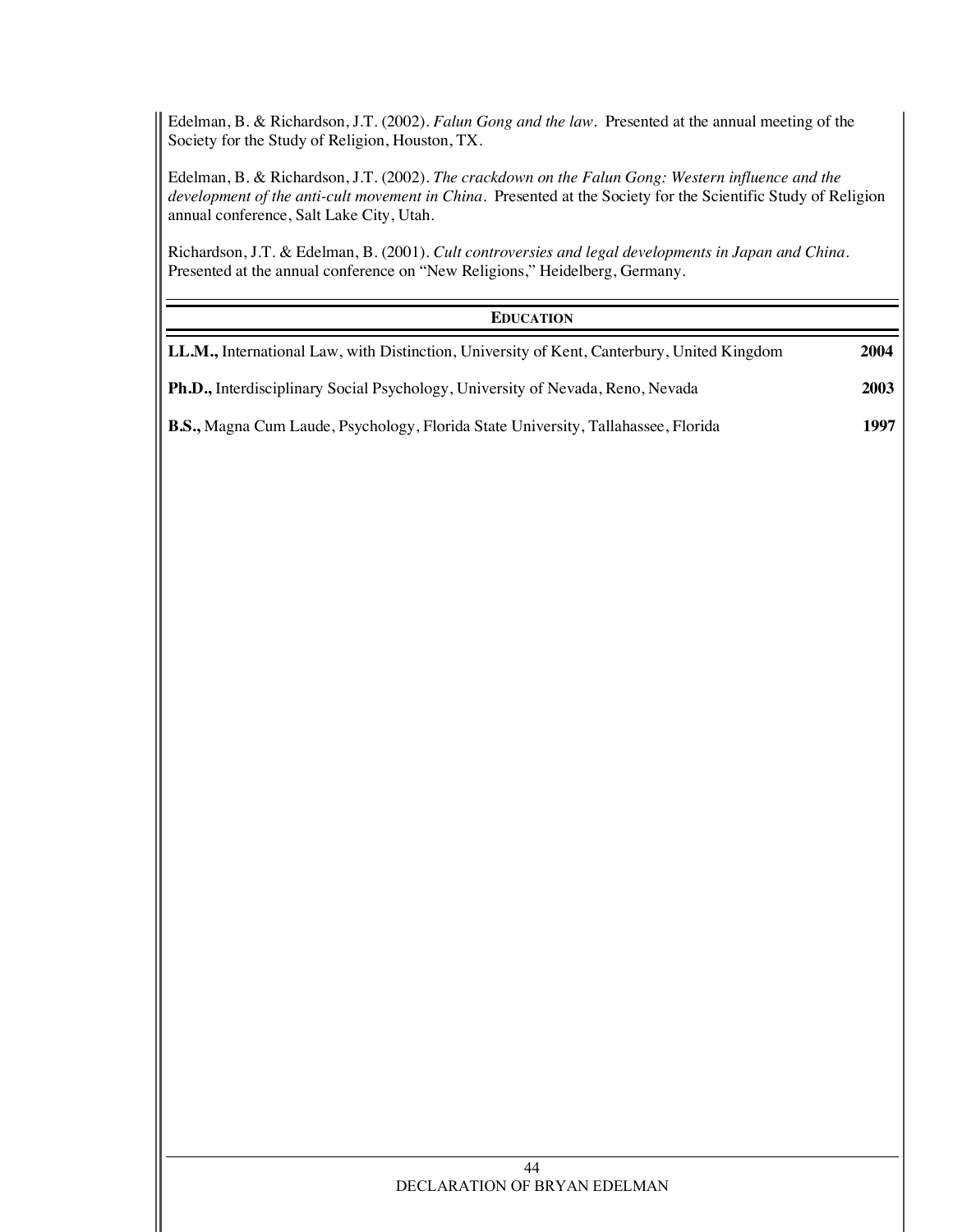Edelman, B. & Richardson, J.T. (2002). *Falun Gong and the law*. Presented at the annual meeting of the Society for the Study of Religion, Houston, TX.

Edelman, B. & Richardson, J.T. (2002). *The crackdown on the Falun Gong: Western influence and the development of the anti-cult movement in China*. Presented at the Society for the Scientific Study of Religion annual conference, Salt Lake City, Utah.

Richardson, J.T. & Edelman, B. (2001). *Cult controversies and legal developments in Japan and China*. Presented at the annual conference on "New Religions," Heidelberg, Germany.

## EDUCATION

**LL.M.,** International Law, with Distinction, University of Kent, Canterbury, United Kingdom **2004**

**Ph.D.,** Interdisciplinary Social Psychology, University of Nevada, Reno, Nevada **2003**

**B.S.,** Magna Cum Laude, Psychology, Florida State University, Tallahassee, Florida **1997**

DECLARATION OF BRYAN EDELMAN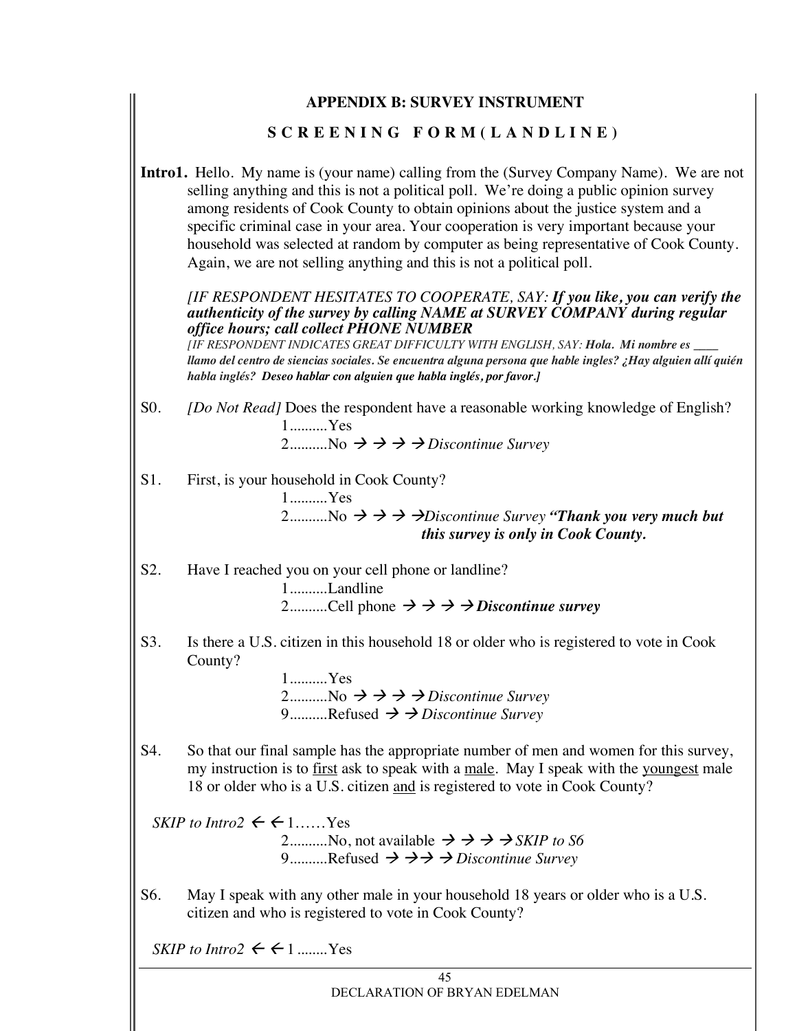## APPENDIX B: SURVEY INSTRUMENT

### S C R E E N I N G F O R M ( L A N D L I N E )

**Intro1.** Hello. My name is (your name) calling from the (Survey Company Name). We are not selling anything and this is not a political poll. We're doing a public opinion survey among residents of Cook County to obtain opinions about the justice system and a specific criminal case in your area. Your cooperation is very important because your household was selected at random by computer as being representative of Cook County. Again, we are not selling anything and this is not a political poll.

*[IF RESPONDENT HESITATES TO COOPERATE, SAY:* ***If you like, you can verify the authenticity of the survey by calling NAME at SURVEY COMPANY during regular office hours; call collect PHONE NUMBER***

*[IF RESPONDENT INDICATES GREAT DIFFICULTY WITH ENGLISH, SAY:* ***Hola. Mi nombre es \_\_\_\_ llamo del centro de siencias sociales. Se encuentra alguna persona que hable ingles? ¿Hay alguien allí quién habla inglés? Deseo hablar con alguien que habla inglés, por favor.]***

S0. *[Do Not Read]* Does the respondent have a reasonable working knowledge of English?

1..........Yes
2..........No → → → → *Discontinue Survey*

S1. First, is your household in Cook County?

1..........Yes
2..........No → → → →*Discontinue Survey* ***"Thank you very much but this survey is only in Cook County.***

S2. Have I reached you on your cell phone or landline?

1..........Landline
2..........Cell phone → → → → ***Discontinue survey***

S3. Is there a U.S. citizen in this household 18 or older who is registered to vote in Cook County?

1..........Yes
2..........No → → → → *Discontinue Survey*
9..........Refused → → *Discontinue Survey*

S4. So that our final sample has the appropriate number of men and women for this survey, my instruction is to <u>first</u> ask to speak with a <u>male</u>. May I speak with the <u>youngest</u> male 18 or older who is a U.S. citizen <u>and</u> is registered to vote in Cook County?

*SKIP to Intro2* ← ← 1……Yes
2..........No, not available → → → → *SKIP to S6*
9..........Refused → →→ → *Discontinue Survey*

S6. May I speak with any other male in your household 18 years or older who is a U.S. citizen and who is registered to vote in Cook County?

*SKIP to Intro2* ← ← 1 ........Yes

DECLARATION OF BRYAN EDELMAN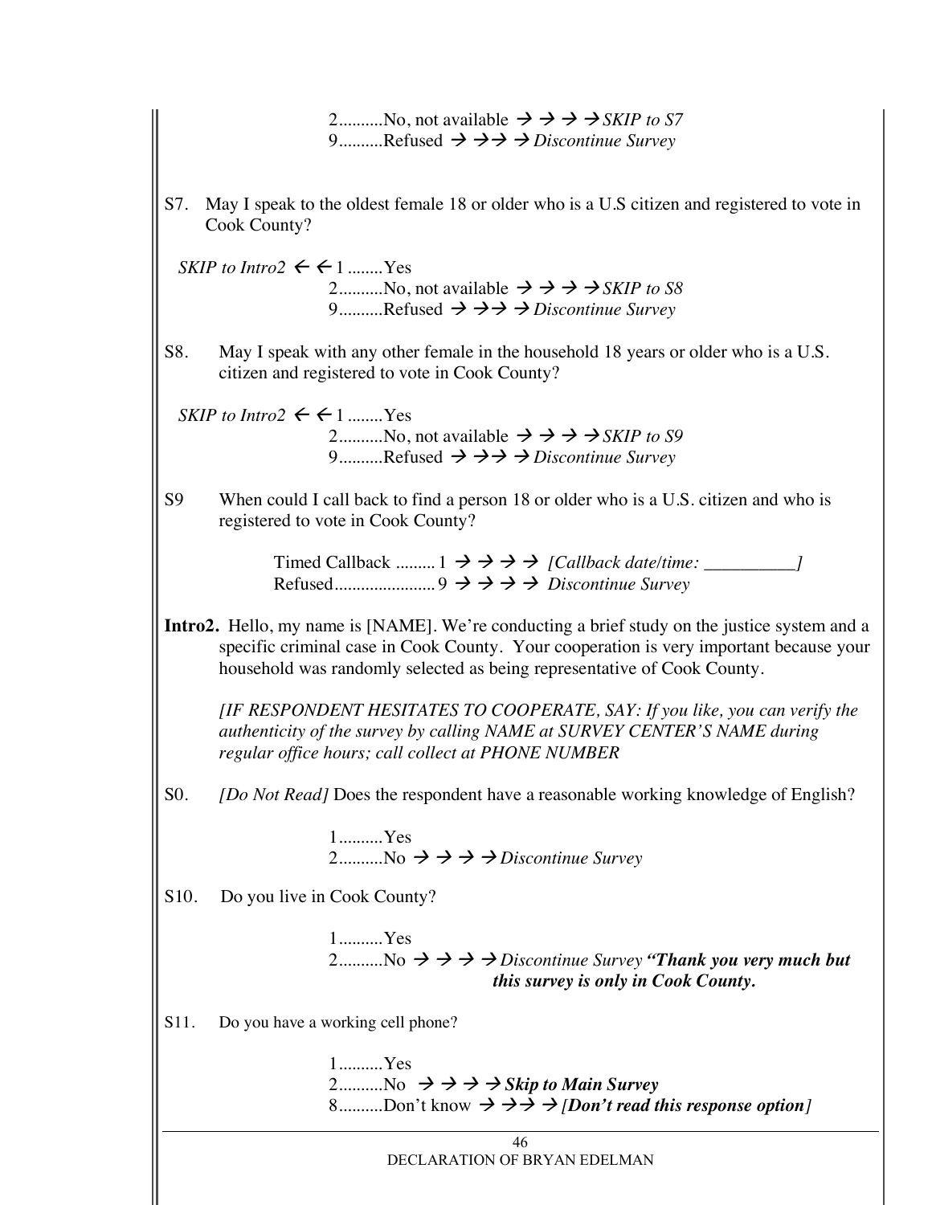2..........No, not available → → → → *SKIP to S7*
9..........Refused → →→ → *Discontinue Survey*

S7. May I speak to the oldest female 18 or older who is a U.S citizen and registered to vote in Cook County?

*SKIP to Intro2* ← ← 1 ........Yes
2..........No, not available → → → → *SKIP to S8*
9..........Refused → →→ → *Discontinue Survey*

S8. May I speak with any other female in the household 18 years or older who is a U.S. citizen and registered to vote in Cook County?

*SKIP to Intro2* ← ← 1 ........Yes
2..........No, not available → → → → *SKIP to S9*
9..........Refused → →→ → *Discontinue Survey*

S9 When could I call back to find a person 18 or older who is a U.S. citizen and who is registered to vote in Cook County?

Timed Callback ......... 1 → → → → *[Callback date/time: __________]*
Refused...................... 9 → → → → *Discontinue Survey*

**Intro2.** Hello, my name is [NAME]. We're conducting a brief study on the justice system and a specific criminal case in Cook County. Your cooperation is very important because your household was randomly selected as being representative of Cook County.

*[IF RESPONDENT HESITATES TO COOPERATE, SAY: If you like, you can verify the authenticity of the survey by calling NAME at SURVEY CENTER'S NAME during regular office hours; call collect at PHONE NUMBER*

S0. *[Do Not Read]* Does the respondent have a reasonable working knowledge of English?

1..........Yes
2..........No → → → → *Discontinue Survey*

S10. Do you live in Cook County?

1..........Yes
2..........No → → → → *Discontinue Survey* ***"Thank you very much but this survey is only in Cook County.***

S11. Do you have a working cell phone?

1..........Yes
2..........No → → → → ***Skip to Main Survey***
8..........Don't know → →→ → ***[Don't read this response option]***

DECLARATION OF BRYAN EDELMAN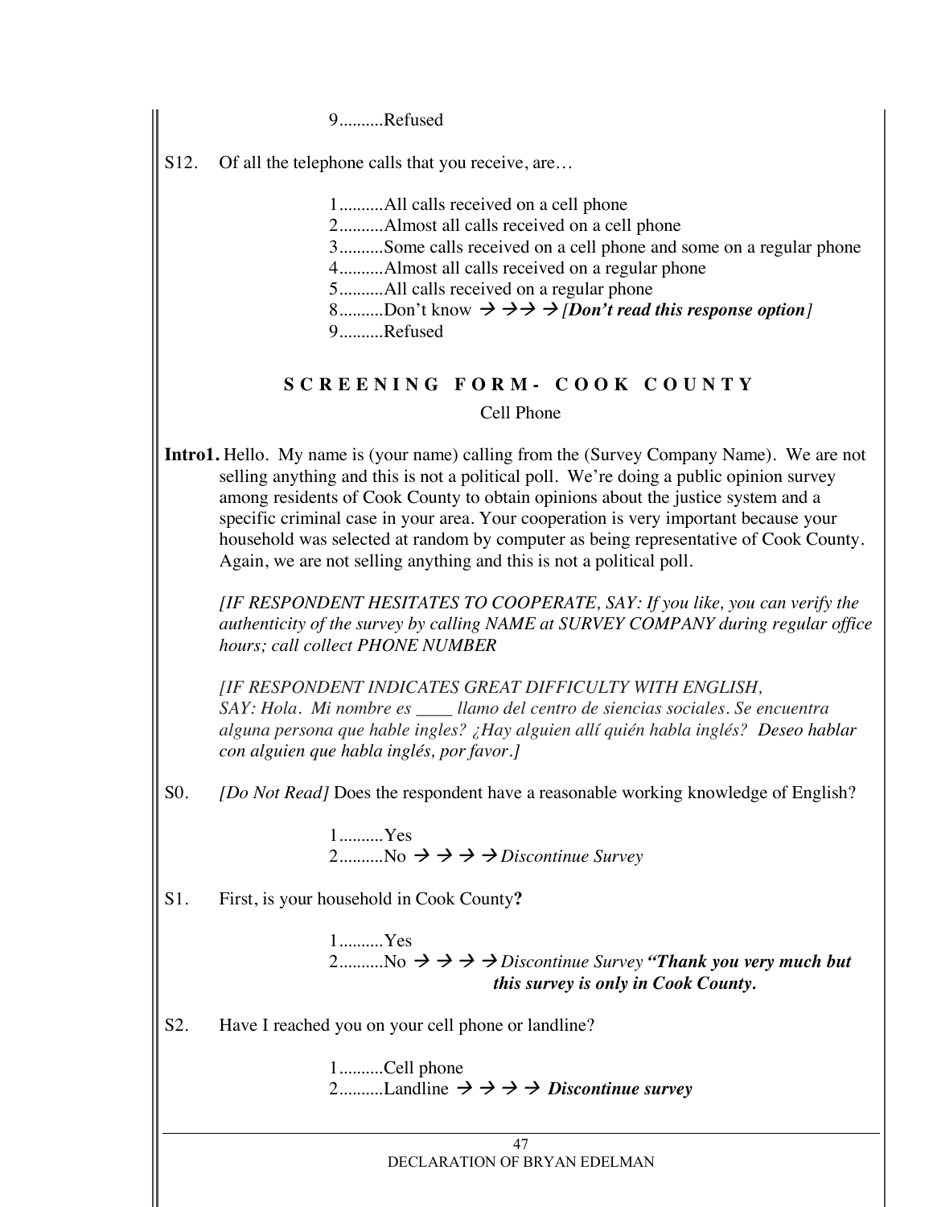9..........Refused

S12. Of all the telephone calls that you receive, are…

1..........All calls received on a cell phone
2..........Almost all calls received on a cell phone
3..........Some calls received on a cell phone and some on a regular phone
4..........Almost all calls received on a regular phone
5..........All calls received on a regular phone
8..........Don't know → →→ → ***[Don't read this response option]***
9..........Refused

## S C R E E N I N G  F O R M -  C O O K  C O U N T Y

Cell Phone

**Intro1.** Hello. My name is (your name) calling from the (Survey Company Name). We are not selling anything and this is not a political poll. We're doing a public opinion survey among residents of Cook County to obtain opinions about the justice system and a specific criminal case in your area. Your cooperation is very important because your household was selected at random by computer as being representative of Cook County. Again, we are not selling anything and this is not a political poll.

*[IF RESPONDENT HESITATES TO COOPERATE, SAY: If you like, you can verify the authenticity of the survey by calling NAME at SURVEY COMPANY during regular office hours; call collect PHONE NUMBER*

*[IF RESPONDENT INDICATES GREAT DIFFICULTY WITH ENGLISH, SAY: Hola. Mi nombre es ____ llamo del centro de siencias sociales. Se encuentra alguna persona que hable ingles? ¿Hay alguien allí quién habla inglés? Deseo hablar con alguien que habla inglés, por favor.]*

S0. *[Do Not Read]* Does the respondent have a reasonable working knowledge of English?

1..........Yes
2..........No → → → → *Discontinue Survey*

S1. First, is your household in Cook County**?**

1..........Yes
2..........No → → → → *Discontinue Survey* ***"Thank you very much but this survey is only in Cook County.***

S2. Have I reached you on your cell phone or landline?

1..........Cell phone
2..........Landline → → → → ***Discontinue survey***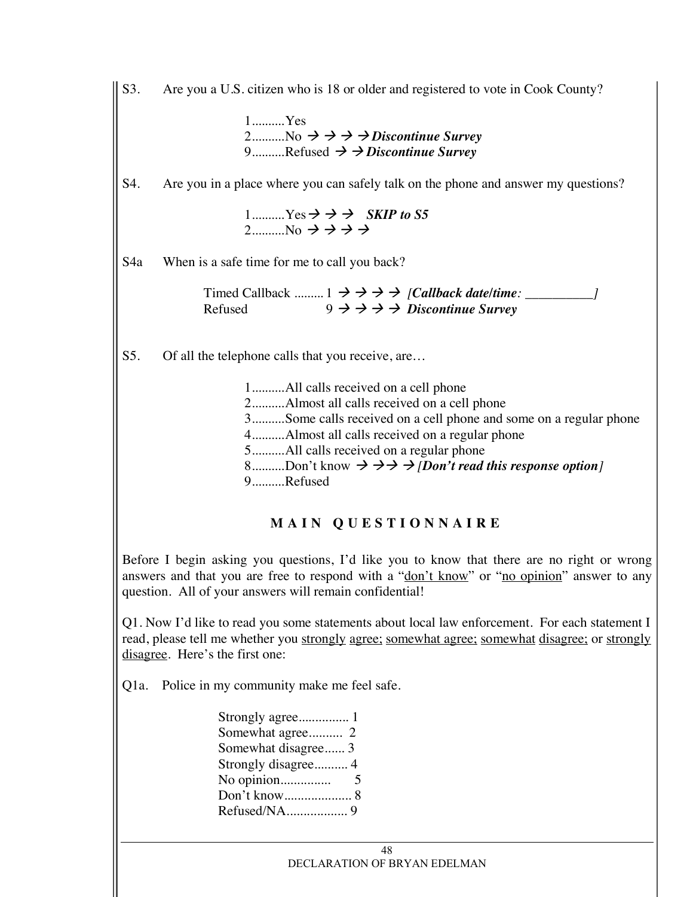S3. Are you a U.S. citizen who is 18 or older and registered to vote in Cook County?

1..........Yes
2..........No → → → → ***Discontinue Survey***
9..........Refused → → ***Discontinue Survey***

S4. Are you in a place where you can safely talk on the phone and answer my questions?

1..........Yes → → → ***SKIP to S5***
2..........No → → → →

S4a When is a safe time for me to call you back?

Timed Callback ......... 1 → → → → ***[Callback date/time: __________]***
Refused 9 → → → → ***Discontinue Survey***

S5. Of all the telephone calls that you receive, are…

1..........All calls received on a cell phone
2..........Almost all calls received on a cell phone
3..........Some calls received on a cell phone and some on a regular phone
4..........Almost all calls received on a regular phone
5..........All calls received on a regular phone
8..........Don't know → → → → ***[Don't read this response option]***
9..........Refused

## M A I N Q U E S T I O N N A I R E

Before I begin asking you questions, I'd like you to know that there are no right or wrong answers and that you are free to respond with a "<u>don't know</u>" or "<u>no opinion</u>" answer to any question. All of your answers will remain confidential!

Q1. Now I'd like to read you some statements about local law enforcement. For each statement I read, please tell me whether you <u>strongly agree; somewhat agree; somewhat disagree;</u> or <u>strongly disagree</u>. Here's the first one:

Q1a. Police in my community make me feel safe.

Strongly agree............... 1
Somewhat agree.......... 2
Somewhat disagree...... 3
Strongly disagree.......... 4
No opinion............... 5
Don't know.................... 8
Refused/NA.................. 9

DECLARATION OF BRYAN EDELMAN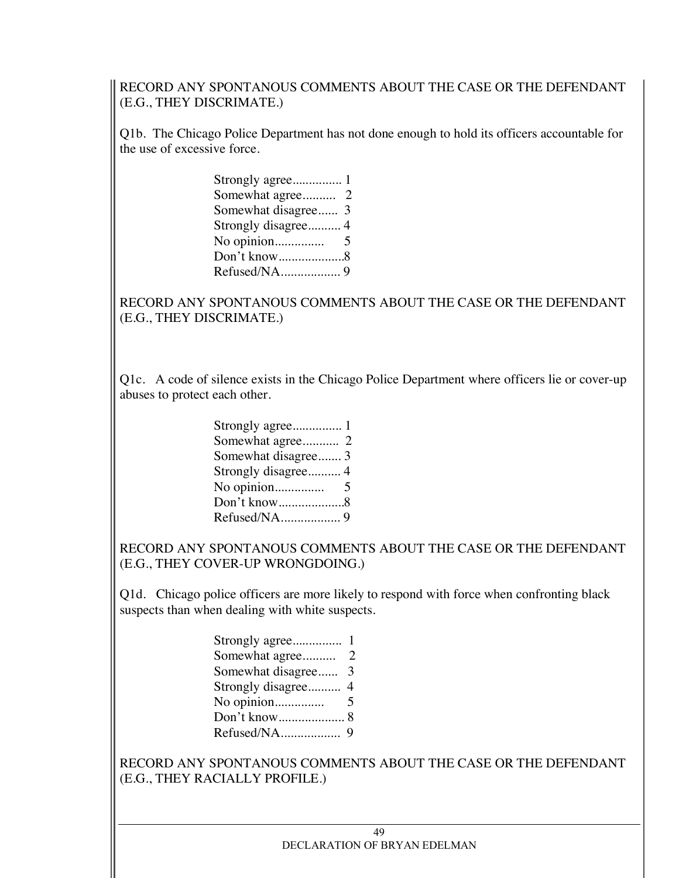RECORD ANY SPONTANOUS COMMENTS ABOUT THE CASE OR THE DEFENDANT (E.G., THEY DISCRIMATE.)

Q1b. The Chicago Police Department has not done enough to hold its officers accountable for the use of excessive force.

Strongly agree............... 1
Somewhat agree.......... 2
Somewhat disagree...... 3
Strongly disagree.......... 4
No opinion.............. 5
Don't know....................8
Refused/NA.................. 9

RECORD ANY SPONTANOUS COMMENTS ABOUT THE CASE OR THE DEFENDANT (E.G., THEY DISCRIMATE.)

Q1c. A code of silence exists in the Chicago Police Department where officers lie or cover-up abuses to protect each other.

Strongly agree............... 1
Somewhat agree........... 2
Somewhat disagree....... 3
Strongly disagree.......... 4
No opinion.............. 5
Don't know....................8
Refused/NA.................. 9

RECORD ANY SPONTANOUS COMMENTS ABOUT THE CASE OR THE DEFENDANT (E.G., THEY COVER-UP WRONGDOING.)

Q1d. Chicago police officers are more likely to respond with force when confronting black suspects than when dealing with white suspects.

Strongly agree............... 1
Somewhat agree.......... 2
Somewhat disagree...... 3
Strongly disagree.......... 4
No opinion.............. 5
Don't know.................... 8
Refused/NA.................. 9

RECORD ANY SPONTANOUS COMMENTS ABOUT THE CASE OR THE DEFENDANT (E.G., THEY RACIALLY PROFILE.)

DECLARATION OF BRYAN EDELMAN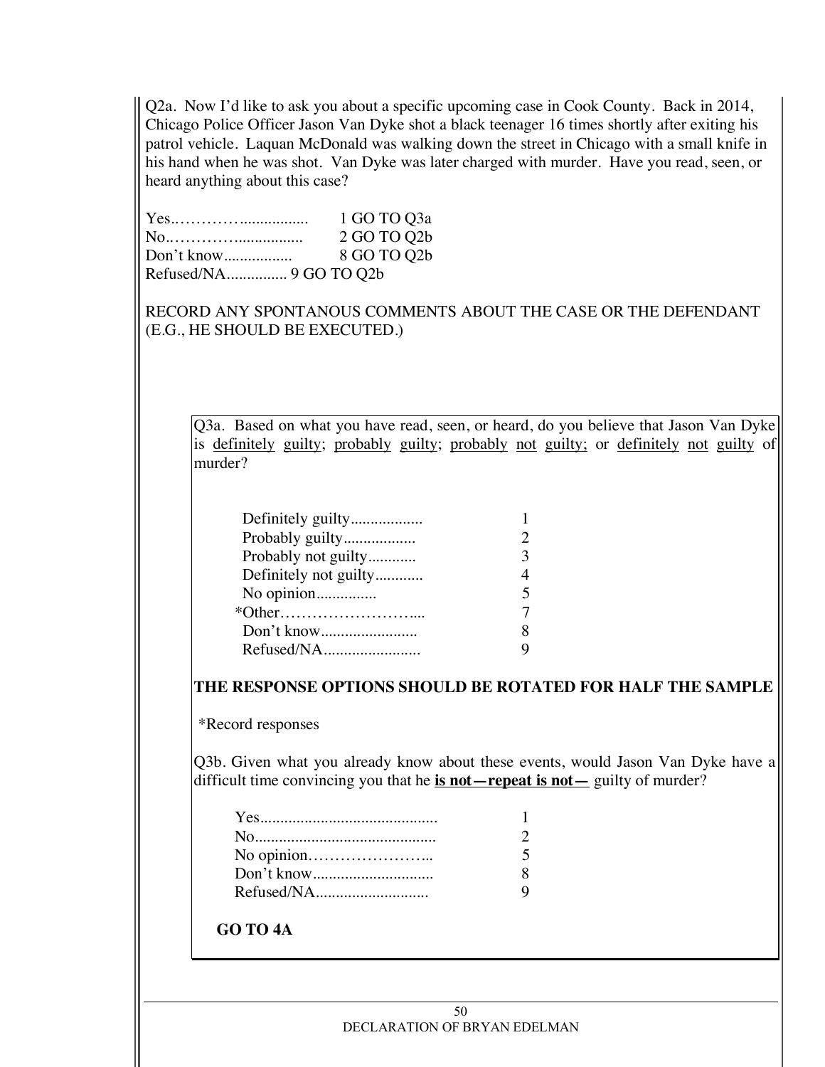Q2a. Now I'd like to ask you about a specific upcoming case in Cook County. Back in 2014, Chicago Police Officer Jason Van Dyke shot a black teenager 16 times shortly after exiting his patrol vehicle. Laquan McDonald was walking down the street in Chicago with a small knife in his hand when he was shot. Van Dyke was later charged with murder. Have you read, seen, or heard anything about this case?

| | |
|---|---|
| Yes.…………................ | 1 GO TO Q3a |
| No..…………................ | 2 GO TO Q2b |
| Don't know................ | 8 GO TO Q2b |
| Refused/NA............... | 9 GO TO Q2b |

RECORD ANY SPONTANOUS COMMENTS ABOUT THE CASE OR THE DEFENDANT (E.G., HE SHOULD BE EXECUTED.)

Q3a. Based on what you have read, seen, or heard, do you believe that Jason Van Dyke is <u>definitely</u> <u>guilty</u>; <u>probably</u> <u>guilty</u>; <u>probably</u> <u>not</u> <u>guilty;</u> or <u>definitely</u> <u>not</u> <u>guilty</u> of murder?

| | |
|---|---|
| Definitely guilty.................. | 1 |
| Probably guilty.................. | 2 |
| Probably not guilty............ | 3 |
| Definitely not guilty............ | 4 |
| No opinion............... | 5 |
| *Other……………………... | 7 |
| Don't know........................ | 8 |
| Refused/NA........................ | 9 |

**THE RESPONSE OPTIONS SHOULD BE ROTATED FOR HALF THE SAMPLE**

*Record responses

Q3b. Given what you already know about these events, would Jason Van Dyke have a difficult time convincing you that he **<u>is not—repeat is not—</u>** guilty of murder?

| | |
|---|---|
| Yes............................................ | 1 |
| No............................................. | 2 |
| No opinion………………….. | 5 |
| Don't know.............................. | 8 |
| Refused/NA............................ | 9 |

**GO TO 4A**

DECLARATION OF BRYAN EDELMAN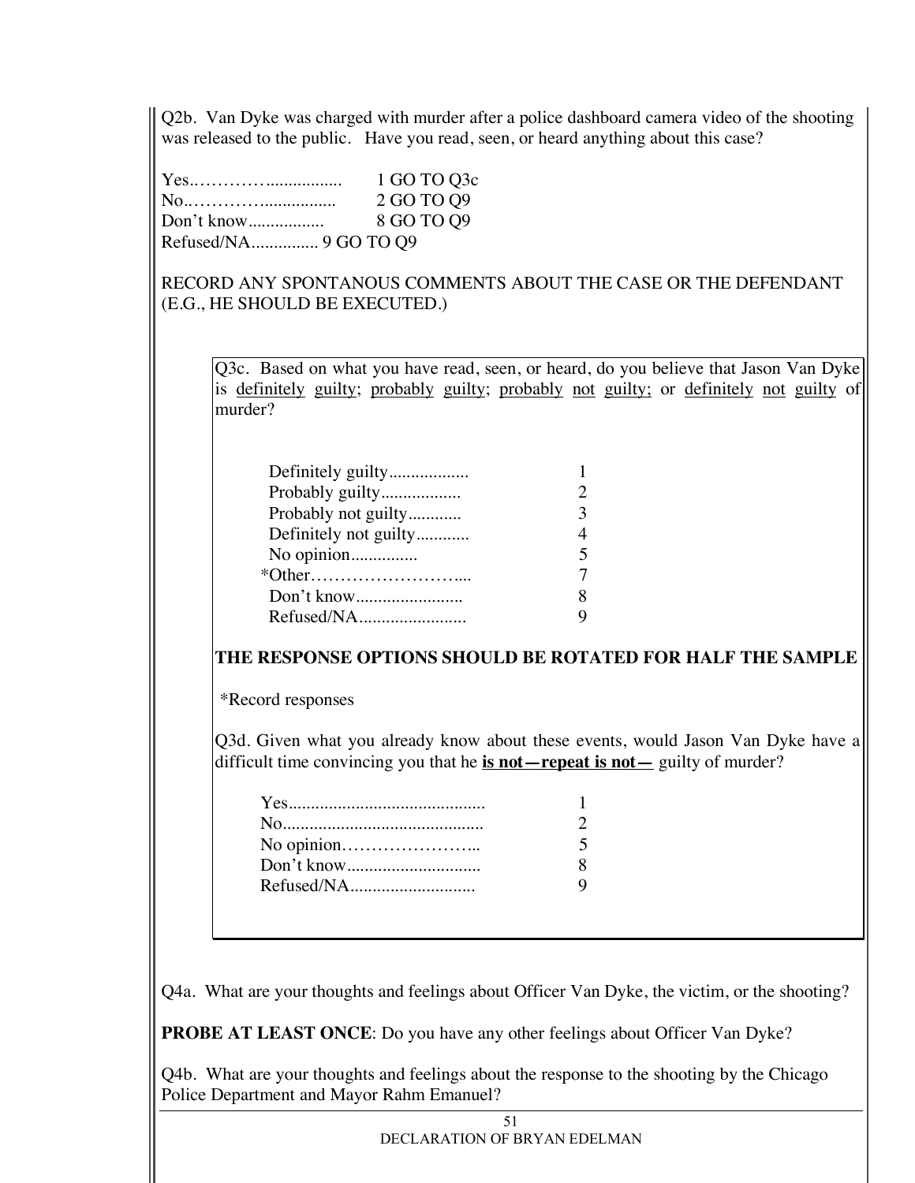Q2b. Van Dyke was charged with murder after a police dashboard camera video of the shooting was released to the public. Have you read, seen, or heard anything about this case?

Yes..………….…............... 1 GO TO Q3c
No..…………................. 2 GO TO Q9
Don't know................ 8 GO TO Q9
Refused/NA.............. 9 GO TO Q9

RECORD ANY SPONTANOUS COMMENTS ABOUT THE CASE OR THE DEFENDANT (E.G., HE SHOULD BE EXECUTED.)

Q3c. Based on what you have read, seen, or heard, do you believe that Jason Van Dyke is <u>definitely</u> <u>guilty</u>; <u>probably</u> <u>guilty</u>; <u>probably</u> <u>not</u> <u>guilty;</u> or <u>definitely</u> <u>not</u> <u>guilty</u> of murder?

Definitely guilty................. 1
Probably guilty................. 2
Probably not guilty........... 3
Definitely not guilty........... 4
No opinion.............. 5
*Other……………………... 7
Don't know....................... 8
Refused/NA....................... 9

**THE RESPONSE OPTIONS SHOULD BE ROTATED FOR HALF THE SAMPLE**

*Record responses

Q3d. Given what you already know about these events, would Jason Van Dyke have a difficult time convincing you that he <u>**is not—repeat is not—**</u> guilty of murder?

Yes........................................... 1
No............................................ 2
No opinion…………………... 5
Don't know............................. 8
Refused/NA........................... 9

Q4a. What are your thoughts and feelings about Officer Van Dyke, the victim, or the shooting?

**PROBE AT LEAST ONCE**: Do you have any other feelings about Officer Van Dyke?

Q4b. What are your thoughts and feelings about the response to the shooting by the Chicago Police Department and Mayor Rahm Emanuel?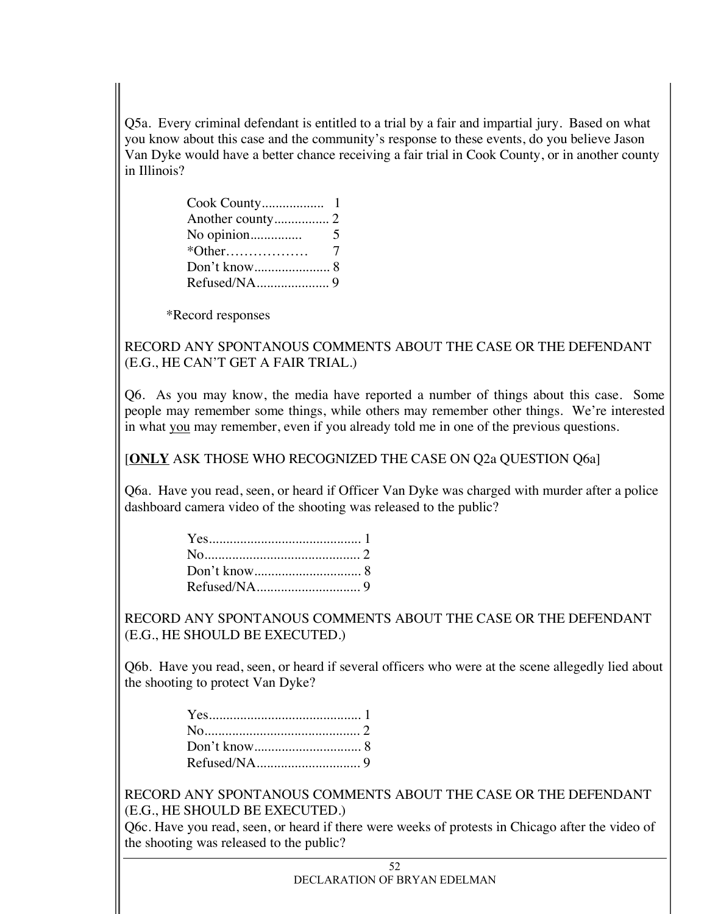Q5a. Every criminal defendant is entitled to a trial by a fair and impartial jury. Based on what you know about this case and the community's response to these events, do you believe Jason Van Dyke would have a better chance receiving a fair trial in Cook County, or in another county in Illinois?

Cook County.................. 1
Another county................ 2
No opinion............... 5
*Other……………… 7
Don't know...................... 8
Refused/NA..................... 9

*Record responses

RECORD ANY SPONTANOUS COMMENTS ABOUT THE CASE OR THE DEFENDANT (E.G., HE CAN'T GET A FAIR TRIAL.)

Q6. As you may know, the media have reported a number of things about this case. Some people may remember some things, while others may remember other things. We're interested in what you may remember, even if you already told me in one of the previous questions.

[**ONLY** ASK THOSE WHO RECOGNIZED THE CASE ON Q2a QUESTION Q6a]

Q6a. Have you read, seen, or heard if Officer Van Dyke was charged with murder after a police dashboard camera video of the shooting was released to the public?

Yes............................................ 1
No............................................. 2
Don't know............................... 8
Refused/NA.............................. 9

RECORD ANY SPONTANOUS COMMENTS ABOUT THE CASE OR THE DEFENDANT (E.G., HE SHOULD BE EXECUTED.)

Q6b. Have you read, seen, or heard if several officers who were at the scene allegedly lied about the shooting to protect Van Dyke?

Yes............................................ 1
No............................................. 2
Don't know............................... 8
Refused/NA.............................. 9

RECORD ANY SPONTANOUS COMMENTS ABOUT THE CASE OR THE DEFENDANT (E.G., HE SHOULD BE EXECUTED.)

Q6c. Have you read, seen, or heard if there were weeks of protests in Chicago after the video of the shooting was released to the public?

DECLARATION OF BRYAN EDELMAN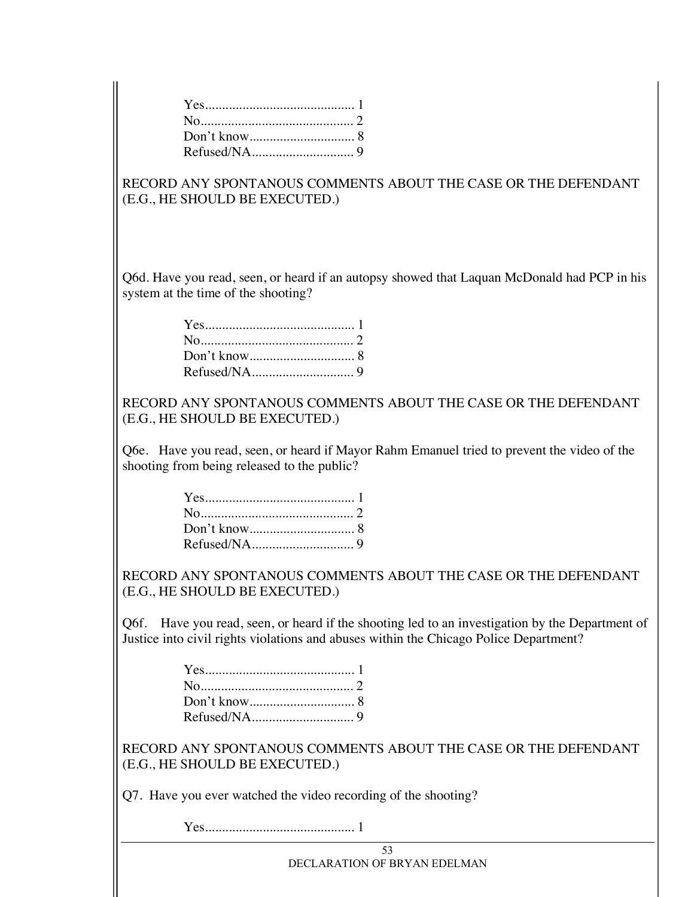Yes............................................ 1
No............................................. 2
Don't know............................... 8
Refused/NA.............................. 9

RECORD ANY SPONTANOUS COMMENTS ABOUT THE CASE OR THE DEFENDANT (E.G., HE SHOULD BE EXECUTED.)

Q6d. Have you read, seen, or heard if an autopsy showed that Laquan McDonald had PCP in his system at the time of the shooting?

Yes............................................ 1
No............................................. 2
Don't know............................... 8
Refused/NA.............................. 9

RECORD ANY SPONTANOUS COMMENTS ABOUT THE CASE OR THE DEFENDANT (E.G., HE SHOULD BE EXECUTED.)

Q6e. Have you read, seen, or heard if Mayor Rahm Emanuel tried to prevent the video of the shooting from being released to the public?

Yes............................................ 1
No............................................. 2
Don't know............................... 8
Refused/NA.............................. 9

RECORD ANY SPONTANOUS COMMENTS ABOUT THE CASE OR THE DEFENDANT (E.G., HE SHOULD BE EXECUTED.)

Q6f. Have you read, seen, or heard if the shooting led to an investigation by the Department of Justice into civil rights violations and abuses within the Chicago Police Department?

Yes............................................ 1
No............................................. 2
Don't know............................... 8
Refused/NA.............................. 9

RECORD ANY SPONTANOUS COMMENTS ABOUT THE CASE OR THE DEFENDANT (E.G., HE SHOULD BE EXECUTED.)

Q7. Have you ever watched the video recording of the shooting?

Yes............................................ 1

DECLARATION OF BRYAN EDELMAN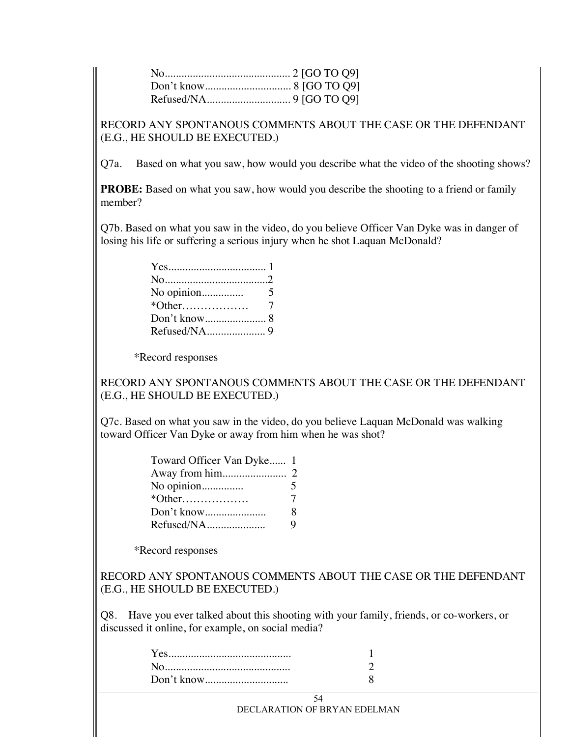No............................................ 2 [GO TO Q9]
Don't know............................... 8 [GO TO Q9]
Refused/NA.............................. 9 [GO TO Q9]

RECORD ANY SPONTANOUS COMMENTS ABOUT THE CASE OR THE DEFENDANT (E.G., HE SHOULD BE EXECUTED.)

Q7a. Based on what you saw, how would you describe what the video of the shooting shows?

**PROBE:** Based on what you saw, how would you describe the shooting to a friend or family member?

Q7b. Based on what you saw in the video, do you believe Officer Van Dyke was in danger of losing his life or suffering a serious injury when he shot Laquan McDonald?

Yes.................................. 1
No.....................................2
No opinion............... 5
*Other……………… 7
Don't know...................... 8
Refused/NA..................... 9

*Record responses

RECORD ANY SPONTANOUS COMMENTS ABOUT THE CASE OR THE DEFENDANT (E.G., HE SHOULD BE EXECUTED.)

Q7c. Based on what you saw in the video, do you believe Laquan McDonald was walking toward Officer Van Dyke or away from him when he was shot?

Toward Officer Van Dyke...... 1
Away from him....................... 2
No opinion............... 5
*Other……………… 7
Don't know...................... 8
Refused/NA..................... 9

*Record responses

RECORD ANY SPONTANOUS COMMENTS ABOUT THE CASE OR THE DEFENDANT (E.G., HE SHOULD BE EXECUTED.)

Q8. Have you ever talked about this shooting with your family, friends, or co-workers, or discussed it online, for example, on social media?

Yes........................................... 1
No............................................ 2
Don't know............................. 8

DECLARATION OF BRYAN EDELMAN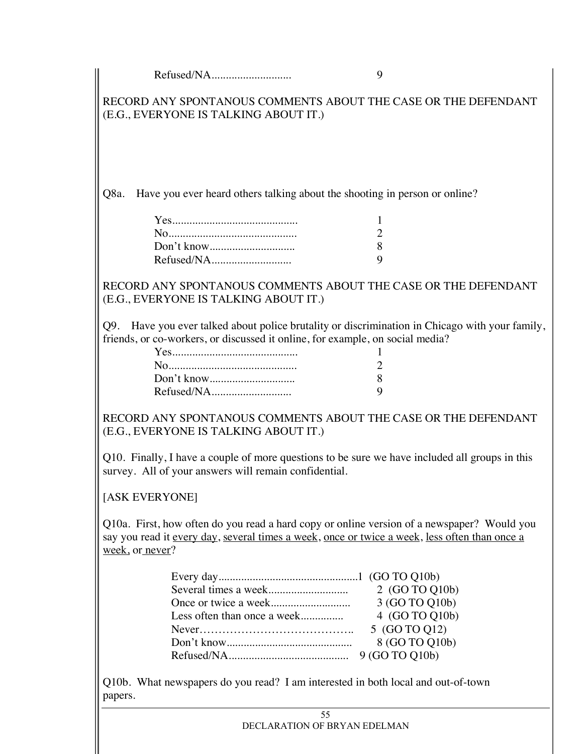Refused/NA............................ 9

RECORD ANY SPONTANOUS COMMENTS ABOUT THE CASE OR THE DEFENDANT (E.G., EVERYONE IS TALKING ABOUT IT.)

Q8a. Have you ever heard others talking about the shooting in person or online?

| | |
|---|---|
| Yes............................................ | 1 |
| No............................................. | 2 |
| Don't know.............................. | 8 |
| Refused/NA............................ | 9 |

RECORD ANY SPONTANOUS COMMENTS ABOUT THE CASE OR THE DEFENDANT (E.G., EVERYONE IS TALKING ABOUT IT.)

Q9. Have you ever talked about police brutality or discrimination in Chicago with your family, friends, or co-workers, or discussed it online, for example, on social media?

| | |
|---|---|
| Yes............................................ | 1 |
| No............................................. | 2 |
| Don't know.............................. | 8 |
| Refused/NA............................ | 9 |

RECORD ANY SPONTANOUS COMMENTS ABOUT THE CASE OR THE DEFENDANT (E.G., EVERYONE IS TALKING ABOUT IT.)

Q10. Finally, I have a couple of more questions to be sure we have included all groups in this survey. All of your answers will remain confidential.

[ASK EVERYONE]

Q10a. First, how often do you read a hard copy or online version of a newspaper? Would you say you read it <u>every day</u>, <u>several times a week</u>, <u>once or twice a week</u>, <u>less often than once a week</u>, or <u>never</u>?

| | |
|---|---|
| Every day................................................. | 1 (GO TO Q10b) |
| Several times a week............................ | 2 (GO TO Q10b) |
| Once or twice a week............................ | 3 (GO TO Q10b) |
| Less often than once a week............... | 4 (GO TO Q10b) |
| Never………………………………….. | 5 (GO TO Q12) |
| Don't know............................................ | 8 (GO TO Q10b) |
| Refused/NA.......................................... | 9 (GO TO Q10b) |

Q10b. What newspapers do you read? I am interested in both local and out-of-town papers.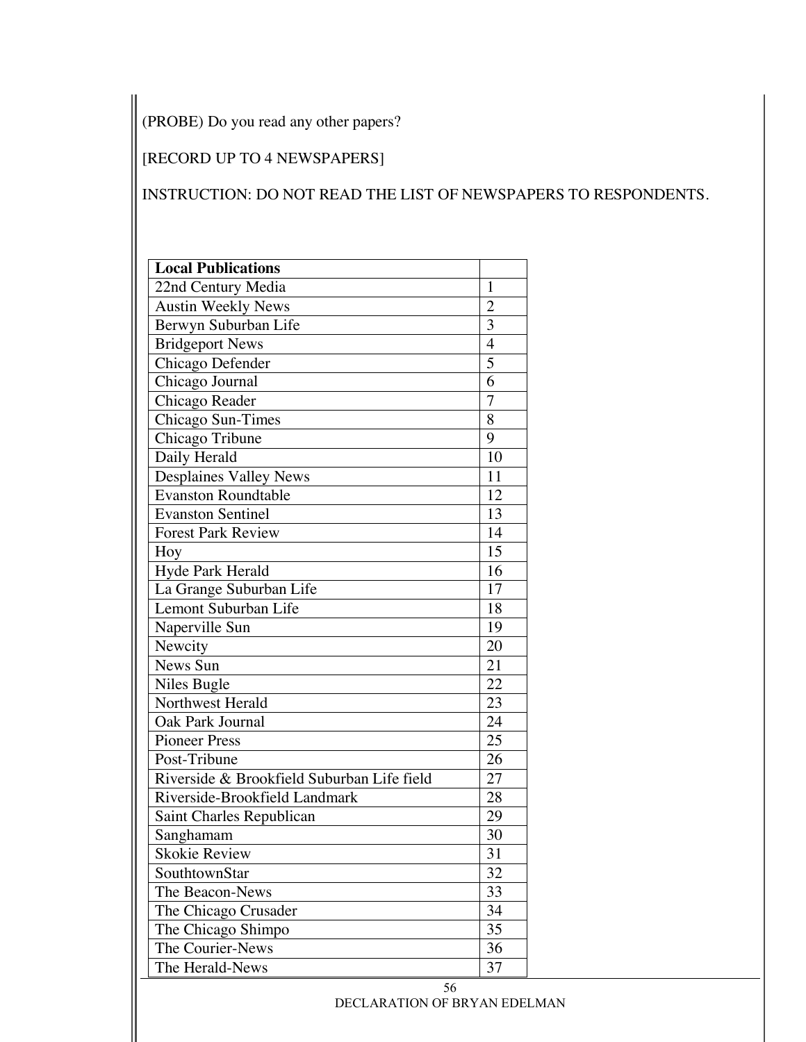(PROBE) Do you read any other papers?

[RECORD UP TO 4 NEWSPAPERS]

INSTRUCTION: DO NOT READ THE LIST OF NEWSPAPERS TO RESPONDENTS.

| **Local Publications** | |
|---|---|
| 22nd Century Media | 1 |
| Austin Weekly News | 2 |
| Berwyn Suburban Life | 3 |
| Bridgeport News | 4 |
| Chicago Defender | 5 |
| Chicago Journal | 6 |
| Chicago Reader | 7 |
| Chicago Sun-Times | 8 |
| Chicago Tribune | 9 |
| Daily Herald | 10 |
| Desplaines Valley News | 11 |
| Evanston Roundtable | 12 |
| Evanston Sentinel | 13 |
| Forest Park Review | 14 |
| Hoy | 15 |
| Hyde Park Herald | 16 |
| La Grange Suburban Life | 17 |
| Lemont Suburban Life | 18 |
| Naperville Sun | 19 |
| Newcity | 20 |
| News Sun | 21 |
| Niles Bugle | 22 |
| Northwest Herald | 23 |
| Oak Park Journal | 24 |
| Pioneer Press | 25 |
| Post-Tribune | 26 |
| Riverside & Brookfield Suburban Life field | 27 |
| Riverside-Brookfield Landmark | 28 |
| Saint Charles Republican | 29 |
| Sanghamam | 30 |
| Skokie Review | 31 |
| SouthtownStar | 32 |
| The Beacon-News | 33 |
| The Chicago Crusader | 34 |
| The Chicago Shimpo | 35 |
| The Courier-News | 36 |
| The Herald-News | 37 |

DECLARATION OF BRYAN EDELMAN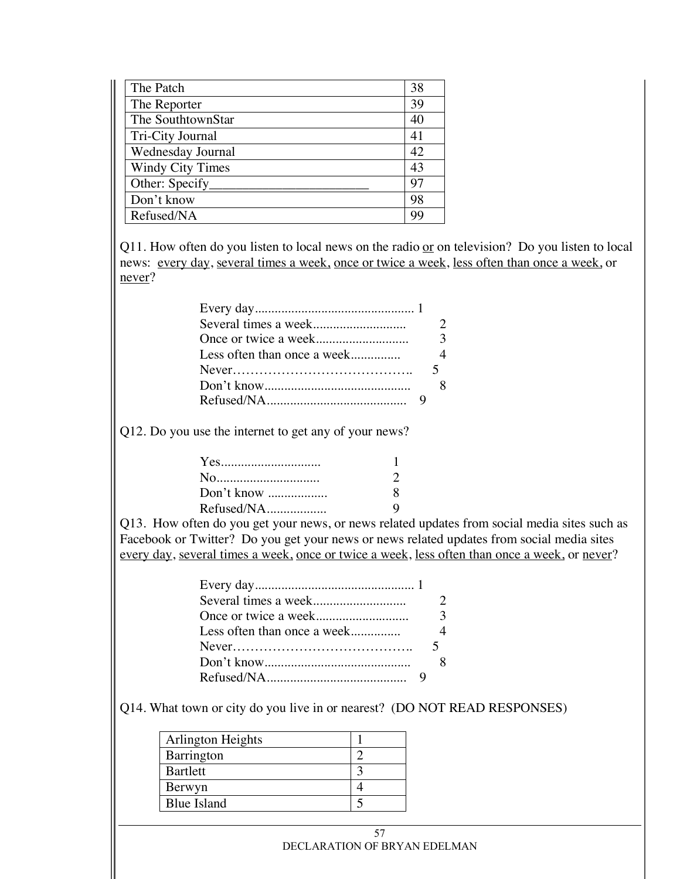| | |
|---|---|
| The Patch | 38 |
| The Reporter | 39 |
| The SouthtownStar | 40 |
| Tri-City Journal | 41 |
| Wednesday Journal | 42 |
| Windy City Times | 43 |
| Other: Specify_______________________ | 97 |
| Don't know | 98 |
| Refused/NA | 99 |

Q11. How often do you listen to local news on the radio <u>or</u> on television? Do you listen to local news: <u>every day</u>, <u>several times a week,</u> <u>once or twice a week</u>, <u>less often than once a week</u>, or <u>never</u>?

Every day................................................ 1
Several times a week............................ 2
Once or twice a week............................ 3
Less often than once a week............... 4
Never………………………………….. 5
Don't know............................................ 8
Refused/NA.......................................... 9

Q12. Do you use the internet to get any of your news?

Yes............................. 1
No.............................. 2
Don't know .................. 8
Refused/NA.................. 9

Q13. How often do you get your news, or news related updates from social media sites such as Facebook or Twitter? Do you get your news or news related updates from social media sites <u>every day</u>, <u>several times a week,</u> <u>once or twice a week</u>, <u>less often than once a week,</u> or <u>never</u>?

Every day................................................ 1
Several times a week............................ 2
Once or twice a week............................ 3
Less often than once a week............... 4
Never………………………………….. 5
Don't know............................................ 8
Refused/NA.......................................... 9

Q14. What town or city do you live in or nearest? (DO NOT READ RESPONSES)

| | |
|---|---|
| Arlington Heights | 1 |
| Barrington | 2 |
| Bartlett | 3 |
| Berwyn | 4 |
| Blue Island | 5 |

DECLARATION OF BRYAN EDELMAN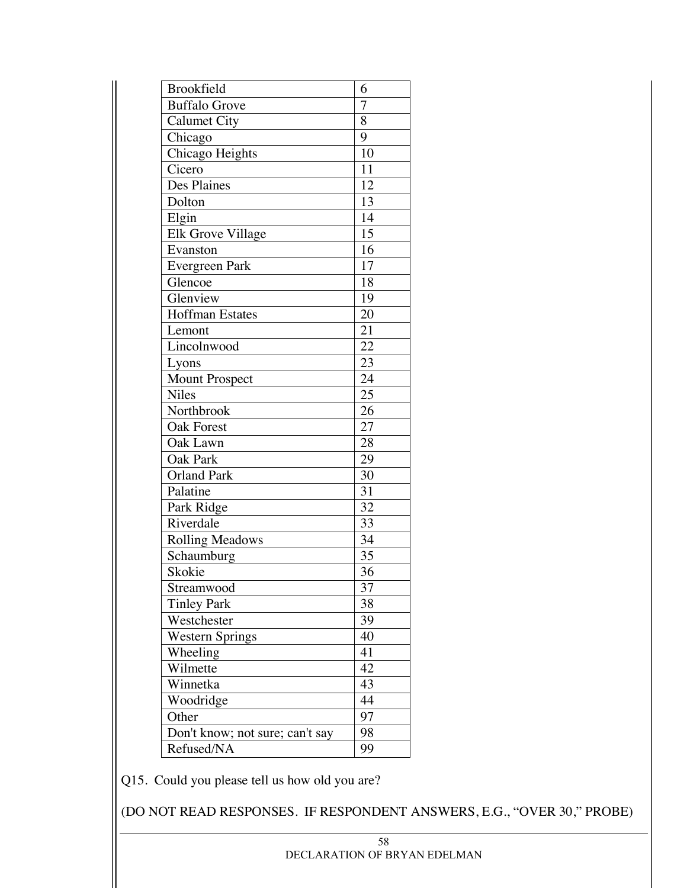| | |
|---|---|
| Brookfield | 6 |
| Buffalo Grove | 7 |
| Calumet City | 8 |
| Chicago | 9 |
| Chicago Heights | 10 |
| Cicero | 11 |
| Des Plaines | 12 |
| Dolton | 13 |
| Elgin | 14 |
| Elk Grove Village | 15 |
| Evanston | 16 |
| Evergreen Park | 17 |
| Glencoe | 18 |
| Glenview | 19 |
| Hoffman Estates | 20 |
| Lemont | 21 |
| Lincolnwood | 22 |
| Lyons | 23 |
| Mount Prospect | 24 |
| Niles | 25 |
| Northbrook | 26 |
| Oak Forest | 27 |
| Oak Lawn | 28 |
| Oak Park | 29 |
| Orland Park | 30 |
| Palatine | 31 |
| Park Ridge | 32 |
| Riverdale | 33 |
| Rolling Meadows | 34 |
| Schaumburg | 35 |
| Skokie | 36 |
| Streamwood | 37 |
| Tinley Park | 38 |
| Westchester | 39 |
| Western Springs | 40 |
| Wheeling | 41 |
| Wilmette | 42 |
| Winnetka | 43 |
| Woodridge | 44 |
| Other | 97 |
| Don't know; not sure; can't say | 98 |
| Refused/NA | 99 |

Q15. Could you please tell us how old you are?

(DO NOT READ RESPONSES. IF RESPONDENT ANSWERS, E.G., "OVER 30," PROBE)

DECLARATION OF BRYAN EDELMAN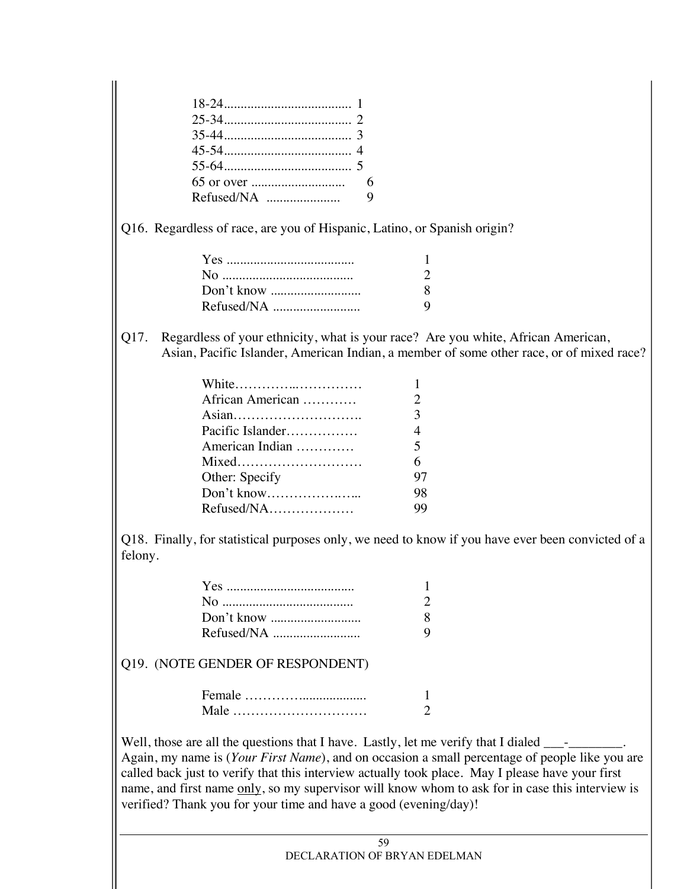| | |
|---|---|
| 18-24 | 1 |
| 25-34 | 2 |
| 35-44 | 3 |
| 45-54 | 4 |
| 55-64 | 5 |
| 65 or over | 6 |
| Refused/NA | 9 |

Q16. Regardless of race, are you of Hispanic, Latino, or Spanish origin?

| | |
|---|---|
| Yes | 1 |
| No | 2 |
| Don't know | 8 |
| Refused/NA | 9 |

Q17. Regardless of your ethnicity, what is your race? Are you white, African American, Asian, Pacific Islander, American Indian, a member of some other race, or of mixed race?

| | |
|---|---|
| White | 1 |
| African American | 2 |
| Asian | 3 |
| Pacific Islander | 4 |
| American Indian | 5 |
| Mixed | 6 |
| Other: Specify | 97 |
| Don't know | 98 |
| Refused/NA | 99 |

Q18. Finally, for statistical purposes only, we need to know if you have ever been convicted of a felony.

| | |
|---|---|
| Yes | 1 |
| No | 2 |
| Don't know | 8 |
| Refused/NA | 9 |

Q19. (NOTE GENDER OF RESPONDENT)

| | |
|---|---|
| Female | 1 |
| Male | 2 |

Well, those are all the questions that I have. Lastly, let me verify that I dialed ___-________. Again, my name is (*Your First Name*), and on occasion a small percentage of people like you are called back just to verify that this interview actually took place. May I please have your first name, and first name <u>only</u>, so my supervisor will know whom to ask for in case this interview is verified? Thank you for your time and have a good (evening/day)!

DECLARATION OF BRYAN EDELMAN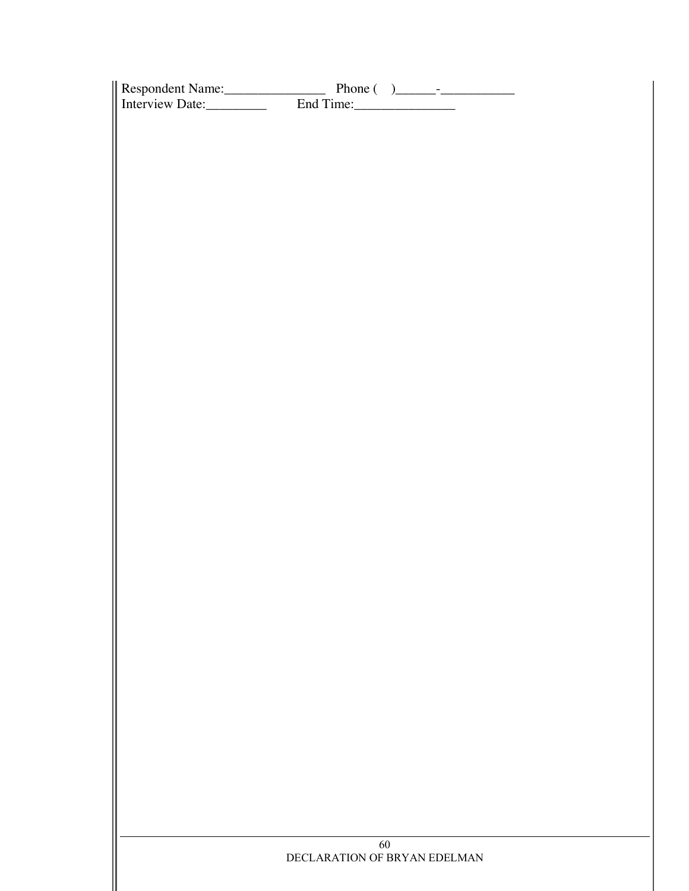Respondent Name:_______________ Phone ( )______-___________
Interview Date:_________ End Time:_______________